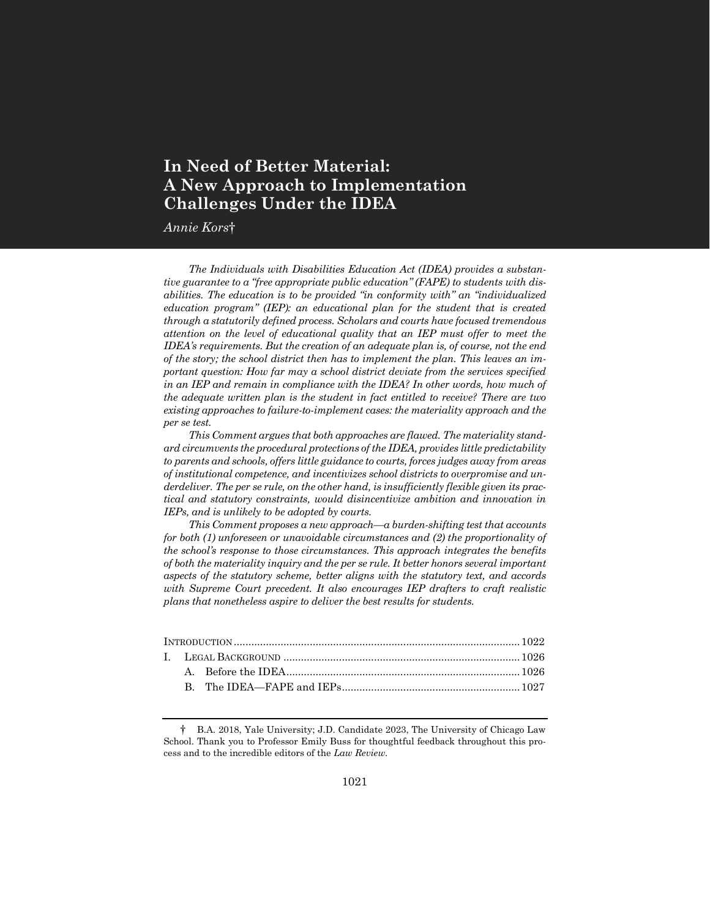# In Need of Better Material: A New Approach to Implementation Challenges Under the IDEA

*Annie Kors*†

*The Individuals with Disabilities Education Act (IDEA) provides a substantive guarantee to a "free appropriate public education" (FAPE) to students with disabilities. The education is to be provided "in conformity with" an "individualized education program" (IEP): an educational plan for the student that is created through a statutorily defined process. Scholars and courts have focused tremendous attention on the level of educational quality that an IEP must offer to meet the IDEA's requirements. But the creation of an adequate plan is, of course, not the end of the story; the school district then has to implement the plan. This leaves an important question: How far may a school district deviate from the services specified in an IEP and remain in compliance with the IDEA? In other words, how much of the adequate written plan is the student in fact entitled to receive? There are two existing approaches to failure-to-implement cases: the materiality approach and the per se test.*

*This Comment argues that both approaches are flawed. The materiality standard circumvents the procedural protections of the IDEA, provides little predictability to parents and schools, offers little guidance to courts, forces judges away from areas of institutional competence, and incentivizes school districts to overpromise and underdeliver. The per se rule, on the other hand, is insufficiently flexible given its practical and statutory constraints, would disincentivize ambition and innovation in IEPs, and is unlikely to be adopted by courts.*

*This Comment proposes a new approach—a burden-shifting test that accounts for both (1) unforeseen or unavoidable circumstances and (2) the proportionality of the school's response to those circumstances. This approach integrates the benefits of both the materiality inquiry and the per se rule. It better honors several important aspects of the statutory scheme, better aligns with the statutory text, and accords with Supreme Court precedent. It also encourages IEP drafters to craft realistic plans that nonetheless aspire to deliver the best results for students.*

- Introduction ... 1022
- I. Legal Background ... 1026
  - A. Before the IDEA ... 1026
  - B. The IDEA—FAPE and IEPs ... 1027

† B.A. 2018, Yale University; J.D. Candidate 2023, The University of Chicago Law School. Thank you to Professor Emily Buss for thoughtful feedback throughout this process and to the incredible editors of the *Law Review*.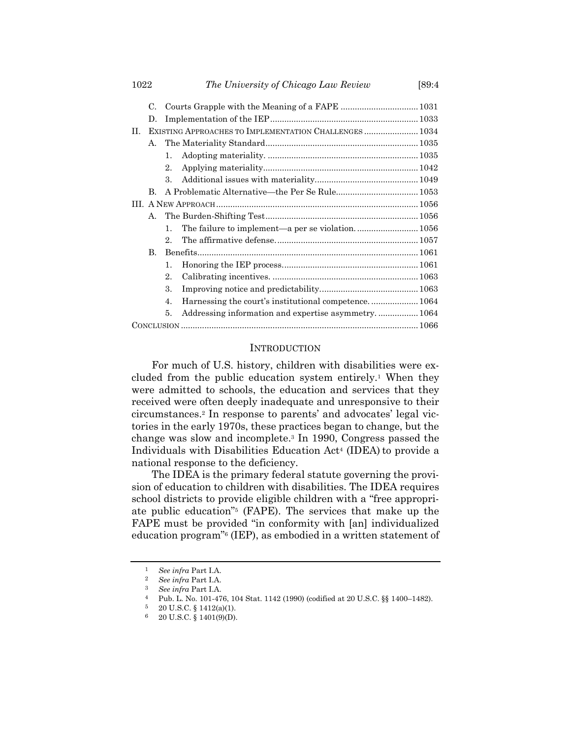C. Courts Grapple with the Meaning of a FAPE ........ 1031

D. Implementation of the IEP ........ 1033

II. EXISTING APPROACHES TO IMPLEMENTATION CHALLENGES ........ 1034

A. The Materiality Standard ........ 1035

1. Adopting materiality. ........ 1035

2. Applying materiality ........ 1042

3. Additional issues with materiality ........ 1049

B. A Problematic Alternative—the Per Se Rule ........ 1053

III. A NEW APPROACH ........ 1056

A. The Burden-Shifting Test ........ 1056

1. The failure to implement—a per se violation. ........ 1056

2. The affirmative defense. ........ 1057

B. Benefits ........ 1061

1. Honoring the IEP process ........ 1061

2. Calibrating incentives. ........ 1063

3. Improving notice and predictability ........ 1063

4. Harnessing the court's institutional competence. ........ 1064

5. Addressing information and expertise asymmetry. ........ 1064

CONCLUSION ........ 1066

## INTRODUCTION

For much of U.S. history, children with disabilities were excluded from the public education system entirely.[1] When they were admitted to schools, the education and services that they received were often deeply inadequate and unresponsive to their circumstances.[2] In response to parents' and advocates' legal victories in the early 1970s, these practices began to change, but the change was slow and incomplete.[3] In 1990, Congress passed the Individuals with Disabilities Education Act[4] (IDEA) to provide a national response to the deficiency.

The IDEA is the primary federal statute governing the provision of education to children with disabilities. The IDEA requires school districts to provide eligible children with a "free appropriate public education"[5] (FAPE). The services that make up the FAPE must be provided "in conformity with [an] individualized education program"[6] (IEP), as embodied in a written statement of

---

[1] *See infra* Part I.A.

[2] *See infra* Part I.A.

[3] *See infra* Part I.A.

[4] Pub. L. No. 101-476, 104 Stat. 1142 (1990) (codified at 20 U.S.C. §§ 1400–1482).

[5] 20 U.S.C. § 1412(a)(1).

[6] 20 U.S.C. § 1401(9)(D).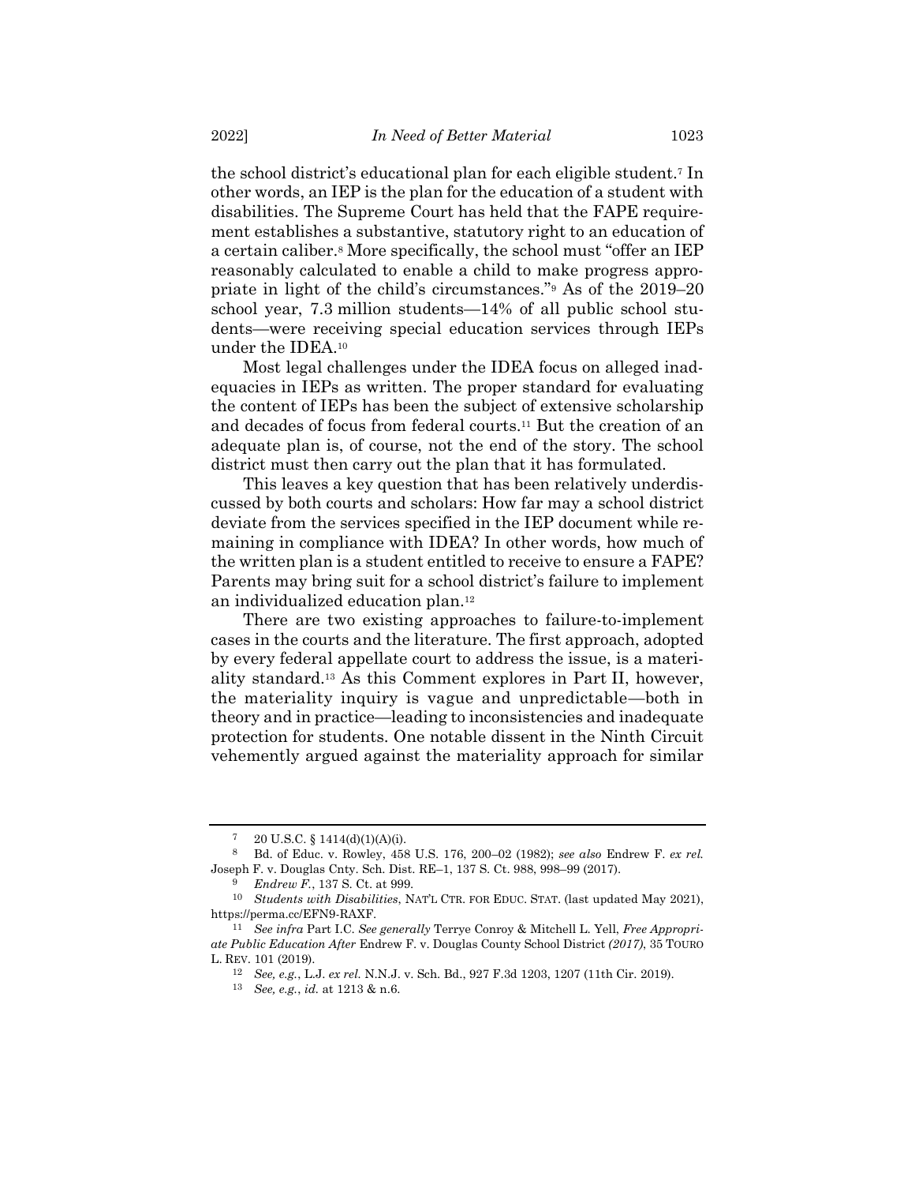the school district's educational plan for each eligible student.[7] In other words, an IEP is the plan for the education of a student with disabilities. The Supreme Court has held that the FAPE requirement establishes a substantive, statutory right to an education of a certain caliber.[8] More specifically, the school must "offer an IEP reasonably calculated to enable a child to make progress appropriate in light of the child's circumstances."[9] As of the 2019–20 school year, 7.3 million students—14% of all public school students—were receiving special education services through IEPs under the IDEA.[10]

Most legal challenges under the IDEA focus on alleged inadequacies in IEPs as written. The proper standard for evaluating the content of IEPs has been the subject of extensive scholarship and decades of focus from federal courts.[11] But the creation of an adequate plan is, of course, not the end of the story. The school district must then carry out the plan that it has formulated.

This leaves a key question that has been relatively underdiscussed by both courts and scholars: How far may a school district deviate from the services specified in the IEP document while remaining in compliance with IDEA? In other words, how much of the written plan is a student entitled to receive to ensure a FAPE? Parents may bring suit for a school district's failure to implement an individualized education plan.[12]

There are two existing approaches to failure-to-implement cases in the courts and the literature. The first approach, adopted by every federal appellate court to address the issue, is a materiality standard.[13] As this Comment explores in Part II, however, the materiality inquiry is vague and unpredictable—both in theory and in practice—leading to inconsistencies and inadequate protection for students. One notable dissent in the Ninth Circuit vehemently argued against the materiality approach for similar

---

[7] 20 U.S.C. § 1414(d)(1)(A)(i).

[8] Bd. of Educ. v. Rowley, 458 U.S. 176, 200–02 (1982); *see also* Endrew F. *ex rel.* Joseph F. v. Douglas Cnty. Sch. Dist. RE–1, 137 S. Ct. 988, 998–99 (2017).

[9] *Endrew F.*, 137 S. Ct. at 999.

[10] *Students with Disabilities*, NAT'L CTR. FOR EDUC. STAT. (last updated May 2021), https://perma.cc/EFN9-RAXF.

[11] *See infra* Part I.C. *See generally* Terrye Conroy & Mitchell L. Yell, *Free Appropriate Public Education After* Endrew F. v. Douglas County School District *(2017)*, 35 TOURO L. REV. 101 (2019).

[12] *See, e.g.*, L.J. *ex rel.* N.N.J. v. Sch. Bd., 927 F.3d 1203, 1207 (11th Cir. 2019).

[13] *See, e.g.*, *id.* at 1213 & n.6.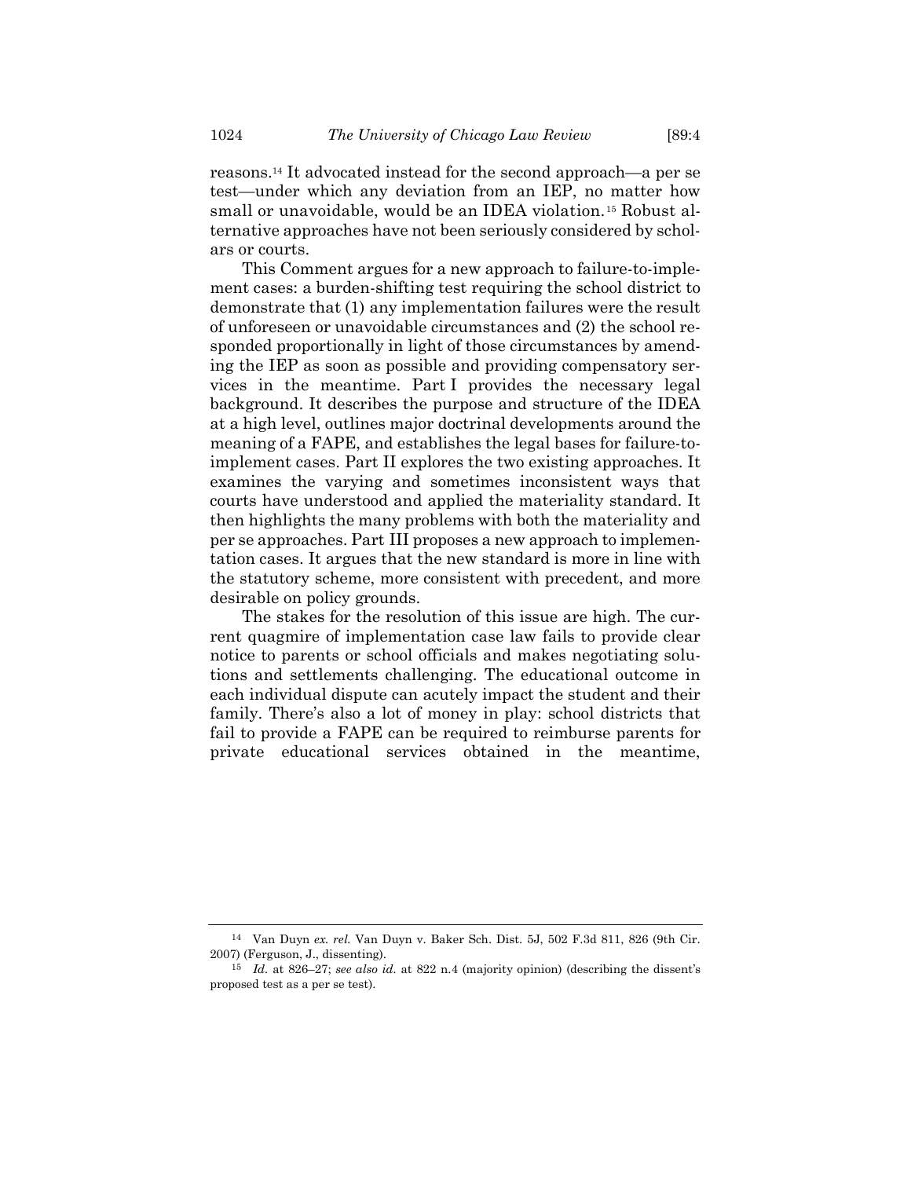reasons.[14] It advocated instead for the second approach—a per se test—under which any deviation from an IEP, no matter how small or unavoidable, would be an IDEA violation.[15] Robust alternative approaches have not been seriously considered by scholars or courts.

This Comment argues for a new approach to failure-to-implement cases: a burden-shifting test requiring the school district to demonstrate that (1) any implementation failures were the result of unforeseen or unavoidable circumstances and (2) the school responded proportionally in light of those circumstances by amending the IEP as soon as possible and providing compensatory services in the meantime. Part I provides the necessary legal background. It describes the purpose and structure of the IDEA at a high level, outlines major doctrinal developments around the meaning of a FAPE, and establishes the legal bases for failure-to-implement cases. Part II explores the two existing approaches. It examines the varying and sometimes inconsistent ways that courts have understood and applied the materiality standard. It then highlights the many problems with both the materiality and per se approaches. Part III proposes a new approach to implementation cases. It argues that the new standard is more in line with the statutory scheme, more consistent with precedent, and more desirable on policy grounds.

The stakes for the resolution of this issue are high. The current quagmire of implementation case law fails to provide clear notice to parents or school officials and makes negotiating solutions and settlements challenging. The educational outcome in each individual dispute can acutely impact the student and their family. There's also a lot of money in play: school districts that fail to provide a FAPE can be required to reimburse parents for private educational services obtained in the meantime,

---

[14] Van Duyn *ex. rel.* Van Duyn v. Baker Sch. Dist. 5J, 502 F.3d 811, 826 (9th Cir. 2007) (Ferguson, J., dissenting).

[15] *Id.* at 826–27; *see also id.* at 822 n.4 (majority opinion) (describing the dissent's proposed test as a per se test).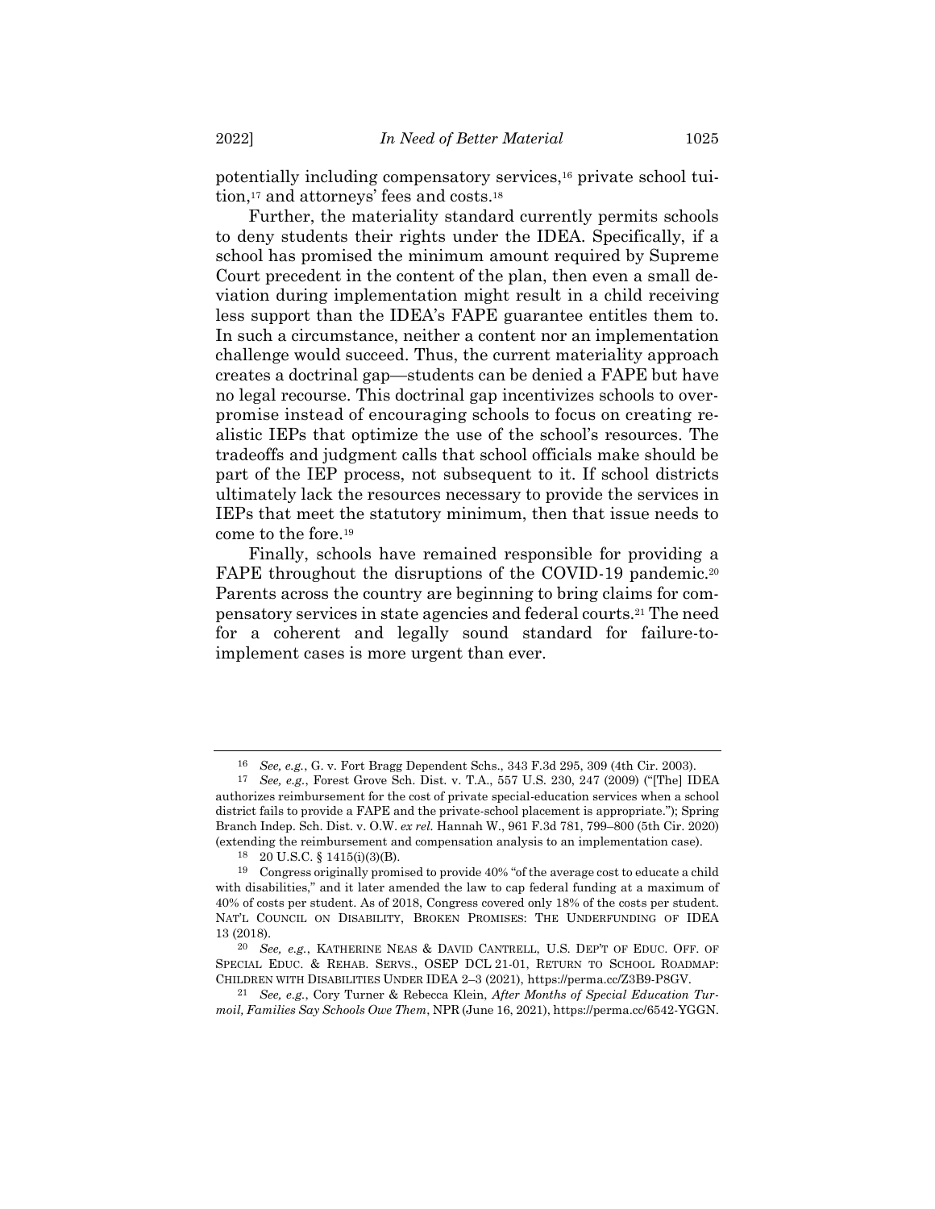potentially including compensatory services,[16] private school tuition,[17] and attorneys' fees and costs.[18]

Further, the materiality standard currently permits schools to deny students their rights under the IDEA. Specifically, if a school has promised the minimum amount required by Supreme Court precedent in the content of the plan, then even a small deviation during implementation might result in a child receiving less support than the IDEA's FAPE guarantee entitles them to. In such a circumstance, neither a content nor an implementation challenge would succeed. Thus, the current materiality approach creates a doctrinal gap—students can be denied a FAPE but have no legal recourse. This doctrinal gap incentivizes schools to overpromise instead of encouraging schools to focus on creating realistic IEPs that optimize the use of the school's resources. The tradeoffs and judgment calls that school officials make should be part of the IEP process, not subsequent to it. If school districts ultimately lack the resources necessary to provide the services in IEPs that meet the statutory minimum, then that issue needs to come to the fore.[19]

Finally, schools have remained responsible for providing a FAPE throughout the disruptions of the COVID-19 pandemic.[20] Parents across the country are beginning to bring claims for compensatory services in state agencies and federal courts.[21] The need for a coherent and legally sound standard for failure-to-implement cases is more urgent than ever.

---

[16] *See, e.g.*, G. v. Fort Bragg Dependent Schs., 343 F.3d 295, 309 (4th Cir. 2003).

[17] *See, e.g.*, Forest Grove Sch. Dist. v. T.A., 557 U.S. 230, 247 (2009) ("[The] IDEA authorizes reimbursement for the cost of private special-education services when a school district fails to provide a FAPE and the private-school placement is appropriate."); Spring Branch Indep. Sch. Dist. v. O.W. *ex rel.* Hannah W., 961 F.3d 781, 799–800 (5th Cir. 2020) (extending the reimbursement and compensation analysis to an implementation case).

[18] 20 U.S.C. § 1415(i)(3)(B).

[19] Congress originally promised to provide 40% "of the average cost to educate a child with disabilities," and it later amended the law to cap federal funding at a maximum of 40% of costs per student. As of 2018, Congress covered only 18% of the costs per student. NAT'L COUNCIL ON DISABILITY, BROKEN PROMISES: THE UNDERFUNDING OF IDEA 13 (2018).

[20] *See, e.g.*, KATHERINE NEAS & DAVID CANTRELL, U.S. DEP'T OF EDUC. OFF. OF SPECIAL EDUC. & REHAB. SERVS., OSEP DCL 21-01, RETURN TO SCHOOL ROADMAP: CHILDREN WITH DISABILITIES UNDER IDEA 2–3 (2021), https://perma.cc/Z3B9-P8GV.

[21] *See, e.g.*, Cory Turner & Rebecca Klein, *After Months of Special Education Turmoil, Families Say Schools Owe Them*, NPR (June 16, 2021), https://perma.cc/6542-YGGN.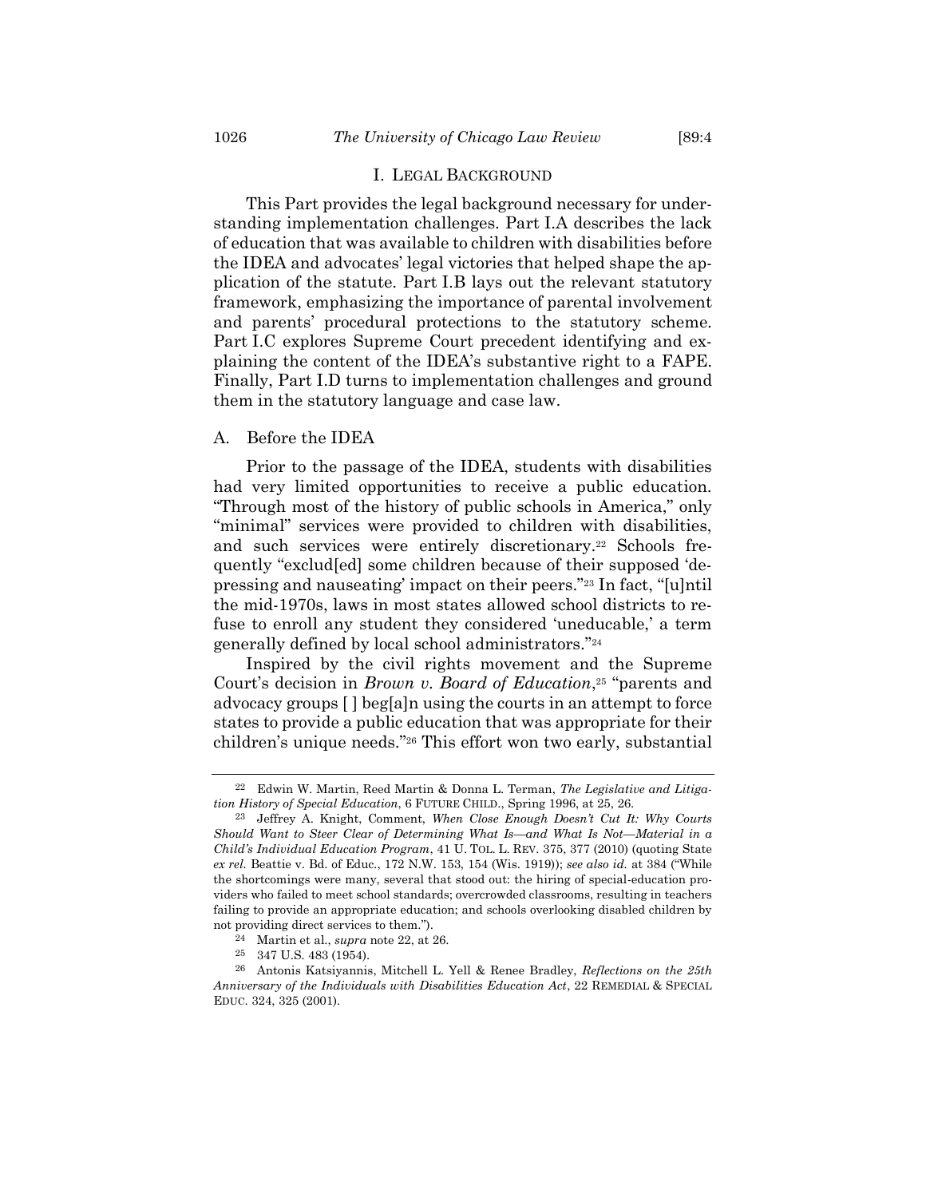## I. Legal Background

This Part provides the legal background necessary for understanding implementation challenges. Part I.A describes the lack of education that was available to children with disabilities before the IDEA and advocates' legal victories that helped shape the application of the statute. Part I.B lays out the relevant statutory framework, emphasizing the importance of parental involvement and parents' procedural protections to the statutory scheme. Part I.C explores Supreme Court precedent identifying and explaining the content of the IDEA's substantive right to a FAPE. Finally, Part I.D turns to implementation challenges and ground them in the statutory language and case law.

### A. Before the IDEA

Prior to the passage of the IDEA, students with disabilities had very limited opportunities to receive a public education. "Through most of the history of public schools in America," only "minimal" services were provided to children with disabilities, and such services were entirely discretionary.[22] Schools frequently "exclud[ed] some children because of their supposed 'depressing and nauseating' impact on their peers."[23] In fact, "[u]ntil the mid-1970s, laws in most states allowed school districts to refuse to enroll any student they considered 'uneducable,' a term generally defined by local school administrators."[24]

Inspired by the civil rights movement and the Supreme Court's decision in *Brown v. Board of Education*,[25] "parents and advocacy groups [ ] beg[a]n using the courts in an attempt to force states to provide a public education that was appropriate for their children's unique needs."[26] This effort won two early, substantial

---

[22] Edwin W. Martin, Reed Martin & Donna L. Terman, *The Legislative and Litigation History of Special Education*, 6 FUTURE CHILD., Spring 1996, at 25, 26.

[23] Jeffrey A. Knight, Comment, *When Close Enough Doesn't Cut It: Why Courts Should Want to Steer Clear of Determining What Is—and What Is Not—Material in a Child's Individual Education Program*, 41 U. TOL. L. REV. 375, 377 (2010) (quoting State *ex rel.* Beattie v. Bd. of Educ., 172 N.W. 153, 154 (Wis. 1919)); *see also id.* at 384 ("While the shortcomings were many, several that stood out: the hiring of special-education providers who failed to meet school standards; overcrowded classrooms, resulting in teachers failing to provide an appropriate education; and schools overlooking disabled children by not providing direct services to them.").

[24] Martin et al., *supra* note 22, at 26.

[25] 347 U.S. 483 (1954).

[26] Antonis Katsiyannis, Mitchell L. Yell & Renee Bradley, *Reflections on the 25th Anniversary of the Individuals with Disabilities Education Act*, 22 REMEDIAL & SPECIAL EDUC. 324, 325 (2001).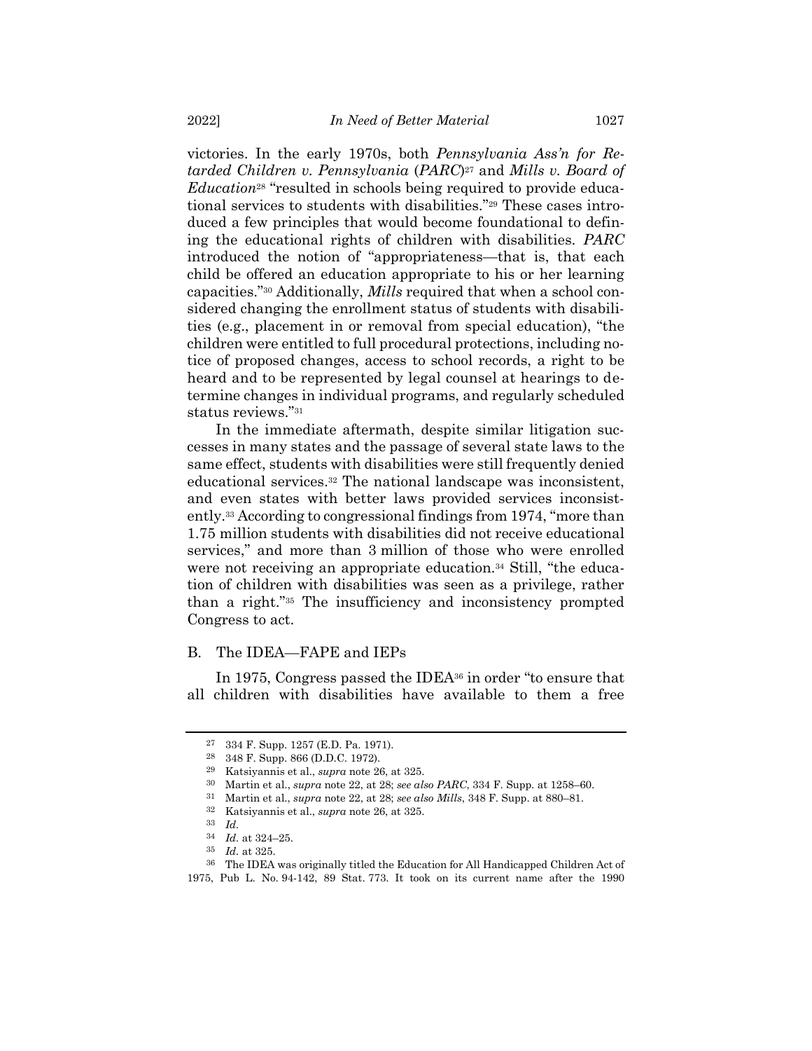victories. In the early 1970s, both *Pennsylvania Ass'n for Retarded Children v. Pennsylvania* (*PARC*)[27] and *Mills v. Board of Education*[28] "resulted in schools being required to provide educational services to students with disabilities."[29] These cases introduced a few principles that would become foundational to defining the educational rights of children with disabilities. *PARC* introduced the notion of "appropriateness—that is, that each child be offered an education appropriate to his or her learning capacities."[30] Additionally, *Mills* required that when a school considered changing the enrollment status of students with disabilities (e.g., placement in or removal from special education), "the children were entitled to full procedural protections, including notice of proposed changes, access to school records, a right to be heard and to be represented by legal counsel at hearings to determine changes in individual programs, and regularly scheduled status reviews."[31]

In the immediate aftermath, despite similar litigation successes in many states and the passage of several state laws to the same effect, students with disabilities were still frequently denied educational services.[32] The national landscape was inconsistent, and even states with better laws provided services inconsistently.[33] According to congressional findings from 1974, "more than 1.75 million students with disabilities did not receive educational services," and more than 3 million of those who were enrolled were not receiving an appropriate education.[34] Still, "the education of children with disabilities was seen as a privilege, rather than a right."[35] The insufficiency and inconsistency prompted Congress to act.

## B. The IDEA—FAPE and IEPs

In 1975, Congress passed the IDEA[36] in order "to ensure that all children with disabilities have available to them a free

---

[27] 334 F. Supp. 1257 (E.D. Pa. 1971).

[28] 348 F. Supp. 866 (D.D.C. 1972).

[29] Katsiyannis et al., *supra* note 26, at 325.

[30] Martin et al., *supra* note 22, at 28; *see also PARC*, 334 F. Supp. at 1258–60.

[31] Martin et al., *supra* note 22, at 28; *see also Mills*, 348 F. Supp. at 880–81.

[32] Katsiyannis et al., *supra* note 26, at 325.

[33] *Id.*

[34] *Id.* at 324–25.

[35] *Id.* at 325.

[36] The IDEA was originally titled the Education for All Handicapped Children Act of 1975, Pub L. No. 94-142, 89 Stat. 773. It took on its current name after the 1990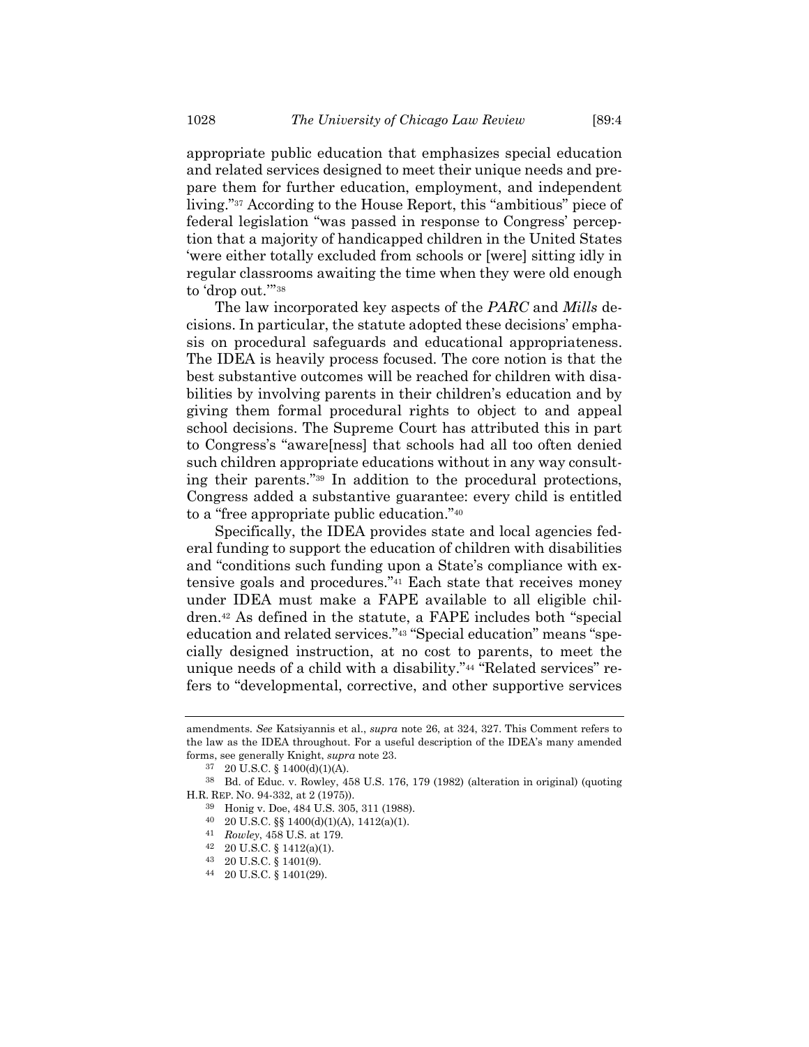appropriate public education that emphasizes special education and related services designed to meet their unique needs and prepare them for further education, employment, and independent living."[37] According to the House Report, this "ambitious" piece of federal legislation "was passed in response to Congress' perception that a majority of handicapped children in the United States 'were either totally excluded from schools or [were] sitting idly in regular classrooms awaiting the time when they were old enough to 'drop out.'"[38]

The law incorporated key aspects of the *PARC* and *Mills* decisions. In particular, the statute adopted these decisions' emphasis on procedural safeguards and educational appropriateness. The IDEA is heavily process focused. The core notion is that the best substantive outcomes will be reached for children with disabilities by involving parents in their children's education and by giving them formal procedural rights to object to and appeal school decisions. The Supreme Court has attributed this in part to Congress's "aware[ness] that schools had all too often denied such children appropriate educations without in any way consulting their parents."[39] In addition to the procedural protections, Congress added a substantive guarantee: every child is entitled to a "free appropriate public education."[40]

Specifically, the IDEA provides state and local agencies federal funding to support the education of children with disabilities and "conditions such funding upon a State's compliance with extensive goals and procedures."[41] Each state that receives money under IDEA must make a FAPE available to all eligible children.[42] As defined in the statute, a FAPE includes both "special education and related services."[43] "Special education" means "specially designed instruction, at no cost to parents, to meet the unique needs of a child with a disability."[44] "Related services" refers to "developmental, corrective, and other supportive services

---

amendments. *See* Katsiyannis et al., *supra* note 26, at 324, 327. This Comment refers to the law as the IDEA throughout. For a useful description of the IDEA's many amended forms, see generally Knight, *supra* note 23.

[37] 20 U.S.C. § 1400(d)(1)(A).

[38] Bd. of Educ. v. Rowley, 458 U.S. 176, 179 (1982) (alteration in original) (quoting H.R. REP. NO. 94-332, at 2 (1975)).

[39] Honig v. Doe, 484 U.S. 305, 311 (1988).

[40] 20 U.S.C. §§ 1400(d)(1)(A), 1412(a)(1).

[41] *Rowley*, 458 U.S. at 179.

[42] 20 U.S.C. § 1412(a)(1).

[43] 20 U.S.C. § 1401(9).

[44] 20 U.S.C. § 1401(29).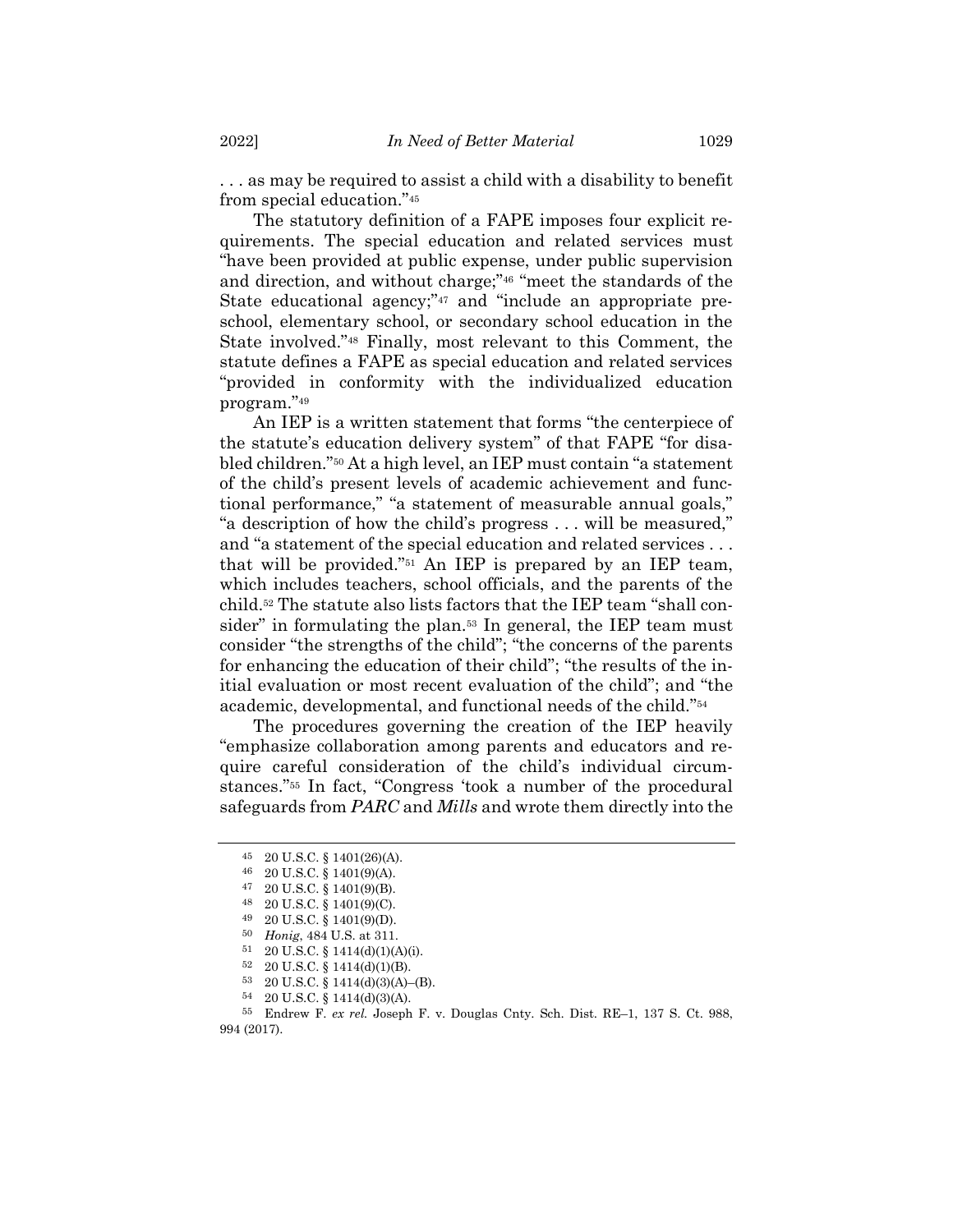. . . as may be required to assist a child with a disability to benefit from special education."[45]

The statutory definition of a FAPE imposes four explicit requirements. The special education and related services must "have been provided at public expense, under public supervision and direction, and without charge;"[46] "meet the standards of the State educational agency;"[47] and "include an appropriate preschool, elementary school, or secondary school education in the State involved."[48] Finally, most relevant to this Comment, the statute defines a FAPE as special education and related services "provided in conformity with the individualized education program."[49]

An IEP is a written statement that forms "the centerpiece of the statute's education delivery system" of that FAPE "for disabled children."[50] At a high level, an IEP must contain "a statement of the child's present levels of academic achievement and functional performance," "a statement of measurable annual goals," "a description of how the child's progress . . . will be measured," and "a statement of the special education and related services . . . that will be provided."[51] An IEP is prepared by an IEP team, which includes teachers, school officials, and the parents of the child.[52] The statute also lists factors that the IEP team "shall consider" in formulating the plan.[53] In general, the IEP team must consider "the strengths of the child"; "the concerns of the parents for enhancing the education of their child"; "the results of the initial evaluation or most recent evaluation of the child"; and "the academic, developmental, and functional needs of the child."[54]

The procedures governing the creation of the IEP heavily "emphasize collaboration among parents and educators and require careful consideration of the child's individual circumstances."[55] In fact, "Congress 'took a number of the procedural safeguards from *PARC* and *Mills* and wrote them directly into the

---

[45] 20 U.S.C. § 1401(26)(A).

[46] 20 U.S.C. § 1401(9)(A).

[47] 20 U.S.C. § 1401(9)(B).

[48] 20 U.S.C. § 1401(9)(C).

[49] 20 U.S.C. § 1401(9)(D).

[50] *Honig*, 484 U.S. at 311.

[51] 20 U.S.C. § 1414(d)(1)(A)(i).

[52] 20 U.S.C. § 1414(d)(1)(B).

[53] 20 U.S.C. § 1414(d)(3)(A)–(B).

[54] 20 U.S.C. § 1414(d)(3)(A).

[55] Endrew F. *ex rel.* Joseph F. v. Douglas Cnty. Sch. Dist. RE–1, 137 S. Ct. 988, 994 (2017).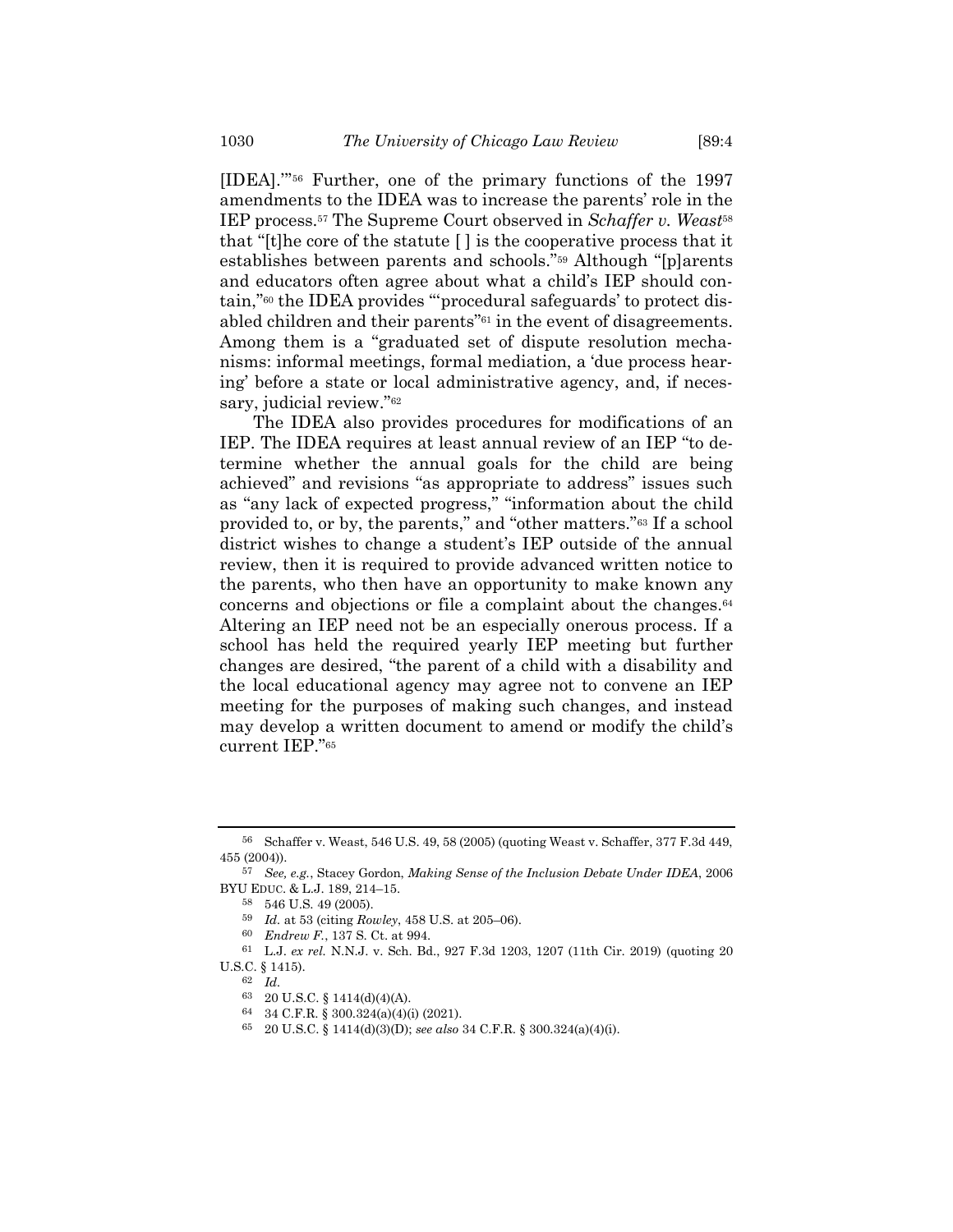[IDEA].'"[56] Further, one of the primary functions of the 1997 amendments to the IDEA was to increase the parents' role in the IEP process.[57] The Supreme Court observed in *Schaffer v. Weast*[58] that "[t]he core of the statute [ ] is the cooperative process that it establishes between parents and schools."[59] Although "[p]arents and educators often agree about what a child's IEP should contain,"[60] the IDEA provides "'procedural safeguards' to protect disabled children and their parents"[61] in the event of disagreements. Among them is a "graduated set of dispute resolution mechanisms: informal meetings, formal mediation, a 'due process hearing' before a state or local administrative agency, and, if necessary, judicial review."[62]

The IDEA also provides procedures for modifications of an IEP. The IDEA requires at least annual review of an IEP "to determine whether the annual goals for the child are being achieved" and revisions "as appropriate to address" issues such as "any lack of expected progress," "information about the child provided to, or by, the parents," and "other matters."[63] If a school district wishes to change a student's IEP outside of the annual review, then it is required to provide advanced written notice to the parents, who then have an opportunity to make known any concerns and objections or file a complaint about the changes.[64] Altering an IEP need not be an especially onerous process. If a school has held the required yearly IEP meeting but further changes are desired, "the parent of a child with a disability and the local educational agency may agree not to convene an IEP meeting for the purposes of making such changes, and instead may develop a written document to amend or modify the child's current IEP."[65]

---

[56] Schaffer v. Weast, 546 U.S. 49, 58 (2005) (quoting Weast v. Schaffer, 377 F.3d 449, 455 (2004)).

[57] *See, e.g.*, Stacey Gordon, *Making Sense of the Inclusion Debate Under IDEA*, 2006 BYU EDUC. & L.J. 189, 214–15.

[58] 546 U.S. 49 (2005).

[59] *Id.* at 53 (citing *Rowley*, 458 U.S. at 205–06).

[60] *Endrew F.*, 137 S. Ct. at 994.

[61] L.J. *ex rel.* N.N.J. v. Sch. Bd., 927 F.3d 1203, 1207 (11th Cir. 2019) (quoting 20 U.S.C. § 1415).

[62] *Id.*

[63] 20 U.S.C. § 1414(d)(4)(A).

[64] 34 C.F.R. § 300.324(a)(4)(i) (2021).

[65] 20 U.S.C. § 1414(d)(3)(D); *see also* 34 C.F.R. § 300.324(a)(4)(i).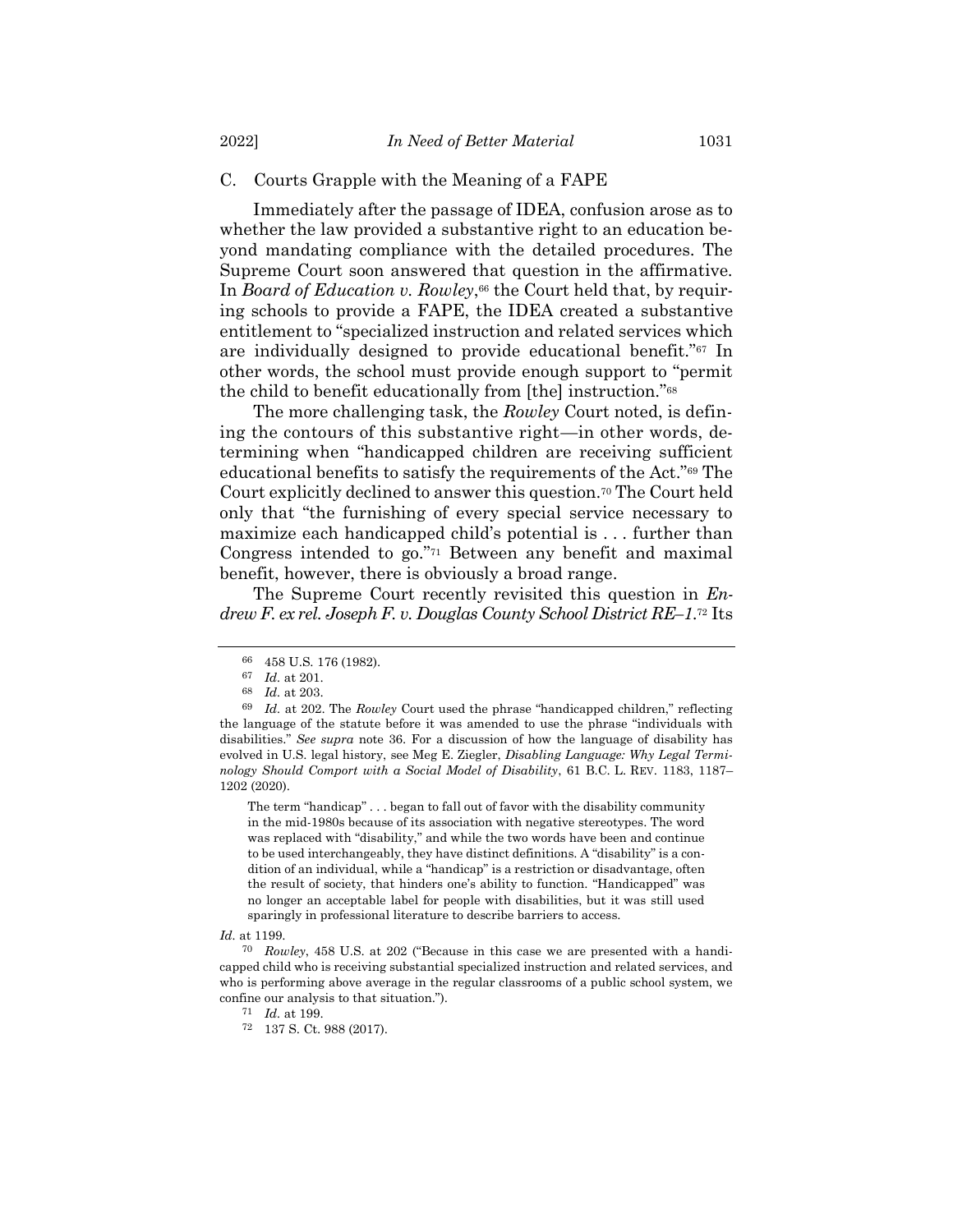### C. Courts Grapple with the Meaning of a FAPE

Immediately after the passage of IDEA, confusion arose as to whether the law provided a substantive right to an education beyond mandating compliance with the detailed procedures. The Supreme Court soon answered that question in the affirmative. In *Board of Education v. Rowley*,[66] the Court held that, by requiring schools to provide a FAPE, the IDEA created a substantive entitlement to "specialized instruction and related services which are individually designed to provide educational benefit."[67] In other words, the school must provide enough support to "permit the child to benefit educationally from [the] instruction."[68]

The more challenging task, the *Rowley* Court noted, is defining the contours of this substantive right—in other words, determining when "handicapped children are receiving sufficient educational benefits to satisfy the requirements of the Act."[69] The Court explicitly declined to answer this question.[70] The Court held only that "the furnishing of every special service necessary to maximize each handicapped child's potential is . . . further than Congress intended to go."[71] Between any benefit and maximal benefit, however, there is obviously a broad range.

The Supreme Court recently revisited this question in *Endrew F. ex rel. Joseph F. v. Douglas County School District RE–1*.[72] Its

---

[66] 458 U.S. 176 (1982).

[67] *Id.* at 201.

[68] *Id.* at 203.

[69] *Id.* at 202. The *Rowley* Court used the phrase "handicapped children," reflecting the language of the statute before it was amended to use the phrase "individuals with disabilities." *See supra* note 36. For a discussion of how the language of disability has evolved in U.S. legal history, see Meg E. Ziegler, *Disabling Language: Why Legal Terminology Should Comport with a Social Model of Disability*, 61 B.C. L. REV. 1183, 1187–1202 (2020).

> The term "handicap" . . . began to fall out of favor with the disability community in the mid-1980s because of its association with negative stereotypes. The word was replaced with "disability," and while the two words have been and continue to be used interchangeably, they have distinct definitions. A "disability" is a condition of an individual, while a "handicap" is a restriction or disadvantage, often the result of society, that hinders one's ability to function. "Handicapped" was no longer an acceptable label for people with disabilities, but it was still used sparingly in professional literature to describe barriers to access.

*Id.* at 1199.

[70] *Rowley*, 458 U.S. at 202 ("Because in this case we are presented with a handicapped child who is receiving substantial specialized instruction and related services, and who is performing above average in the regular classrooms of a public school system, we confine our analysis to that situation.").

[71] *Id.* at 199.

[72] 137 S. Ct. 988 (2017).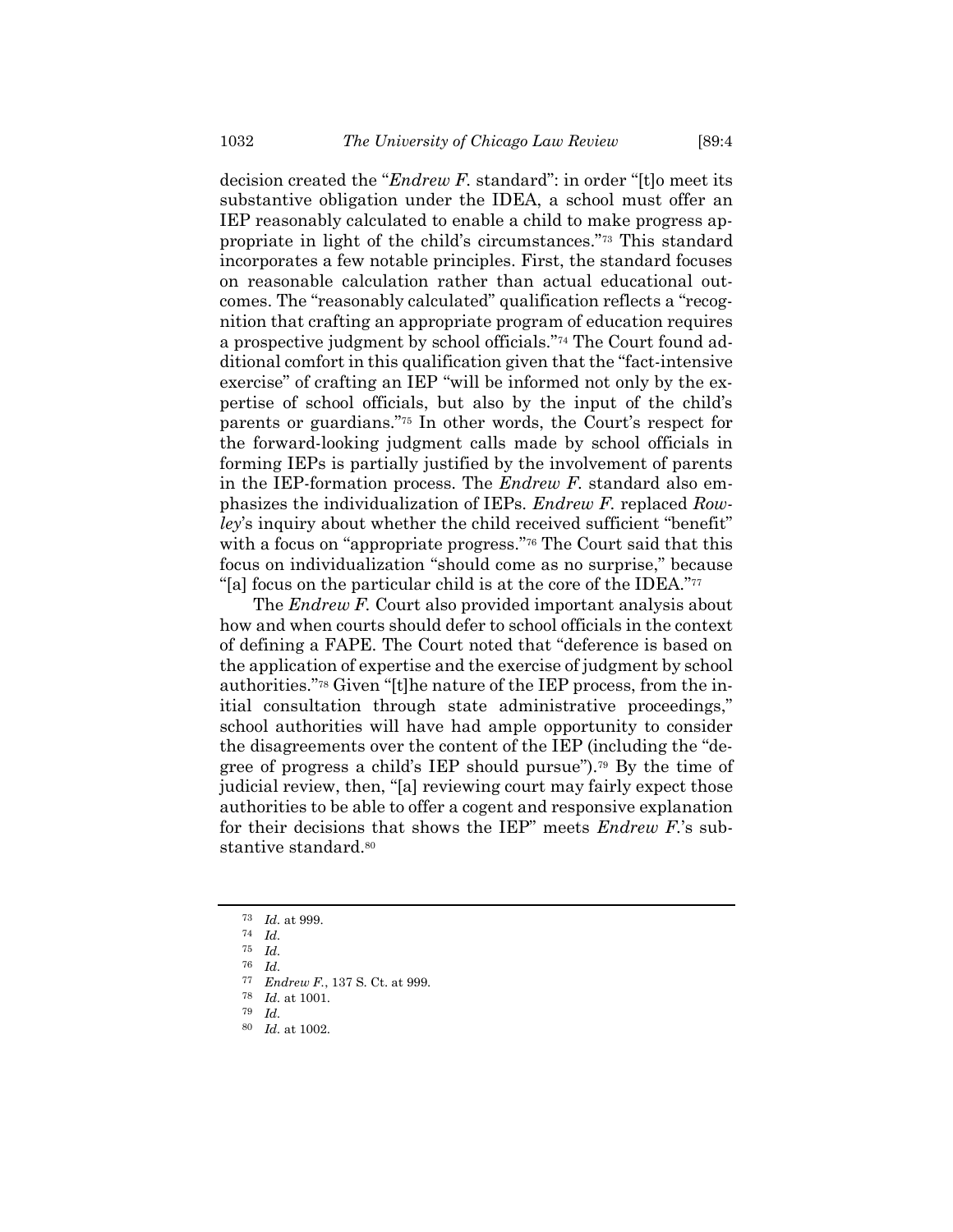decision created the "*Endrew F.* standard": in order "[t]o meet its substantive obligation under the IDEA, a school must offer an IEP reasonably calculated to enable a child to make progress appropriate in light of the child's circumstances."[73] This standard incorporates a few notable principles. First, the standard focuses on reasonable calculation rather than actual educational outcomes. The "reasonably calculated" qualification reflects a "recognition that crafting an appropriate program of education requires a prospective judgment by school officials."[74] The Court found additional comfort in this qualification given that the "fact-intensive exercise" of crafting an IEP "will be informed not only by the expertise of school officials, but also by the input of the child's parents or guardians."[75] In other words, the Court's respect for the forward-looking judgment calls made by school officials in forming IEPs is partially justified by the involvement of parents in the IEP-formation process. The *Endrew F.* standard also emphasizes the individualization of IEPs. *Endrew F.* replaced *Rowley*'s inquiry about whether the child received sufficient "benefit" with a focus on "appropriate progress."[76] The Court said that this focus on individualization "should come as no surprise," because "[a] focus on the particular child is at the core of the IDEA."[77]

The *Endrew F.* Court also provided important analysis about how and when courts should defer to school officials in the context of defining a FAPE. The Court noted that "deference is based on the application of expertise and the exercise of judgment by school authorities."[78] Given "[t]he nature of the IEP process, from the initial consultation through state administrative proceedings," school authorities will have had ample opportunity to consider the disagreements over the content of the IEP (including the "degree of progress a child's IEP should pursue").[79] By the time of judicial review, then, "[a] reviewing court may fairly expect those authorities to be able to offer a cogent and responsive explanation for their decisions that shows the IEP" meets *Endrew F.*'s substantive standard.[80]

---

[73] *Id.* at 999.

[74] *Id.*

[75] *Id.*

[76] *Id.*

[77] *Endrew F.*, 137 S. Ct. at 999.

[78] *Id.* at 1001.

[79] *Id.*

[80] *Id.* at 1002.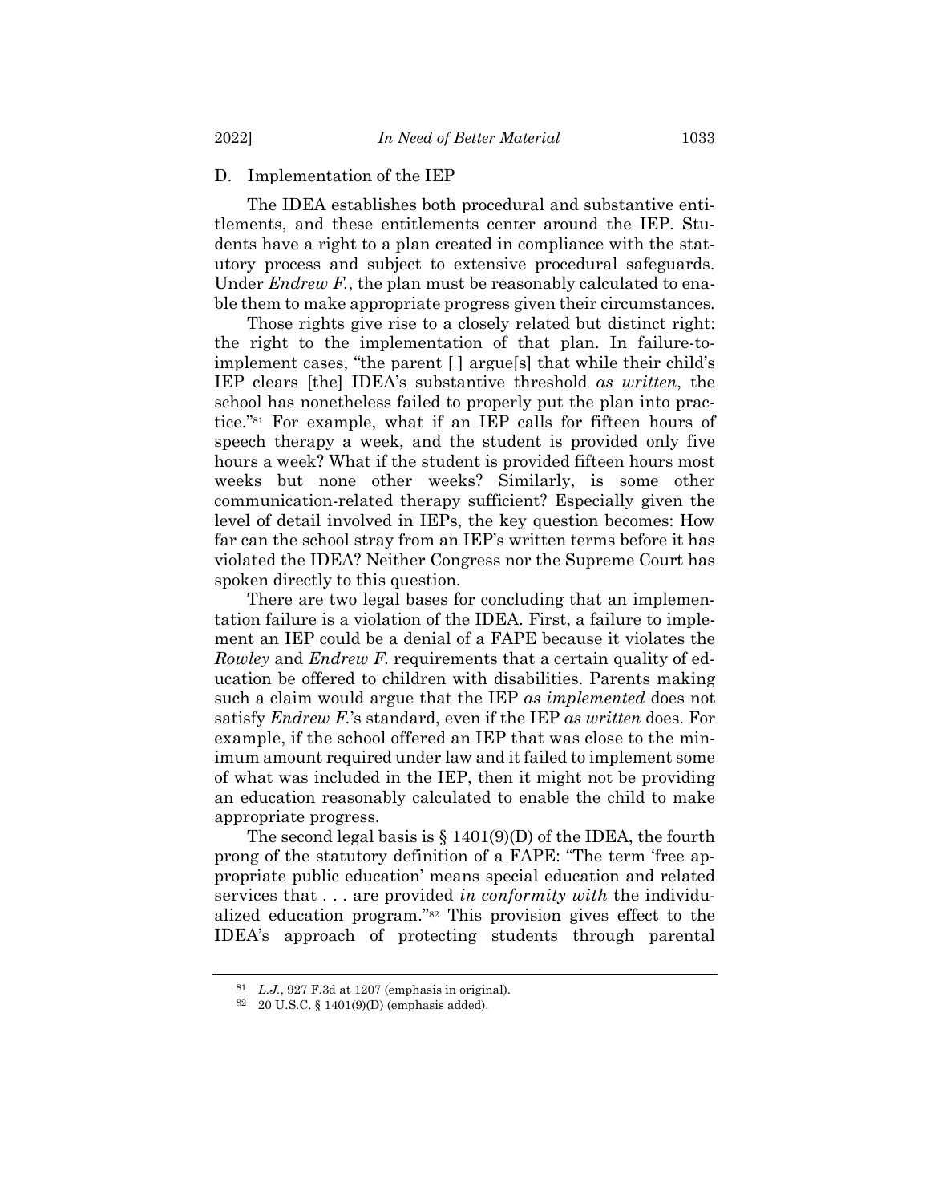### D. Implementation of the IEP

The IDEA establishes both procedural and substantive entitlements, and these entitlements center around the IEP. Students have a right to a plan created in compliance with the statutory process and subject to extensive procedural safeguards. Under *Endrew F.*, the plan must be reasonably calculated to enable them to make appropriate progress given their circumstances.

Those rights give rise to a closely related but distinct right: the right to the implementation of that plan. In failure-to-implement cases, "the parent [ ] argue[s] that while their child's IEP clears [the] IDEA's substantive threshold *as written*, the school has nonetheless failed to properly put the plan into practice."[81] For example, what if an IEP calls for fifteen hours of speech therapy a week, and the student is provided only five hours a week? What if the student is provided fifteen hours most weeks but none other weeks? Similarly, is some other communication-related therapy sufficient? Especially given the level of detail involved in IEPs, the key question becomes: How far can the school stray from an IEP's written terms before it has violated the IDEA? Neither Congress nor the Supreme Court has spoken directly to this question.

There are two legal bases for concluding that an implementation failure is a violation of the IDEA. First, a failure to implement an IEP could be a denial of a FAPE because it violates the *Rowley* and *Endrew F.* requirements that a certain quality of education be offered to children with disabilities. Parents making such a claim would argue that the IEP *as implemented* does not satisfy *Endrew F.*'s standard, even if the IEP *as written* does. For example, if the school offered an IEP that was close to the minimum amount required under law and it failed to implement some of what was included in the IEP, then it might not be providing an education reasonably calculated to enable the child to make appropriate progress.

The second legal basis is § 1401(9)(D) of the IDEA, the fourth prong of the statutory definition of a FAPE: "The term 'free appropriate public education' means special education and related services that . . . are provided *in conformity with* the individualized education program."[82] This provision gives effect to the IDEA's approach of protecting students through parental

---

[81] *L.J.*, 927 F.3d at 1207 (emphasis in original).

[82] 20 U.S.C. § 1401(9)(D) (emphasis added).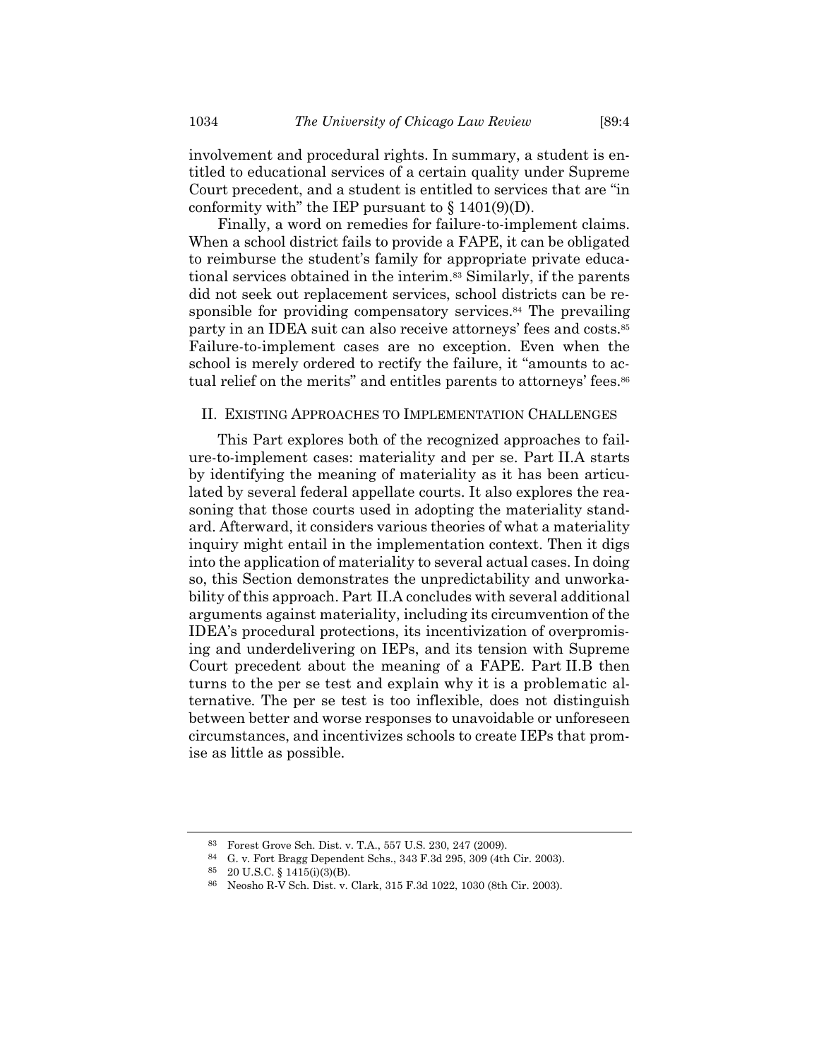involvement and procedural rights. In summary, a student is entitled to educational services of a certain quality under Supreme Court precedent, and a student is entitled to services that are "in conformity with" the IEP pursuant to § 1401(9)(D).

Finally, a word on remedies for failure-to-implement claims. When a school district fails to provide a FAPE, it can be obligated to reimburse the student's family for appropriate private educational services obtained in the interim.[83] Similarly, if the parents did not seek out replacement services, school districts can be responsible for providing compensatory services.[84] The prevailing party in an IDEA suit can also receive attorneys' fees and costs.[85] Failure-to-implement cases are no exception. Even when the school is merely ordered to rectify the failure, it "amounts to actual relief on the merits" and entitles parents to attorneys' fees.[86]

## II. EXISTING APPROACHES TO IMPLEMENTATION CHALLENGES

This Part explores both of the recognized approaches to failure-to-implement cases: materiality and per se. Part II.A starts by identifying the meaning of materiality as it has been articulated by several federal appellate courts. It also explores the reasoning that those courts used in adopting the materiality standard. Afterward, it considers various theories of what a materiality inquiry might entail in the implementation context. Then it digs into the application of materiality to several actual cases. In doing so, this Section demonstrates the unpredictability and unworkability of this approach. Part II.A concludes with several additional arguments against materiality, including its circumvention of the IDEA's procedural protections, its incentivization of overpromising and underdelivering on IEPs, and its tension with Supreme Court precedent about the meaning of a FAPE. Part II.B then turns to the per se test and explain why it is a problematic alternative. The per se test is too inflexible, does not distinguish between better and worse responses to unavoidable or unforeseen circumstances, and incentivizes schools to create IEPs that promise as little as possible.

---

83 Forest Grove Sch. Dist. v. T.A., 557 U.S. 230, 247 (2009).

84 G. v. Fort Bragg Dependent Schs., 343 F.3d 295, 309 (4th Cir. 2003).

85 20 U.S.C. § 1415(i)(3)(B).

86 Neosho R-V Sch. Dist. v. Clark, 315 F.3d 1022, 1030 (8th Cir. 2003).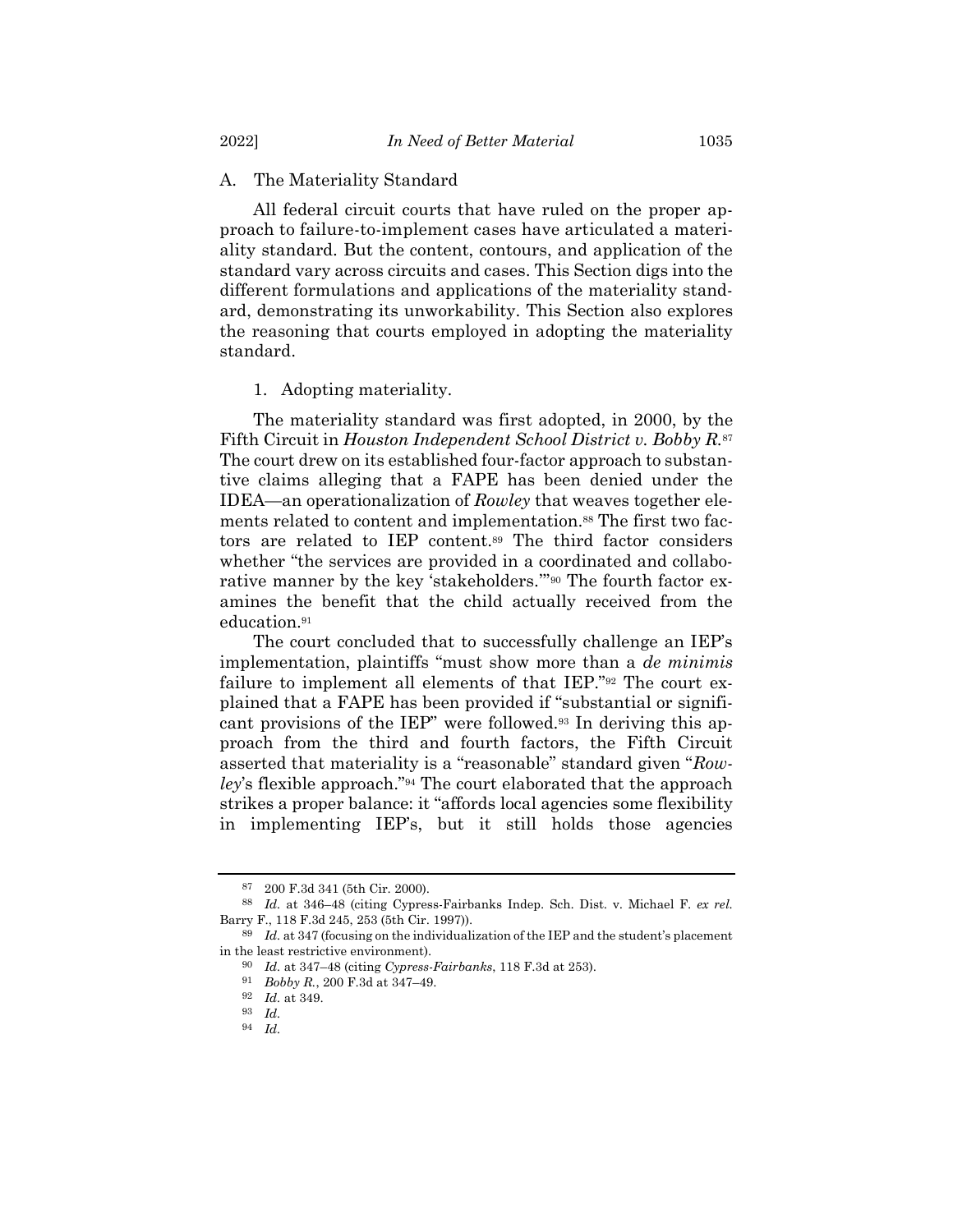### A. The Materiality Standard

All federal circuit courts that have ruled on the proper approach to failure-to-implement cases have articulated a materiality standard. But the content, contours, and application of the standard vary across circuits and cases. This Section digs into the different formulations and applications of the materiality standard, demonstrating its unworkability. This Section also explores the reasoning that courts employed in adopting the materiality standard.

#### 1. Adopting materiality.

The materiality standard was first adopted, in 2000, by the Fifth Circuit in *Houston Independent School District v. Bobby R.*[87] The court drew on its established four-factor approach to substantive claims alleging that a FAPE has been denied under the IDEA—an operationalization of *Rowley* that weaves together elements related to content and implementation.[88] The first two factors are related to IEP content.[89] The third factor considers whether "the services are provided in a coordinated and collaborative manner by the key 'stakeholders.'"[90] The fourth factor examines the benefit that the child actually received from the education.[91]

The court concluded that to successfully challenge an IEP's implementation, plaintiffs "must show more than a *de minimis* failure to implement all elements of that IEP."[92] The court explained that a FAPE has been provided if "substantial or significant provisions of the IEP" were followed.[93] In deriving this approach from the third and fourth factors, the Fifth Circuit asserted that materiality is a "reasonable" standard given "*Rowley*'s flexible approach."[94] The court elaborated that the approach strikes a proper balance: it "affords local agencies some flexibility in implementing IEP's, but it still holds those agencies

---

[87] 200 F.3d 341 (5th Cir. 2000).

[88] *Id.* at 346–48 (citing Cypress-Fairbanks Indep. Sch. Dist. v. Michael F. *ex rel.* Barry F., 118 F.3d 245, 253 (5th Cir. 1997)).

[89] *Id.* at 347 (focusing on the individualization of the IEP and the student's placement in the least restrictive environment).

[90] *Id.* at 347–48 (citing *Cypress-Fairbanks*, 118 F.3d at 253).

[91] *Bobby R.*, 200 F.3d at 347–49.

[92] *Id.* at 349.

[93] *Id.*

[94] *Id.*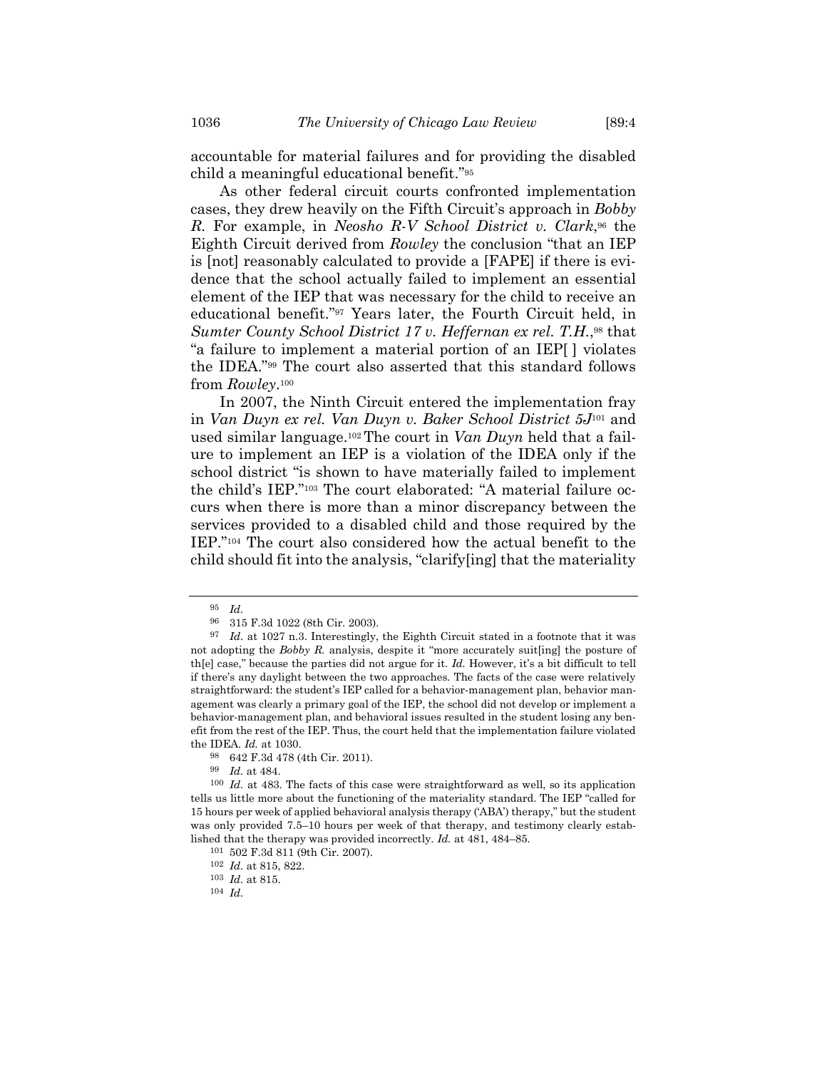accountable for material failures and for providing the disabled child a meaningful educational benefit."[95]

As other federal circuit courts confronted implementation cases, they drew heavily on the Fifth Circuit's approach in *Bobby R.* For example, in *Neosho R-V School District v. Clark*,[96] the Eighth Circuit derived from *Rowley* the conclusion "that an IEP is [not] reasonably calculated to provide a [FAPE] if there is evidence that the school actually failed to implement an essential element of the IEP that was necessary for the child to receive an educational benefit."[97] Years later, the Fourth Circuit held, in *Sumter County School District 17 v. Heffernan ex rel. T.H.*,[98] that "a failure to implement a material portion of an IEP[ ] violates the IDEA."[99] The court also asserted that this standard follows from *Rowley*.[100]

In 2007, the Ninth Circuit entered the implementation fray in *Van Duyn ex rel. Van Duyn v. Baker School District 5J*[101] and used similar language.[102] The court in *Van Duyn* held that a failure to implement an IEP is a violation of the IDEA only if the school district "is shown to have materially failed to implement the child's IEP."[103] The court elaborated: "A material failure occurs when there is more than a minor discrepancy between the services provided to a disabled child and those required by the IEP."[104] The court also considered how the actual benefit to the child should fit into the analysis, "clarify[ing] that the materiality

---

[95] *Id.*

[96] 315 F.3d 1022 (8th Cir. 2003).

[97] *Id.* at 1027 n.3. Interestingly, the Eighth Circuit stated in a footnote that it was not adopting the *Bobby R.* analysis, despite it "more accurately suit[ing] the posture of th[e] case," because the parties did not argue for it. *Id.* However, it's a bit difficult to tell if there's any daylight between the two approaches. The facts of the case were relatively straightforward: the student's IEP called for a behavior-management plan, behavior management was clearly a primary goal of the IEP, the school did not develop or implement a behavior-management plan, and behavioral issues resulted in the student losing any benefit from the rest of the IEP. Thus, the court held that the implementation failure violated the IDEA. *Id.* at 1030.

[98] 642 F.3d 478 (4th Cir. 2011).

[99] *Id.* at 484.

[100] *Id.* at 483. The facts of this case were straightforward as well, so its application tells us little more about the functioning of the materiality standard. The IEP "called for 15 hours per week of applied behavioral analysis therapy ('ABA') therapy," but the student was only provided 7.5–10 hours per week of that therapy, and testimony clearly established that the therapy was provided incorrectly. *Id.* at 481, 484–85.

[101] 502 F.3d 811 (9th Cir. 2007).

[102] *Id.* at 815, 822.

[103] *Id.* at 815.

[104] *Id.*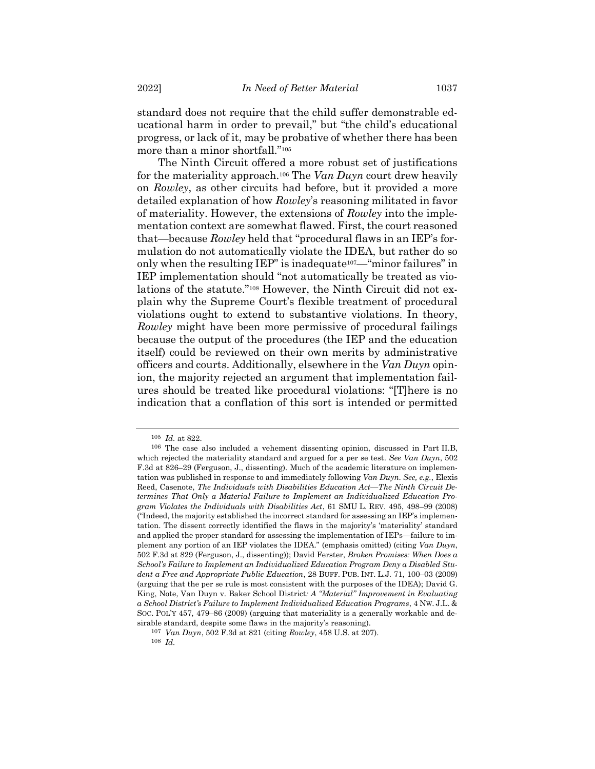standard does not require that the child suffer demonstrable educational harm in order to prevail," but "the child's educational progress, or lack of it, may be probative of whether there has been more than a minor shortfall."[105]

The Ninth Circuit offered a more robust set of justifications for the materiality approach.[106] The *Van Duyn* court drew heavily on *Rowley*, as other circuits had before, but it provided a more detailed explanation of how *Rowley*'s reasoning militated in favor of materiality. However, the extensions of *Rowley* into the implementation context are somewhat flawed. First, the court reasoned that—because *Rowley* held that "procedural flaws in an IEP's formulation do not automatically violate the IDEA, but rather do so only when the resulting IEP" is inadequate[107]—"minor failures" in IEP implementation should "not automatically be treated as violations of the statute."[108] However, the Ninth Circuit did not explain why the Supreme Court's flexible treatment of procedural violations ought to extend to substantive violations. In theory, *Rowley* might have been more permissive of procedural failings because the output of the procedures (the IEP and the education itself) could be reviewed on their own merits by administrative officers and courts. Additionally, elsewhere in the *Van Duyn* opinion, the majority rejected an argument that implementation failures should be treated like procedural violations: "[T]here is no indication that a conflation of this sort is intended or permitted

---

[105] *Id.* at 822.

[106] The case also included a vehement dissenting opinion, discussed in Part II.B, which rejected the materiality standard and argued for a per se test. *See Van Duyn*, 502 F.3d at 826–29 (Ferguson, J., dissenting). Much of the academic literature on implementation was published in response to and immediately following *Van Duyn*. *See, e.g.*, Elexis Reed, Casenote, *The Individuals with Disabilities Education Act—The Ninth Circuit Determines That Only a Material Failure to Implement an Individualized Education Program Violates the Individuals with Disabilities Act*, 61 SMU L. REV. 495, 498–99 (2008) ("Indeed, the majority established the incorrect standard for assessing an IEP's implementation. The dissent correctly identified the flaws in the majority's 'materiality' standard and applied the proper standard for assessing the implementation of IEPs—failure to implement any portion of an IEP violates the IDEA." (emphasis omitted) (citing *Van Duyn*, 502 F.3d at 829 (Ferguson, J., dissenting)); David Ferster, *Broken Promises: When Does a School's Failure to Implement an Individualized Education Program Deny a Disabled Student a Free and Appropriate Public Education*, 28 BUFF. PUB. INT. L.J. 71, 100–03 (2009) (arguing that the per se rule is most consistent with the purposes of the IDEA); David G. King, Note, *Van Duyn v. Baker School District: A "Material" Improvement in Evaluating a School District's Failure to Implement Individualized Education Programs*, 4 NW. J.L. & SOC. POL'Y 457, 479–86 (2009) (arguing that materiality is a generally workable and desirable standard, despite some flaws in the majority's reasoning).

[107] *Van Duyn*, 502 F.3d at 821 (citing *Rowley*, 458 U.S. at 207).

[108] *Id.*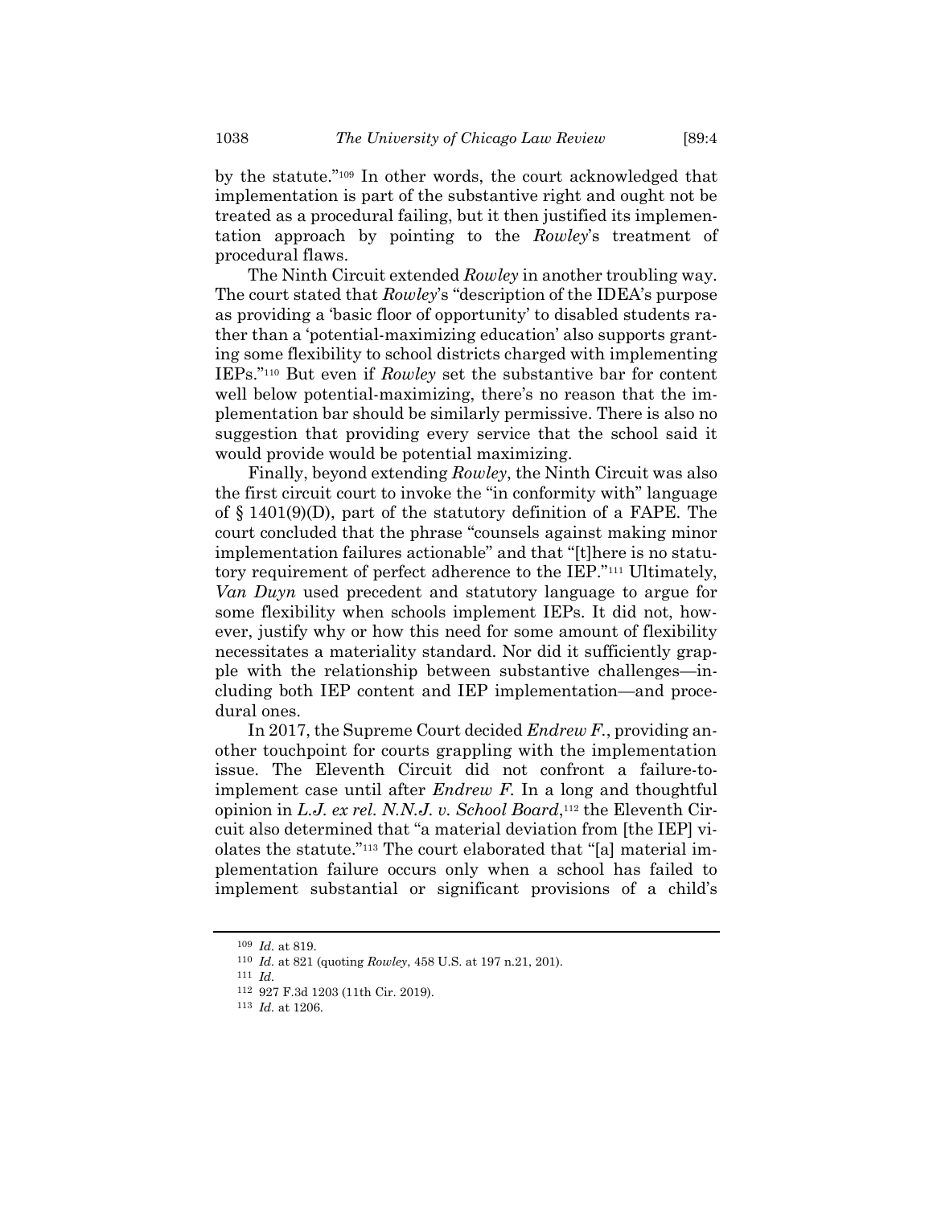by the statute."[109] In other words, the court acknowledged that implementation is part of the substantive right and ought not be treated as a procedural failing, but it then justified its implementation approach by pointing to the *Rowley*'s treatment of procedural flaws.

The Ninth Circuit extended *Rowley* in another troubling way. The court stated that *Rowley*'s "description of the IDEA's purpose as providing a 'basic floor of opportunity' to disabled students rather than a 'potential-maximizing education' also supports granting some flexibility to school districts charged with implementing IEPs."[110] But even if *Rowley* set the substantive bar for content well below potential-maximizing, there's no reason that the implementation bar should be similarly permissive. There is also no suggestion that providing every service that the school said it would provide would be potential maximizing.

Finally, beyond extending *Rowley*, the Ninth Circuit was also the first circuit court to invoke the "in conformity with" language of § 1401(9)(D), part of the statutory definition of a FAPE. The court concluded that the phrase "counsels against making minor implementation failures actionable" and that "[t]here is no statutory requirement of perfect adherence to the IEP."[111] Ultimately, *Van Duyn* used precedent and statutory language to argue for some flexibility when schools implement IEPs. It did not, however, justify why or how this need for some amount of flexibility necessitates a materiality standard. Nor did it sufficiently grapple with the relationship between substantive challenges—including both IEP content and IEP implementation—and procedural ones.

In 2017, the Supreme Court decided *Endrew F.*, providing another touchpoint for courts grappling with the implementation issue. The Eleventh Circuit did not confront a failure-to-implement case until after *Endrew F.* In a long and thoughtful opinion in *L.J. ex rel. N.N.J. v. School Board*,[112] the Eleventh Circuit also determined that "a material deviation from [the IEP] violates the statute."[113] The court elaborated that "[a] material implementation failure occurs only when a school has failed to implement substantial or significant provisions of a child's

---

109 *Id.* at 819.

110 *Id.* at 821 (quoting *Rowley*, 458 U.S. at 197 n.21, 201).

111 *Id.*

112 927 F.3d 1203 (11th Cir. 2019).

113 *Id.* at 1206.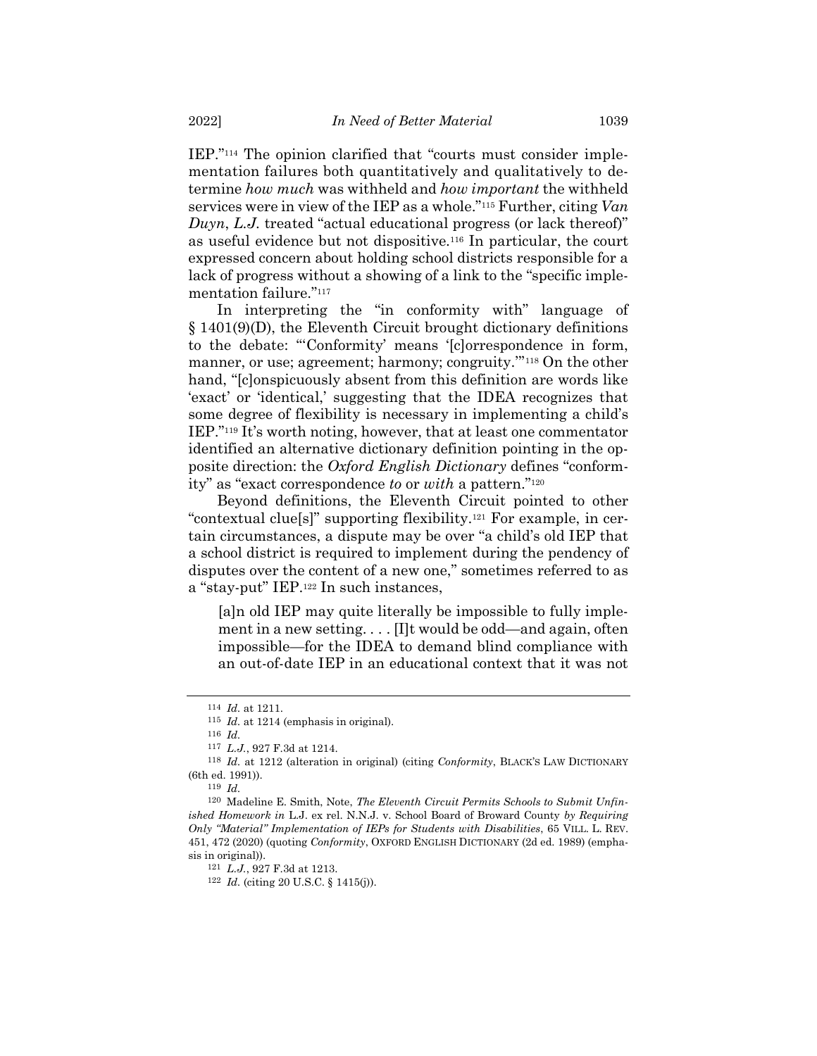IEP."[114] The opinion clarified that "courts must consider implementation failures both quantitatively and qualitatively to determine *how much* was withheld and *how important* the withheld services were in view of the IEP as a whole."[115] Further, citing *Van Duyn*, *L.J.* treated "actual educational progress (or lack thereof)" as useful evidence but not dispositive.[116] In particular, the court expressed concern about holding school districts responsible for a lack of progress without a showing of a link to the "specific implementation failure."[117]

In interpreting the "in conformity with" language of § 1401(9)(D), the Eleventh Circuit brought dictionary definitions to the debate: "'Conformity' means '[c]orrespondence in form, manner, or use; agreement; harmony; congruity.'"[118] On the other hand, "[c]onspicuously absent from this definition are words like 'exact' or 'identical,' suggesting that the IDEA recognizes that some degree of flexibility is necessary in implementing a child's IEP."[119] It's worth noting, however, that at least one commentator identified an alternative dictionary definition pointing in the opposite direction: the *Oxford English Dictionary* defines "conformity" as "exact correspondence *to* or *with* a pattern."[120]

Beyond definitions, the Eleventh Circuit pointed to other "contextual clue[s]" supporting flexibility.[121] For example, in certain circumstances, a dispute may be over "a child's old IEP that a school district is required to implement during the pendency of disputes over the content of a new one," sometimes referred to as a "stay-put" IEP.[122] In such instances,

> [a]n old IEP may quite literally be impossible to fully implement in a new setting. . . . [I]t would be odd—and again, often impossible—for the IDEA to demand blind compliance with an out-of-date IEP in an educational context that it was not

---

[114] *Id.* at 1211.

[115] *Id.* at 1214 (emphasis in original).

[116] *Id.*

[117] *L.J.*, 927 F.3d at 1214.

[118] *Id.* at 1212 (alteration in original) (citing *Conformity*, BLACK'S LAW DICTIONARY (6th ed. 1991)).

[119] *Id.*

[120] Madeline E. Smith, Note, *The Eleventh Circuit Permits Schools to Submit Unfinished Homework in* L.J. ex rel. N.N.J. v. School Board of Broward County *by Requiring Only "Material" Implementation of IEPs for Students with Disabilities*, 65 VILL. L. REV. 451, 472 (2020) (quoting *Conformity*, OXFORD ENGLISH DICTIONARY (2d ed. 1989) (emphasis in original)).

[121] *L.J.*, 927 F.3d at 1213.

[122] *Id.* (citing 20 U.S.C. § 1415(j)).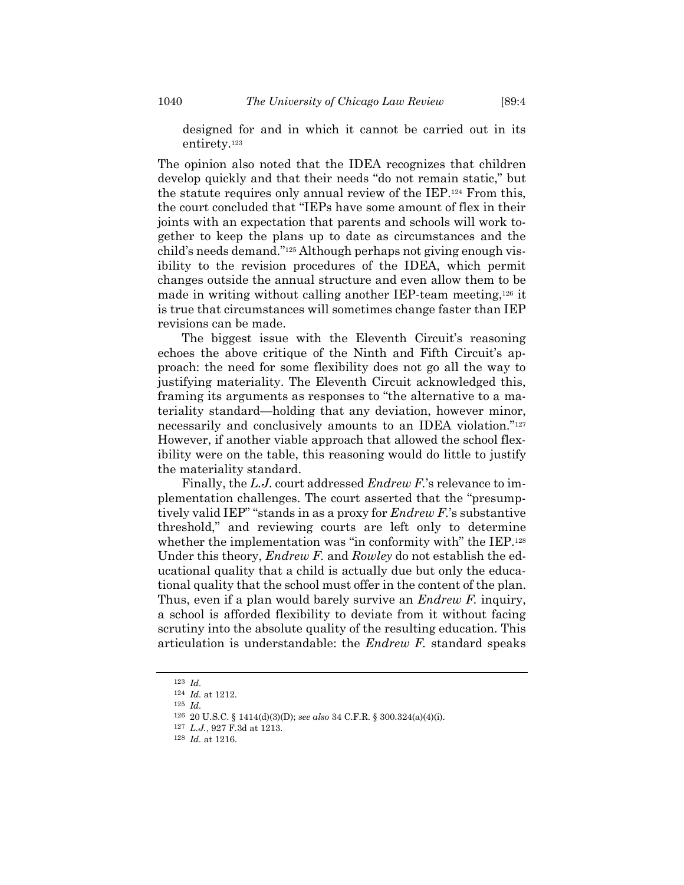designed for and in which it cannot be carried out in its entirety.[123]

The opinion also noted that the IDEA recognizes that children develop quickly and that their needs "do not remain static," but the statute requires only annual review of the IEP.[124] From this, the court concluded that "IEPs have some amount of flex in their joints with an expectation that parents and schools will work together to keep the plans up to date as circumstances and the child's needs demand."[125] Although perhaps not giving enough visibility to the revision procedures of the IDEA, which permit changes outside the annual structure and even allow them to be made in writing without calling another IEP-team meeting,[126] it is true that circumstances will sometimes change faster than IEP revisions can be made.

The biggest issue with the Eleventh Circuit's reasoning echoes the above critique of the Ninth and Fifth Circuit's approach: the need for some flexibility does not go all the way to justifying materiality. The Eleventh Circuit acknowledged this, framing its arguments as responses to "the alternative to a materiality standard—holding that any deviation, however minor, necessarily and conclusively amounts to an IDEA violation."[127] However, if another viable approach that allowed the school flexibility were on the table, this reasoning would do little to justify the materiality standard.

Finally, the *L.J.* court addressed *Endrew F.*'s relevance to implementation challenges. The court asserted that the "presumptively valid IEP" "stands in as a proxy for *Endrew F.*'s substantive threshold," and reviewing courts are left only to determine whether the implementation was "in conformity with" the IEP.[128] Under this theory, *Endrew F.* and *Rowley* do not establish the educational quality that a child is actually due but only the educational quality that the school must offer in the content of the plan. Thus, even if a plan would barely survive an *Endrew F.* inquiry, a school is afforded flexibility to deviate from it without facing scrutiny into the absolute quality of the resulting education. This articulation is understandable: the *Endrew F.* standard speaks

---

[123] *Id.*

[124] *Id.* at 1212.

[125] *Id.*

[126] 20 U.S.C. § 1414(d)(3)(D); *see also* 34 C.F.R. § 300.324(a)(4)(i).

[127] *L.J.*, 927 F.3d at 1213.

[128] *Id.* at 1216.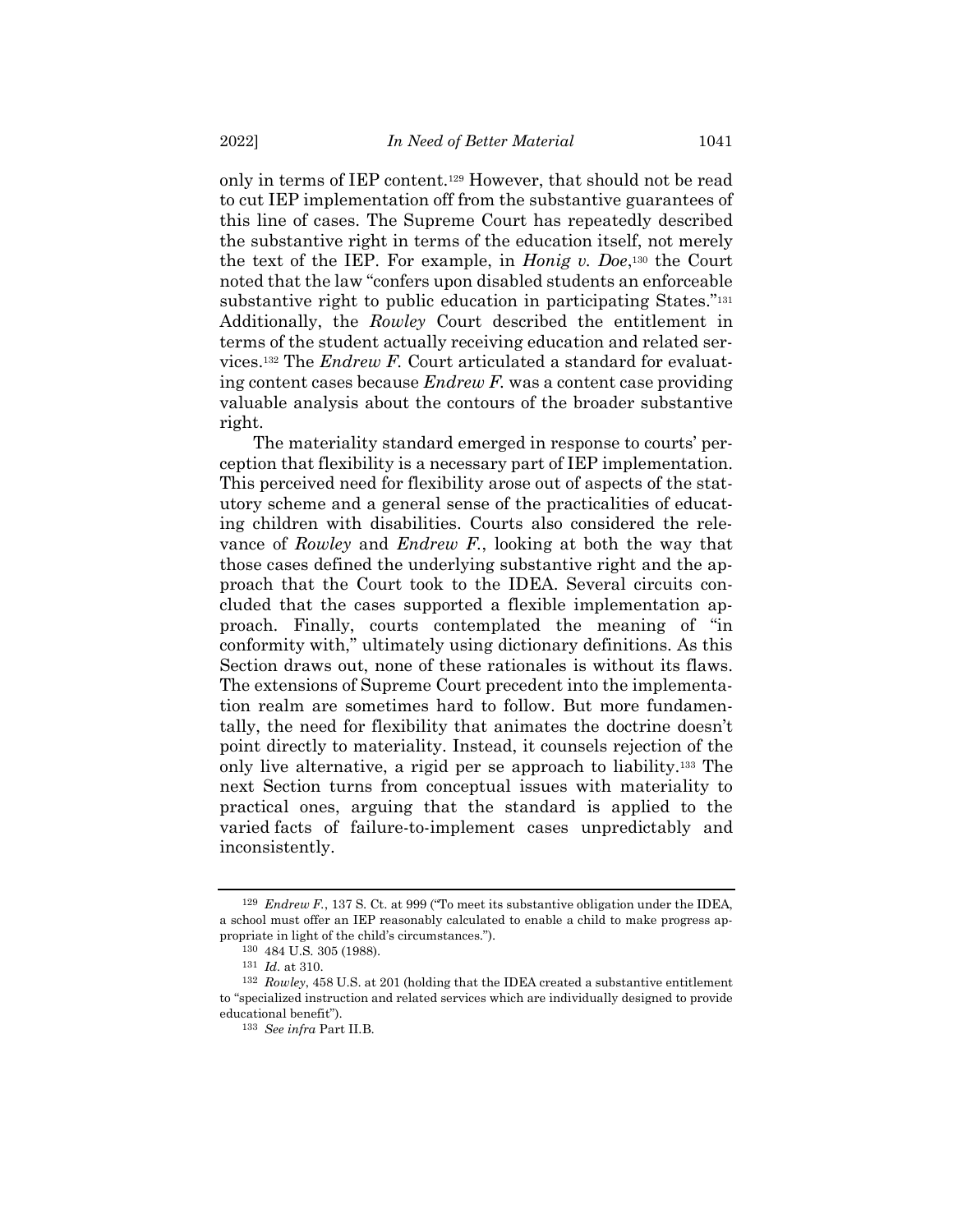only in terms of IEP content.[129] However, that should not be read to cut IEP implementation off from the substantive guarantees of this line of cases. The Supreme Court has repeatedly described the substantive right in terms of the education itself, not merely the text of the IEP. For example, in *Honig v. Doe*,[130] the Court noted that the law "confers upon disabled students an enforceable substantive right to public education in participating States."[131] Additionally, the *Rowley* Court described the entitlement in terms of the student actually receiving education and related services.[132] The *Endrew F.* Court articulated a standard for evaluating content cases because *Endrew F.* was a content case providing valuable analysis about the contours of the broader substantive right.

The materiality standard emerged in response to courts' perception that flexibility is a necessary part of IEP implementation. This perceived need for flexibility arose out of aspects of the statutory scheme and a general sense of the practicalities of educating children with disabilities. Courts also considered the relevance of *Rowley* and *Endrew F.*, looking at both the way that those cases defined the underlying substantive right and the approach that the Court took to the IDEA. Several circuits concluded that the cases supported a flexible implementation approach. Finally, courts contemplated the meaning of "in conformity with," ultimately using dictionary definitions. As this Section draws out, none of these rationales is without its flaws. The extensions of Supreme Court precedent into the implementation realm are sometimes hard to follow. But more fundamentally, the need for flexibility that animates the doctrine doesn't point directly to materiality. Instead, it counsels rejection of the only live alternative, a rigid per se approach to liability.[133] The next Section turns from conceptual issues with materiality to practical ones, arguing that the standard is applied to the varied facts of failure-to-implement cases unpredictably and inconsistently.

---

[129] *Endrew F.*, 137 S. Ct. at 999 ("To meet its substantive obligation under the IDEA, a school must offer an IEP reasonably calculated to enable a child to make progress appropriate in light of the child's circumstances.").

[130] 484 U.S. 305 (1988).

[131] *Id.* at 310.

[132] *Rowley*, 458 U.S. at 201 (holding that the IDEA created a substantive entitlement to "specialized instruction and related services which are individually designed to provide educational benefit").

[133] *See infra* Part II.B.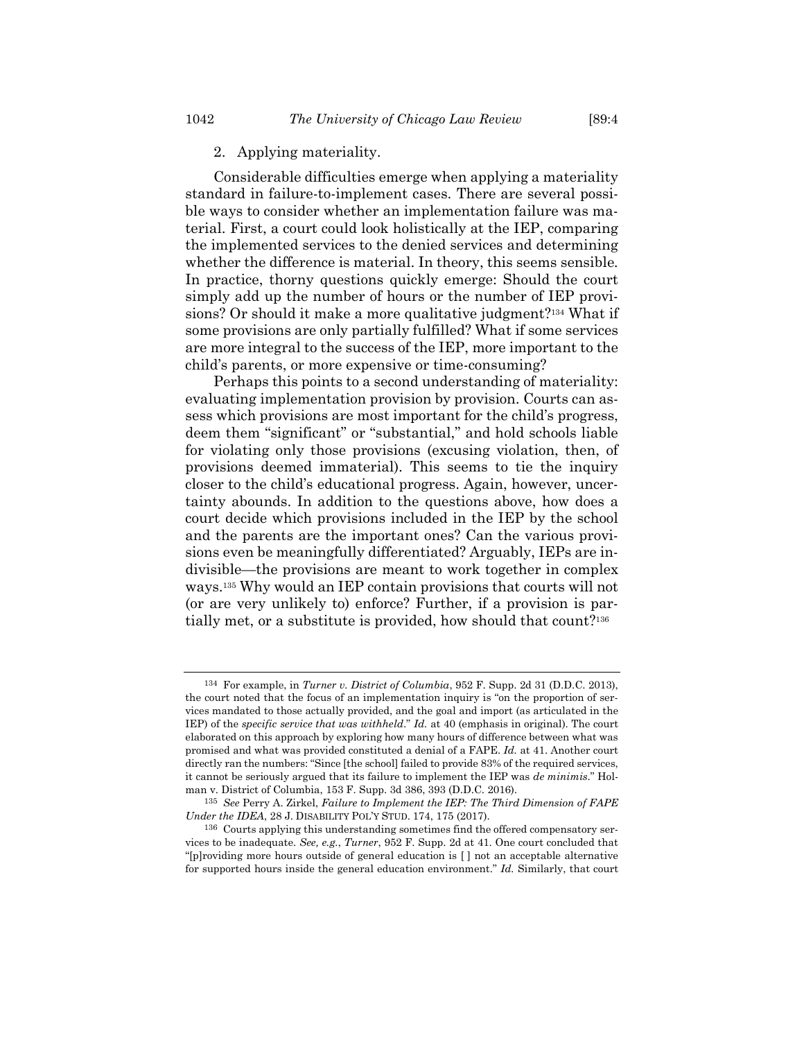### 2. Applying materiality.

Considerable difficulties emerge when applying a materiality standard in failure-to-implement cases. There are several possible ways to consider whether an implementation failure was material. First, a court could look holistically at the IEP, comparing the implemented services to the denied services and determining whether the difference is material. In theory, this seems sensible. In practice, thorny questions quickly emerge: Should the court simply add up the number of hours or the number of IEP provisions? Or should it make a more qualitative judgment?[134] What if some provisions are only partially fulfilled? What if some services are more integral to the success of the IEP, more important to the child's parents, or more expensive or time-consuming?

Perhaps this points to a second understanding of materiality: evaluating implementation provision by provision. Courts can assess which provisions are most important for the child's progress, deem them "significant" or "substantial," and hold schools liable for violating only those provisions (excusing violation, then, of provisions deemed immaterial). This seems to tie the inquiry closer to the child's educational progress. Again, however, uncertainty abounds. In addition to the questions above, how does a court decide which provisions included in the IEP by the school and the parents are the important ones? Can the various provisions even be meaningfully differentiated? Arguably, IEPs are indivisible—the provisions are meant to work together in complex ways.[135] Why would an IEP contain provisions that courts will not (or are very unlikely to) enforce? Further, if a provision is partially met, or a substitute is provided, how should that count?[136]

---

[134] For example, in *Turner v. District of Columbia*, 952 F. Supp. 2d 31 (D.D.C. 2013), the court noted that the focus of an implementation inquiry is "on the proportion of services mandated to those actually provided, and the goal and import (as articulated in the IEP) of the *specific service that was withheld*." *Id.* at 40 (emphasis in original). The court elaborated on this approach by exploring how many hours of difference between what was promised and what was provided constituted a denial of a FAPE. *Id.* at 41. Another court directly ran the numbers: "Since [the school] failed to provide 83% of the required services, it cannot be seriously argued that its failure to implement the IEP was *de minimis*." Holman v. District of Columbia, 153 F. Supp. 3d 386, 393 (D.D.C. 2016).

[135] *See* Perry A. Zirkel, *Failure to Implement the IEP: The Third Dimension of FAPE Under the IDEA*, 28 J. DISABILITY POL'Y STUD. 174, 175 (2017).

[136] Courts applying this understanding sometimes find the offered compensatory services to be inadequate. *See, e.g.*, *Turner*, 952 F. Supp. 2d at 41. One court concluded that "[p]roviding more hours outside of general education is [ ] not an acceptable alternative for supported hours inside the general education environment." *Id.* Similarly, that court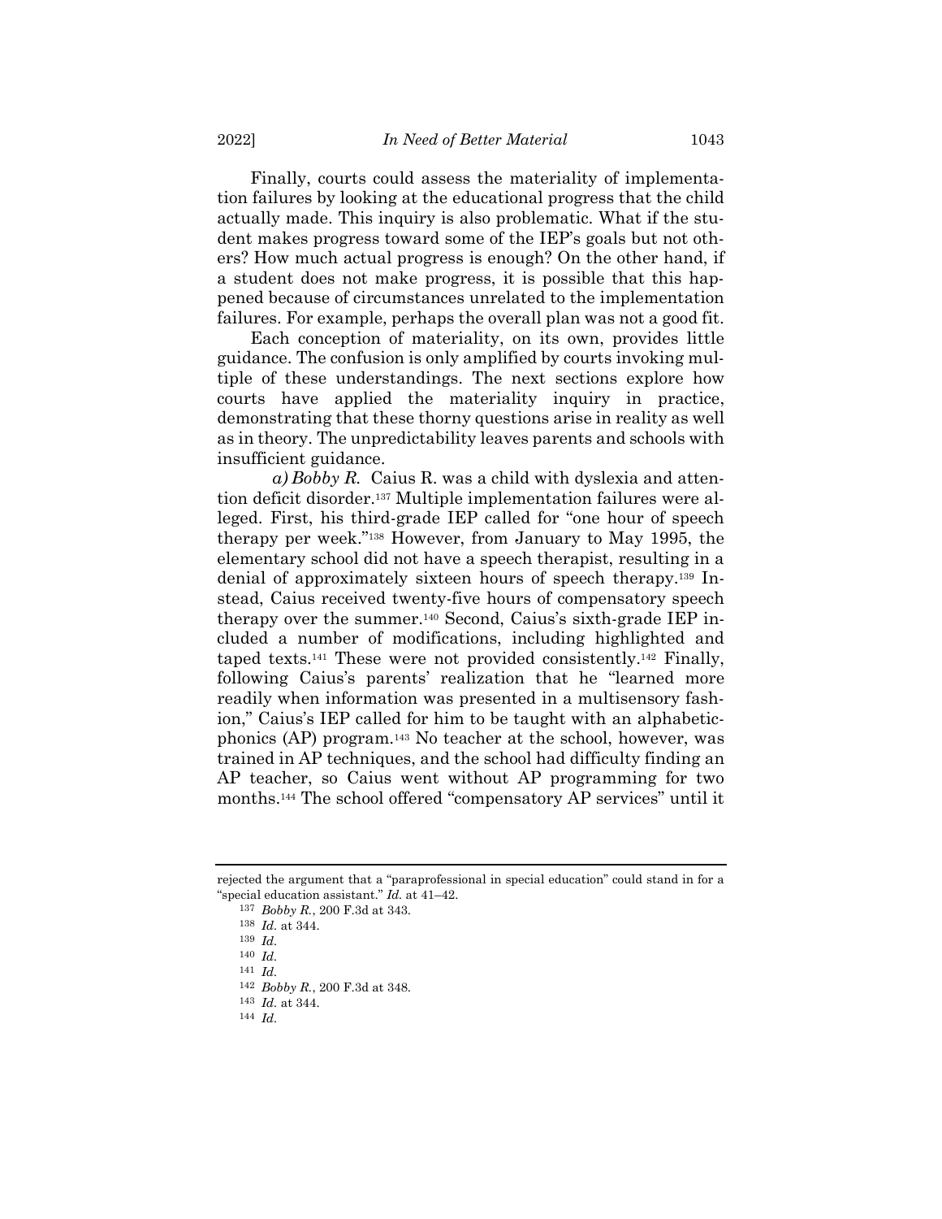Finally, courts could assess the materiality of implementation failures by looking at the educational progress that the child actually made. This inquiry is also problematic. What if the student makes progress toward some of the IEP's goals but not others? How much actual progress is enough? On the other hand, if a student does not make progress, it is possible that this happened because of circumstances unrelated to the implementation failures. For example, perhaps the overall plan was not a good fit.

Each conception of materiality, on its own, provides little guidance. The confusion is only amplified by courts invoking multiple of these understandings. The next sections explore how courts have applied the materiality inquiry in practice, demonstrating that these thorny questions arise in reality as well as in theory. The unpredictability leaves parents and schools with insufficient guidance.

*a) Bobby R.* Caius R. was a child with dyslexia and attention deficit disorder.[137] Multiple implementation failures were alleged. First, his third-grade IEP called for "one hour of speech therapy per week."[138] However, from January to May 1995, the elementary school did not have a speech therapist, resulting in a denial of approximately sixteen hours of speech therapy.[139] Instead, Caius received twenty-five hours of compensatory speech therapy over the summer.[140] Second, Caius's sixth-grade IEP included a number of modifications, including highlighted and taped texts.[141] These were not provided consistently.[142] Finally, following Caius's parents' realization that he "learned more readily when information was presented in a multisensory fashion," Caius's IEP called for him to be taught with an alphabetic-phonics (AP) program.[143] No teacher at the school, however, was trained in AP techniques, and the school had difficulty finding an AP teacher, so Caius went without AP programming for two months.[144] The school offered "compensatory AP services" until it

---

rejected the argument that a "paraprofessional in special education" could stand in for a "special education assistant." *Id.* at 41–42.

[137] *Bobby R.*, 200 F.3d at 343.

[138] *Id.* at 344.

[139] *Id.*

[140] *Id.*

[141] *Id.*

[142] *Bobby R.*, 200 F.3d at 348.

[143] *Id.* at 344.

[144] *Id.*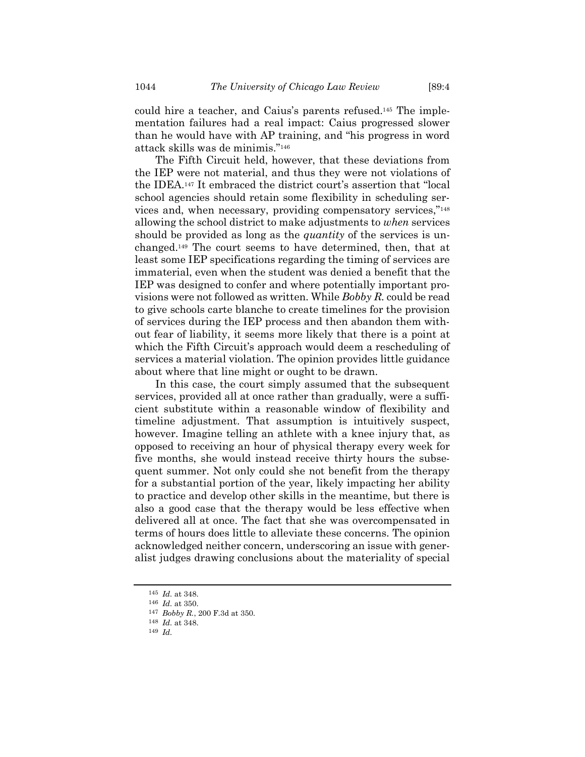could hire a teacher, and Caius's parents refused.[145] The implementation failures had a real impact: Caius progressed slower than he would have with AP training, and "his progress in word attack skills was de minimis."[146]

The Fifth Circuit held, however, that these deviations from the IEP were not material, and thus they were not violations of the IDEA.[147] It embraced the district court's assertion that "local school agencies should retain some flexibility in scheduling services and, when necessary, providing compensatory services,"[148] allowing the school district to make adjustments to *when* services should be provided as long as the *quantity* of the services is unchanged.[149] The court seems to have determined, then, that at least some IEP specifications regarding the timing of services are immaterial, even when the student was denied a benefit that the IEP was designed to confer and where potentially important provisions were not followed as written. While *Bobby R.* could be read to give schools carte blanche to create timelines for the provision of services during the IEP process and then abandon them without fear of liability, it seems more likely that there is a point at which the Fifth Circuit's approach would deem a rescheduling of services a material violation. The opinion provides little guidance about where that line might or ought to be drawn.

In this case, the court simply assumed that the subsequent services, provided all at once rather than gradually, were a sufficient substitute within a reasonable window of flexibility and timeline adjustment. That assumption is intuitively suspect, however. Imagine telling an athlete with a knee injury that, as opposed to receiving an hour of physical therapy every week for five months, she would instead receive thirty hours the subsequent summer. Not only could she not benefit from the therapy for a substantial portion of the year, likely impacting her ability to practice and develop other skills in the meantime, but there is also a good case that the therapy would be less effective when delivered all at once. The fact that she was overcompensated in terms of hours does little to alleviate these concerns. The opinion acknowledged neither concern, underscoring an issue with generalist judges drawing conclusions about the materiality of special

---

[145] *Id.* at 348.

[146] *Id.* at 350.

[147] *Bobby R.*, 200 F.3d at 350.

[148] *Id.* at 348.

[149] *Id.*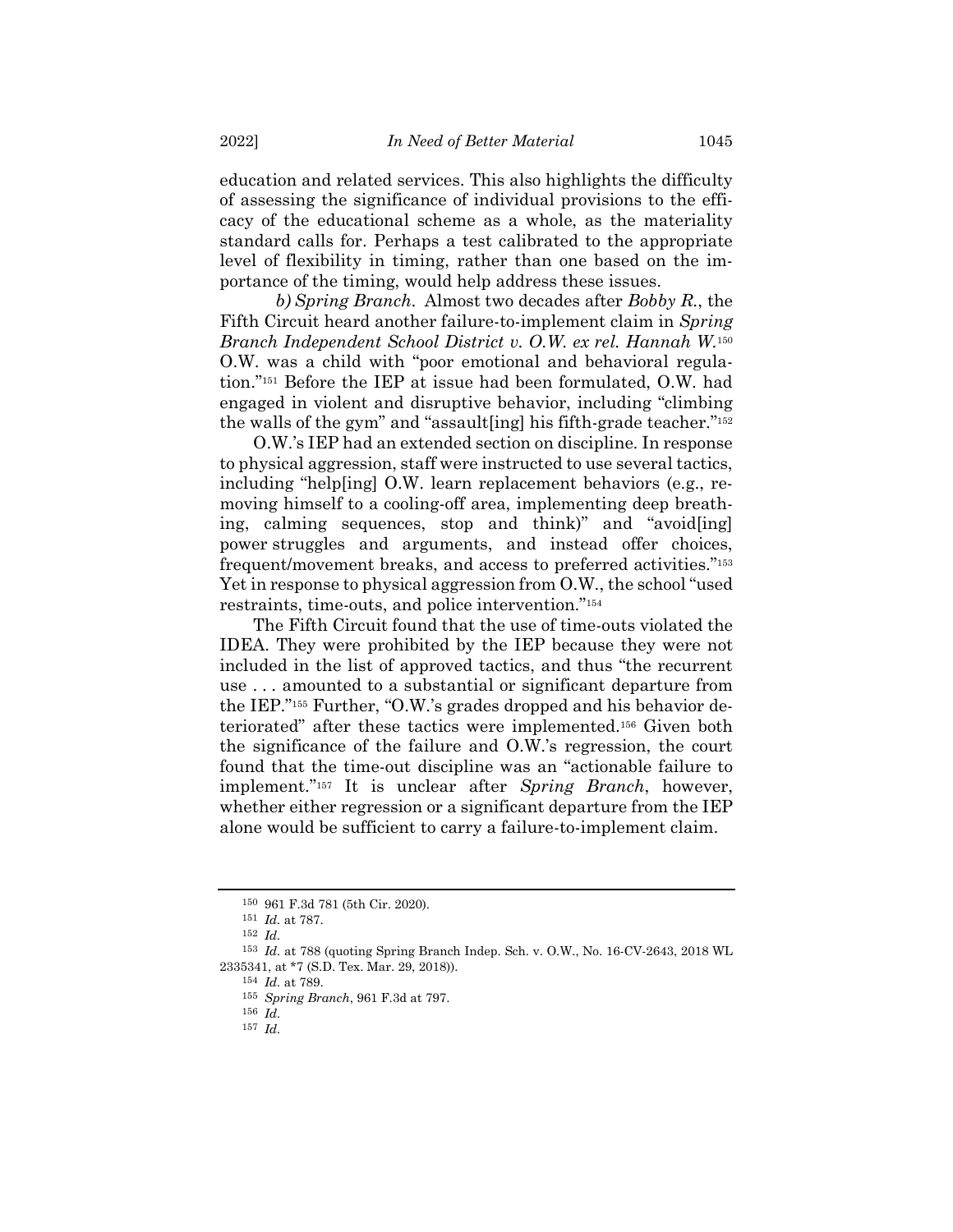education and related services. This also highlights the difficulty of assessing the significance of individual provisions to the efficacy of the educational scheme as a whole, as the materiality standard calls for. Perhaps a test calibrated to the appropriate level of flexibility in timing, rather than one based on the importance of the timing, would help address these issues.

*b) Spring Branch*. Almost two decades after *Bobby R.*, the Fifth Circuit heard another failure-to-implement claim in *Spring Branch Independent School District v. O.W. ex rel. Hannah W.*[150] O.W. was a child with "poor emotional and behavioral regulation."[151] Before the IEP at issue had been formulated, O.W. had engaged in violent and disruptive behavior, including "climbing the walls of the gym" and "assault[ing] his fifth-grade teacher."[152]

O.W.'s IEP had an extended section on discipline. In response to physical aggression, staff were instructed to use several tactics, including "help[ing] O.W. learn replacement behaviors (e.g., removing himself to a cooling-off area, implementing deep breathing, calming sequences, stop and think)" and "avoid[ing] power struggles and arguments, and instead offer choices, frequent/movement breaks, and access to preferred activities."[153] Yet in response to physical aggression from O.W., the school "used restraints, time-outs, and police intervention."[154]

The Fifth Circuit found that the use of time-outs violated the IDEA. They were prohibited by the IEP because they were not included in the list of approved tactics, and thus "the recurrent use . . . amounted to a substantial or significant departure from the IEP."[155] Further, "O.W.'s grades dropped and his behavior deteriorated" after these tactics were implemented.[156] Given both the significance of the failure and O.W.'s regression, the court found that the time-out discipline was an "actionable failure to implement."[157] It is unclear after *Spring Branch*, however, whether either regression or a significant departure from the IEP alone would be sufficient to carry a failure-to-implement claim.

---

[150] 961 F.3d 781 (5th Cir. 2020).

[151] *Id.* at 787.

[152] *Id.*

[153] *Id.* at 788 (quoting Spring Branch Indep. Sch. v. O.W., No. 16-CV-2643, 2018 WL 2335341, at *7 (S.D. Tex. Mar. 29, 2018)).

[154] *Id.* at 789.

[155] *Spring Branch*, 961 F.3d at 797.

[156] *Id.*

[157] *Id.*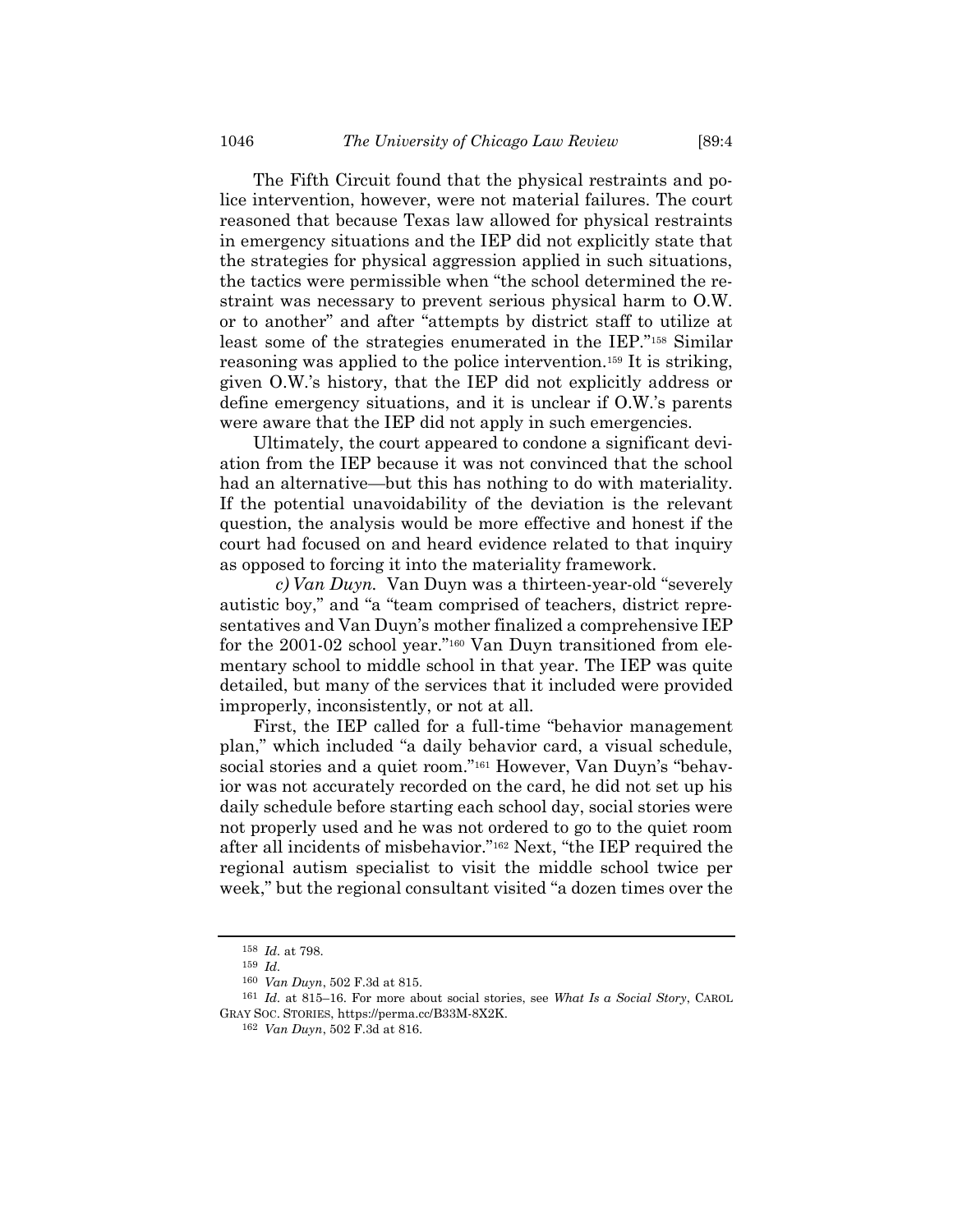The Fifth Circuit found that the physical restraints and police intervention, however, were not material failures. The court reasoned that because Texas law allowed for physical restraints in emergency situations and the IEP did not explicitly state that the strategies for physical aggression applied in such situations, the tactics were permissible when "the school determined the restraint was necessary to prevent serious physical harm to O.W. or to another" and after "attempts by district staff to utilize at least some of the strategies enumerated in the IEP."[158] Similar reasoning was applied to the police intervention.[159] It is striking, given O.W.'s history, that the IEP did not explicitly address or define emergency situations, and it is unclear if O.W.'s parents were aware that the IEP did not apply in such emergencies.

Ultimately, the court appeared to condone a significant deviation from the IEP because it was not convinced that the school had an alternative—but this has nothing to do with materiality. If the potential unavoidability of the deviation is the relevant question, the analysis would be more effective and honest if the court had focused on and heard evidence related to that inquiry as opposed to forcing it into the materiality framework.

*c) Van Duyn.* Van Duyn was a thirteen-year-old "severely autistic boy," and "a team comprised of teachers, district representatives and Van Duyn's mother finalized a comprehensive IEP for the 2001-02 school year."[160] Van Duyn transitioned from elementary school to middle school in that year. The IEP was quite detailed, but many of the services that it included were provided improperly, inconsistently, or not at all.

First, the IEP called for a full-time "behavior management plan," which included "a daily behavior card, a visual schedule, social stories and a quiet room."[161] However, Van Duyn's "behavior was not accurately recorded on the card, he did not set up his daily schedule before starting each school day, social stories were not properly used and he was not ordered to go to the quiet room after all incidents of misbehavior."[162] Next, "the IEP required the regional autism specialist to visit the middle school twice per week," but the regional consultant visited "a dozen times over the

---

[158] *Id.* at 798.

[159] *Id.*

[160] *Van Duyn*, 502 F.3d at 815.

[161] *Id.* at 815–16. For more about social stories, see *What Is a Social Story*, CAROL GRAY SOC. STORIES, https://perma.cc/B33M-8X2K.

[162] *Van Duyn*, 502 F.3d at 816.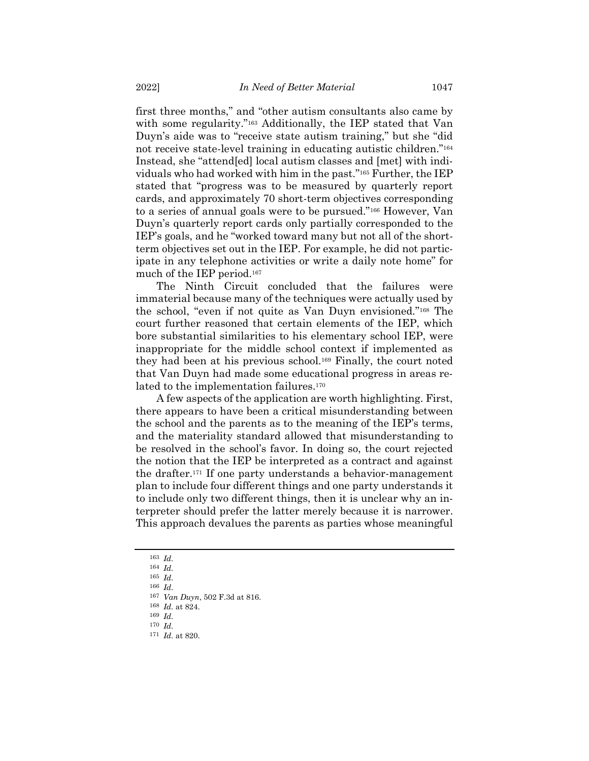first three months," and "other autism consultants also came by with some regularity."[163] Additionally, the IEP stated that Van Duyn's aide was to "receive state autism training," but she "did not receive state-level training in educating autistic children."[164] Instead, she "attend[ed] local autism classes and [met] with individuals who had worked with him in the past."[165] Further, the IEP stated that "progress was to be measured by quarterly report cards, and approximately 70 short-term objectives corresponding to a series of annual goals were to be pursued."[166] However, Van Duyn's quarterly report cards only partially corresponded to the IEP's goals, and he "worked toward many but not all of the short-term objectives set out in the IEP. For example, he did not participate in any telephone activities or write a daily note home" for much of the IEP period.[167]

The Ninth Circuit concluded that the failures were immaterial because many of the techniques were actually used by the school, "even if not quite as Van Duyn envisioned."[168] The court further reasoned that certain elements of the IEP, which bore substantial similarities to his elementary school IEP, were inappropriate for the middle school context if implemented as they had been at his previous school.[169] Finally, the court noted that Van Duyn had made some educational progress in areas related to the implementation failures.[170]

A few aspects of the application are worth highlighting. First, there appears to have been a critical misunderstanding between the school and the parents as to the meaning of the IEP's terms, and the materiality standard allowed that misunderstanding to be resolved in the school's favor. In doing so, the court rejected the notion that the IEP be interpreted as a contract and against the drafter.[171] If one party understands a behavior-management plan to include four different things and one party understands it to include only two different things, then it is unclear why an interpreter should prefer the latter merely because it is narrower. This approach devalues the parents as parties whose meaningful

---

[163] *Id.*
[164] *Id.*
[165] *Id.*
[166] *Id.*
[167] *Van Duyn*, 502 F.3d at 816.
[168] *Id.* at 824.
[169] *Id.*
[170] *Id.*
[171] *Id.* at 820.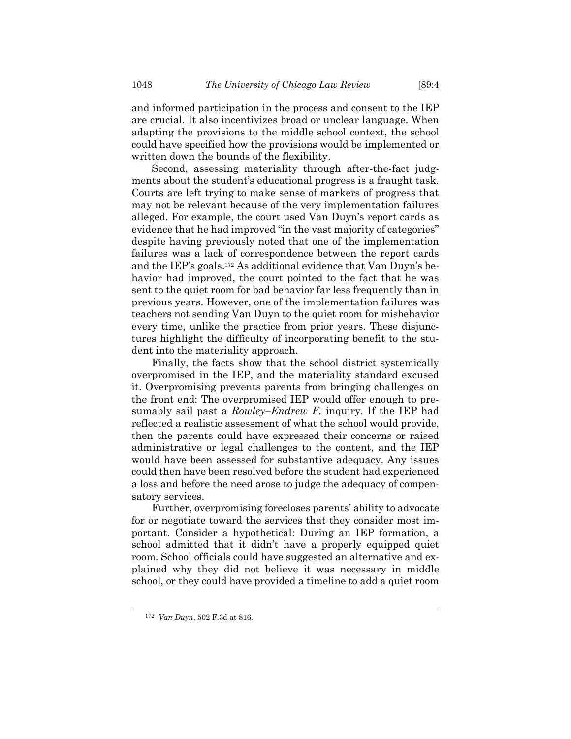and informed participation in the process and consent to the IEP are crucial. It also incentivizes broad or unclear language. When adapting the provisions to the middle school context, the school could have specified how the provisions would be implemented or written down the bounds of the flexibility.

Second, assessing materiality through after-the-fact judgments about the student's educational progress is a fraught task. Courts are left trying to make sense of markers of progress that may not be relevant because of the very implementation failures alleged. For example, the court used Van Duyn's report cards as evidence that he had improved "in the vast majority of categories" despite having previously noted that one of the implementation failures was a lack of correspondence between the report cards and the IEP's goals.[172] As additional evidence that Van Duyn's behavior had improved, the court pointed to the fact that he was sent to the quiet room for bad behavior far less frequently than in previous years. However, one of the implementation failures was teachers not sending Van Duyn to the quiet room for misbehavior every time, unlike the practice from prior years. These disjunctures highlight the difficulty of incorporating benefit to the student into the materiality approach.

Finally, the facts show that the school district systemically overpromised in the IEP, and the materiality standard excused it. Overpromising prevents parents from bringing challenges on the front end: The overpromised IEP would offer enough to presumably sail past a *Rowley–Endrew F.* inquiry. If the IEP had reflected a realistic assessment of what the school would provide, then the parents could have expressed their concerns or raised administrative or legal challenges to the content, and the IEP would have been assessed for substantive adequacy. Any issues could then have been resolved before the student had experienced a loss and before the need arose to judge the adequacy of compensatory services.

Further, overpromising forecloses parents' ability to advocate for or negotiate toward the services that they consider most important. Consider a hypothetical: During an IEP formation, a school admitted that it didn't have a properly equipped quiet room. School officials could have suggested an alternative and explained why they did not believe it was necessary in middle school, or they could have provided a timeline to add a quiet room

[172] *Van Duyn*, 502 F.3d at 816.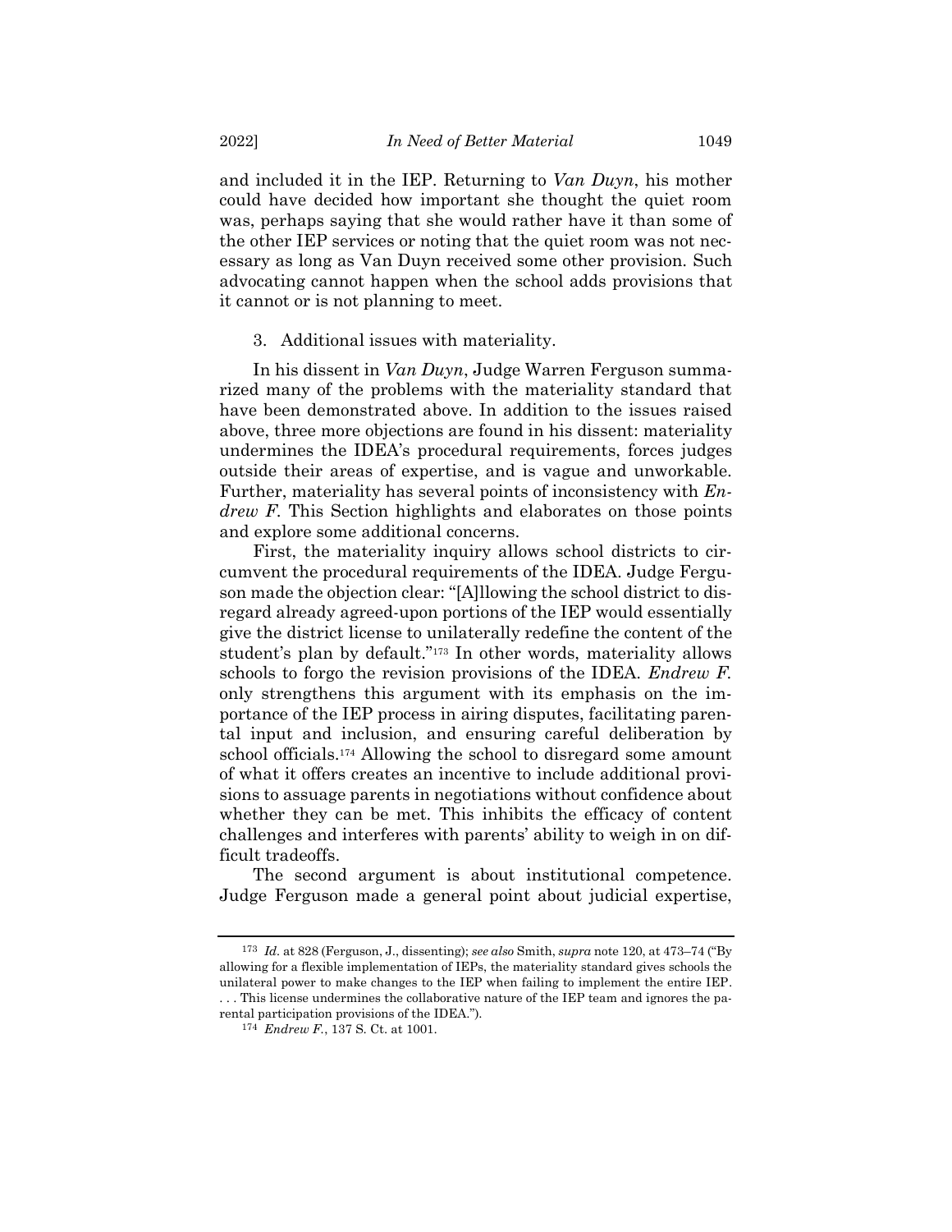and included it in the IEP. Returning to *Van Duyn*, his mother could have decided how important she thought the quiet room was, perhaps saying that she would rather have it than some of the other IEP services or noting that the quiet room was not necessary as long as Van Duyn received some other provision. Such advocating cannot happen when the school adds provisions that it cannot or is not planning to meet.

3. Additional issues with materiality.

In his dissent in *Van Duyn*, Judge Warren Ferguson summarized many of the problems with the materiality standard that have been demonstrated above. In addition to the issues raised above, three more objections are found in his dissent: materiality undermines the IDEA's procedural requirements, forces judges outside their areas of expertise, and is vague and unworkable. Further, materiality has several points of inconsistency with *Endrew F.* This Section highlights and elaborates on those points and explore some additional concerns.

First, the materiality inquiry allows school districts to circumvent the procedural requirements of the IDEA. Judge Ferguson made the objection clear: "[A]llowing the school district to disregard already agreed-upon portions of the IEP would essentially give the district license to unilaterally redefine the content of the student's plan by default."[173] In other words, materiality allows schools to forgo the revision provisions of the IDEA. *Endrew F.* only strengthens this argument with its emphasis on the importance of the IEP process in airing disputes, facilitating parental input and inclusion, and ensuring careful deliberation by school officials.[174] Allowing the school to disregard some amount of what it offers creates an incentive to include additional provisions to assuage parents in negotiations without confidence about whether they can be met. This inhibits the efficacy of content challenges and interferes with parents' ability to weigh in on difficult tradeoffs.

The second argument is about institutional competence. Judge Ferguson made a general point about judicial expertise,

---

[173] *Id.* at 828 (Ferguson, J., dissenting); *see also* Smith, *supra* note 120, at 473–74 ("By allowing for a flexible implementation of IEPs, the materiality standard gives schools the unilateral power to make changes to the IEP when failing to implement the entire IEP. . . . This license undermines the collaborative nature of the IEP team and ignores the parental participation provisions of the IDEA.").

[174] *Endrew F.*, 137 S. Ct. at 1001.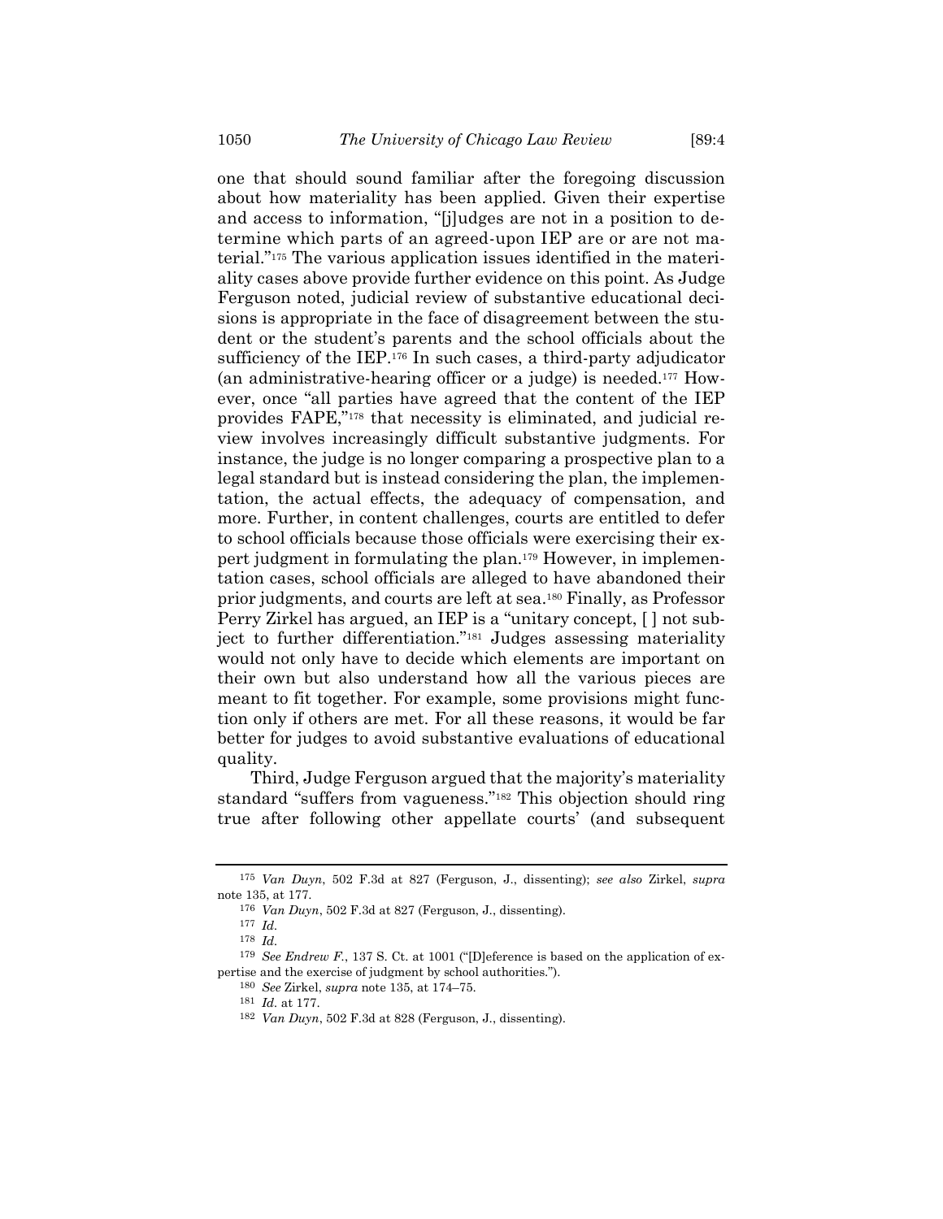one that should sound familiar after the foregoing discussion about how materiality has been applied. Given their expertise and access to information, "[j]udges are not in a position to determine which parts of an agreed-upon IEP are or are not material."[175] The various application issues identified in the materiality cases above provide further evidence on this point. As Judge Ferguson noted, judicial review of substantive educational decisions is appropriate in the face of disagreement between the student or the student's parents and the school officials about the sufficiency of the IEP.[176] In such cases, a third-party adjudicator (an administrative-hearing officer or a judge) is needed.[177] However, once "all parties have agreed that the content of the IEP provides FAPE,"[178] that necessity is eliminated, and judicial review involves increasingly difficult substantive judgments. For instance, the judge is no longer comparing a prospective plan to a legal standard but is instead considering the plan, the implementation, the actual effects, the adequacy of compensation, and more. Further, in content challenges, courts are entitled to defer to school officials because those officials were exercising their expert judgment in formulating the plan.[179] However, in implementation cases, school officials are alleged to have abandoned their prior judgments, and courts are left at sea.[180] Finally, as Professor Perry Zirkel has argued, an IEP is a "unitary concept, [ ] not subject to further differentiation."[181] Judges assessing materiality would not only have to decide which elements are important on their own but also understand how all the various pieces are meant to fit together. For example, some provisions might function only if others are met. For all these reasons, it would be far better for judges to avoid substantive evaluations of educational quality.

Third, Judge Ferguson argued that the majority's materiality standard "suffers from vagueness."[182] This objection should ring true after following other appellate courts' (and subsequent

---

[175] *Van Duyn*, 502 F.3d at 827 (Ferguson, J., dissenting); *see also* Zirkel, *supra* note 135, at 177.

[176] *Van Duyn*, 502 F.3d at 827 (Ferguson, J., dissenting).

[177] *Id.*

[178] *Id.*

[179] *See Endrew F.*, 137 S. Ct. at 1001 ("[D]eference is based on the application of expertise and the exercise of judgment by school authorities.").

[180] *See* Zirkel, *supra* note 135, at 174–75.

[181] *Id.* at 177.

[182] *Van Duyn*, 502 F.3d at 828 (Ferguson, J., dissenting).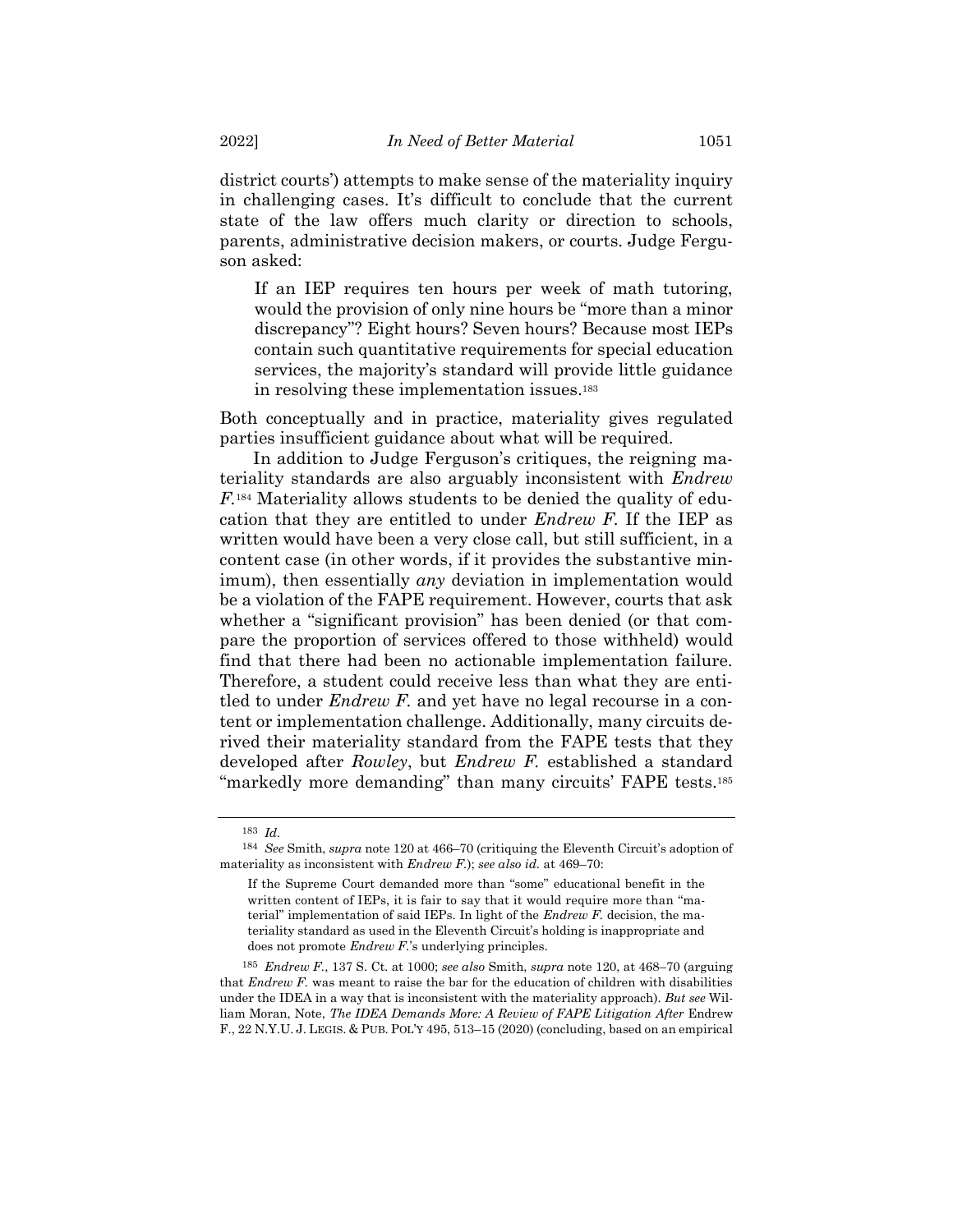district courts') attempts to make sense of the materiality inquiry in challenging cases. It's difficult to conclude that the current state of the law offers much clarity or direction to schools, parents, administrative decision makers, or courts. Judge Ferguson asked:

> If an IEP requires ten hours per week of math tutoring, would the provision of only nine hours be "more than a minor discrepancy"? Eight hours? Seven hours? Because most IEPs contain such quantitative requirements for special education services, the majority's standard will provide little guidance in resolving these implementation issues.[183]

Both conceptually and in practice, materiality gives regulated parties insufficient guidance about what will be required.

In addition to Judge Ferguson's critiques, the reigning materiality standards are also arguably inconsistent with *Endrew F.*[184] Materiality allows students to be denied the quality of education that they are entitled to under *Endrew F.* If the IEP as written would have been a very close call, but still sufficient, in a content case (in other words, if it provides the substantive minimum), then essentially *any* deviation in implementation would be a violation of the FAPE requirement. However, courts that ask whether a "significant provision" has been denied (or that compare the proportion of services offered to those withheld) would find that there had been no actionable implementation failure. Therefore, a student could receive less than what they are entitled to under *Endrew F.* and yet have no legal recourse in a content or implementation challenge. Additionally, many circuits derived their materiality standard from the FAPE tests that they developed after *Rowley*, but *Endrew F.* established a standard "markedly more demanding" than many circuits' FAPE tests.[185]

---

[183] *Id.*

[184] *See* Smith, *supra* note 120 at 466–70 (critiquing the Eleventh Circuit's adoption of materiality as inconsistent with *Endrew F.*); *see also id.* at 469–70:

> If the Supreme Court demanded more than "some" educational benefit in the written content of IEPs, it is fair to say that it would require more than "material" implementation of said IEPs. In light of the *Endrew F.* decision, the materiality standard as used in the Eleventh Circuit's holding is inappropriate and does not promote *Endrew F.*'s underlying principles.

[185] *Endrew F.*, 137 S. Ct. at 1000; *see also* Smith, *supra* note 120, at 468–70 (arguing that *Endrew F.* was meant to raise the bar for the education of children with disabilities under the IDEA in a way that is inconsistent with the materiality approach). *But see* William Moran, Note, *The IDEA Demands More: A Review of FAPE Litigation After* Endrew F., 22 N.Y.U. J. LEGIS. & PUB. POL'Y 495, 513–15 (2020) (concluding, based on an empirical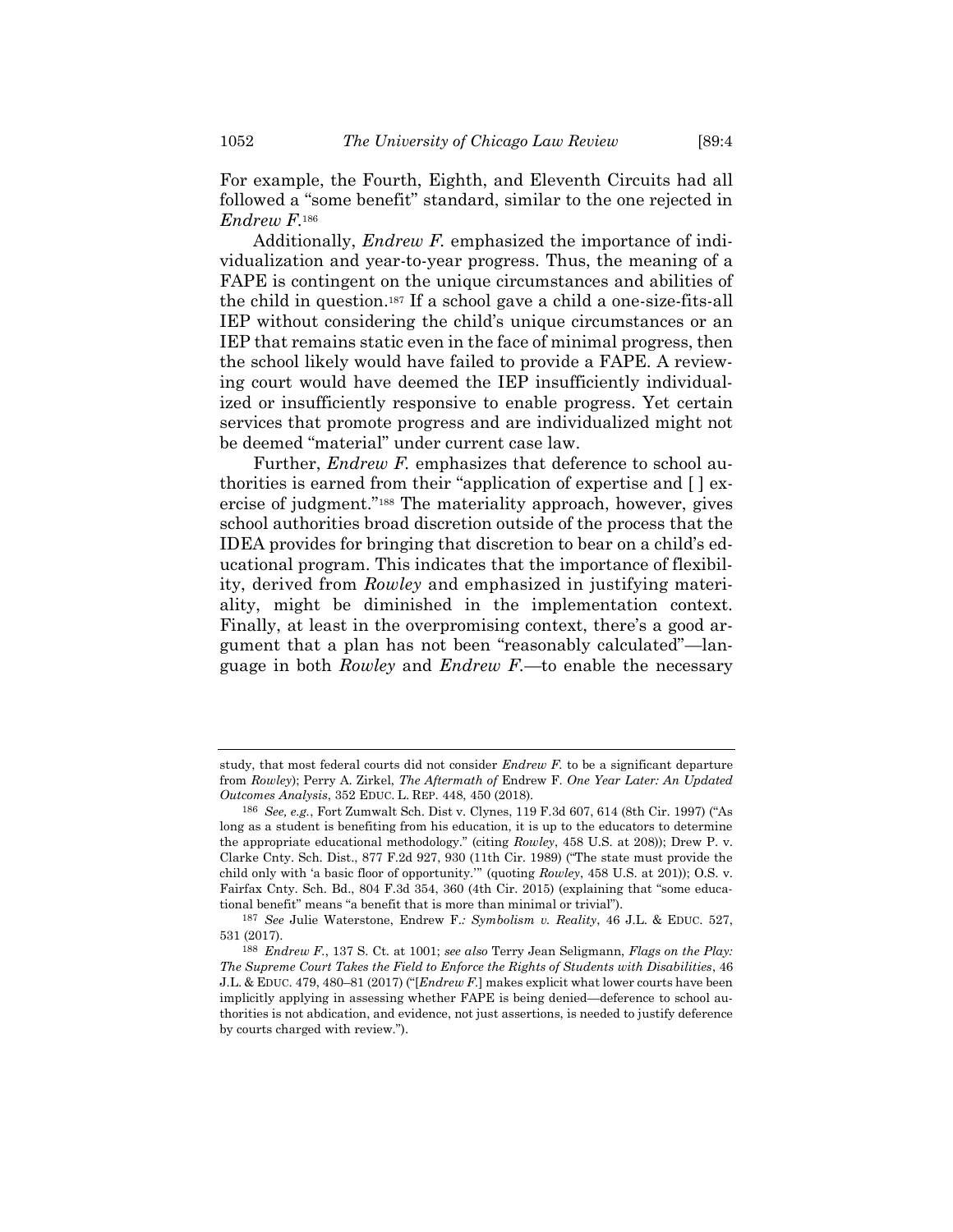For example, the Fourth, Eighth, and Eleventh Circuits had all followed a "some benefit" standard, similar to the one rejected in *Endrew F.*[186]

Additionally, *Endrew F.* emphasized the importance of individualization and year-to-year progress. Thus, the meaning of a FAPE is contingent on the unique circumstances and abilities of the child in question.[187] If a school gave a child a one-size-fits-all IEP without considering the child's unique circumstances or an IEP that remains static even in the face of minimal progress, then the school likely would have failed to provide a FAPE. A reviewing court would have deemed the IEP insufficiently individualized or insufficiently responsive to enable progress. Yet certain services that promote progress and are individualized might not be deemed "material" under current case law.

Further, *Endrew F.* emphasizes that deference to school authorities is earned from their "application of expertise and [ ] exercise of judgment."[188] The materiality approach, however, gives school authorities broad discretion outside of the process that the IDEA provides for bringing that discretion to bear on a child's educational program. This indicates that the importance of flexibility, derived from *Rowley* and emphasized in justifying materiality, might be diminished in the implementation context. Finally, at least in the overpromising context, there's a good argument that a plan has not been "reasonably calculated"—language in both *Rowley* and *Endrew F.*—to enable the necessary

---

study, that most federal courts did not consider *Endrew F.* to be a significant departure from *Rowley*); Perry A. Zirkel, *The Aftermath of* Endrew F. *One Year Later: An Updated Outcomes Analysis*, 352 EDUC. L. REP. 448, 450 (2018).

[186] *See, e.g.*, Fort Zumwalt Sch. Dist v. Clynes, 119 F.3d 607, 614 (8th Cir. 1997) ("As long as a student is benefiting from his education, it is up to the educators to determine the appropriate educational methodology." (citing *Rowley*, 458 U.S. at 208)); Drew P. v. Clarke Cnty. Sch. Dist., 877 F.2d 927, 930 (11th Cir. 1989) ("The state must provide the child only with 'a basic floor of opportunity.'" (quoting *Rowley*, 458 U.S. at 201)); O.S. v. Fairfax Cnty. Sch. Bd., 804 F.3d 354, 360 (4th Cir. 2015) (explaining that "some educational benefit" means "a benefit that is more than minimal or trivial").

[187] *See* Julie Waterstone, Endrew F.*: Symbolism v. Reality*, 46 J.L. & EDUC. 527, 531 (2017).

[188] *Endrew F.*, 137 S. Ct. at 1001; *see also* Terry Jean Seligmann, *Flags on the Play: The Supreme Court Takes the Field to Enforce the Rights of Students with Disabilities*, 46 J.L. & EDUC. 479, 480–81 (2017) ("[*Endrew F.*] makes explicit what lower courts have been implicitly applying in assessing whether FAPE is being denied—deference to school authorities is not abdication, and evidence, not just assertions, is needed to justify deference by courts charged with review.").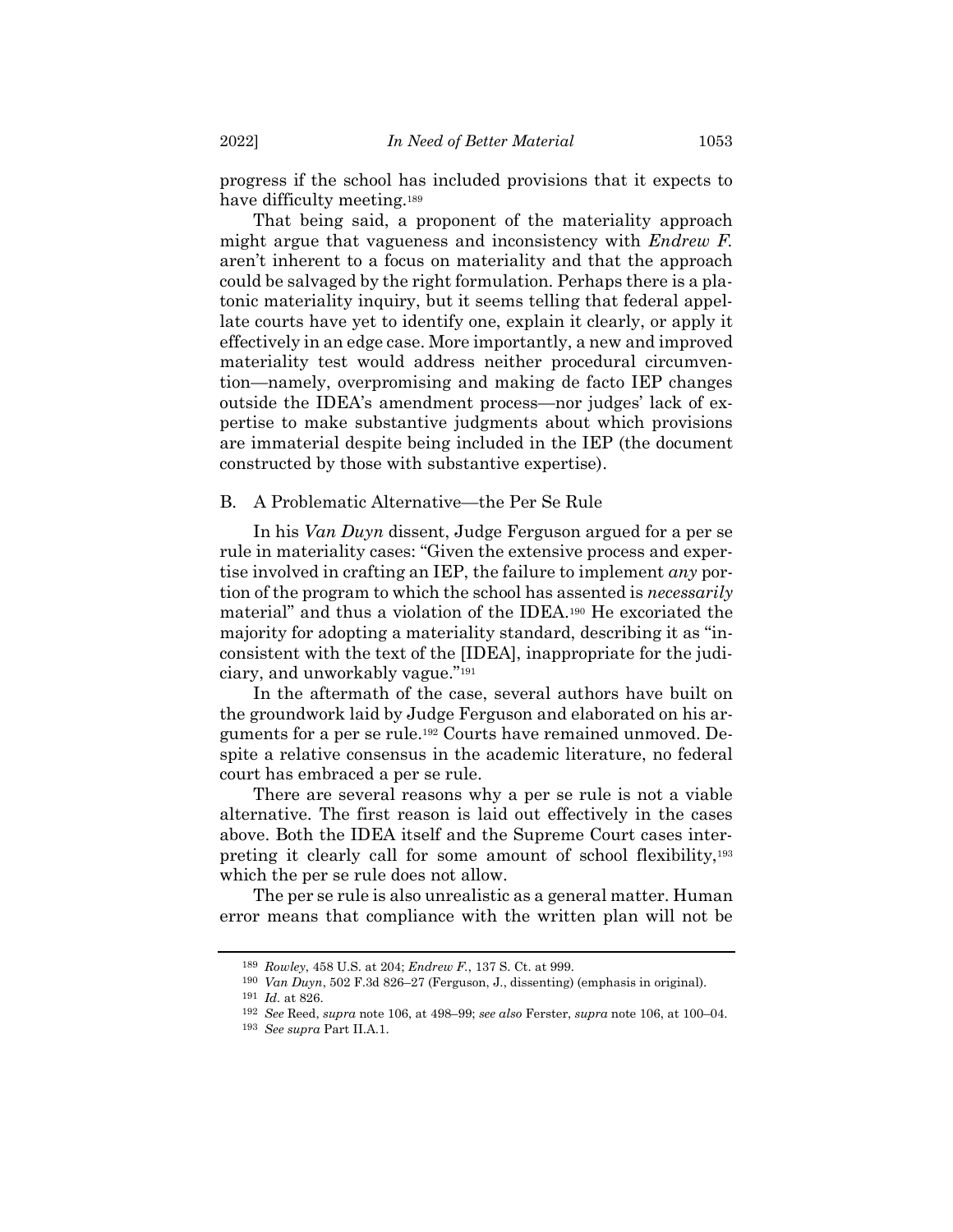progress if the school has included provisions that it expects to have difficulty meeting.[189]

That being said, a proponent of the materiality approach might argue that vagueness and inconsistency with *Endrew F.* aren't inherent to a focus on materiality and that the approach could be salvaged by the right formulation. Perhaps there is a platonic materiality inquiry, but it seems telling that federal appellate courts have yet to identify one, explain it clearly, or apply it effectively in an edge case. More importantly, a new and improved materiality test would address neither procedural circumvention—namely, overpromising and making de facto IEP changes outside the IDEA's amendment process—nor judges' lack of expertise to make substantive judgments about which provisions are immaterial despite being included in the IEP (the document constructed by those with substantive expertise).

### B. A Problematic Alternative—the Per Se Rule

In his *Van Duyn* dissent, Judge Ferguson argued for a per se rule in materiality cases: "Given the extensive process and expertise involved in crafting an IEP, the failure to implement *any* portion of the program to which the school has assented is *necessarily* material" and thus a violation of the IDEA.[190] He excoriated the majority for adopting a materiality standard, describing it as "inconsistent with the text of the [IDEA], inappropriate for the judiciary, and unworkably vague."[191]

In the aftermath of the case, several authors have built on the groundwork laid by Judge Ferguson and elaborated on his arguments for a per se rule.[192] Courts have remained unmoved. Despite a relative consensus in the academic literature, no federal court has embraced a per se rule.

There are several reasons why a per se rule is not a viable alternative. The first reason is laid out effectively in the cases above. Both the IDEA itself and the Supreme Court cases interpreting it clearly call for some amount of school flexibility,[193] which the per se rule does not allow.

The per se rule is also unrealistic as a general matter. Human error means that compliance with the written plan will not be

---

[189] *Rowley*, 458 U.S. at 204; *Endrew F.*, 137 S. Ct. at 999.

[190] *Van Duyn*, 502 F.3d 826–27 (Ferguson, J., dissenting) (emphasis in original).

[191] *Id.* at 826.

[192] *See* Reed, *supra* note 106, at 498–99; *see also* Ferster, *supra* note 106, at 100–04.

[193] *See supra* Part II.A.1.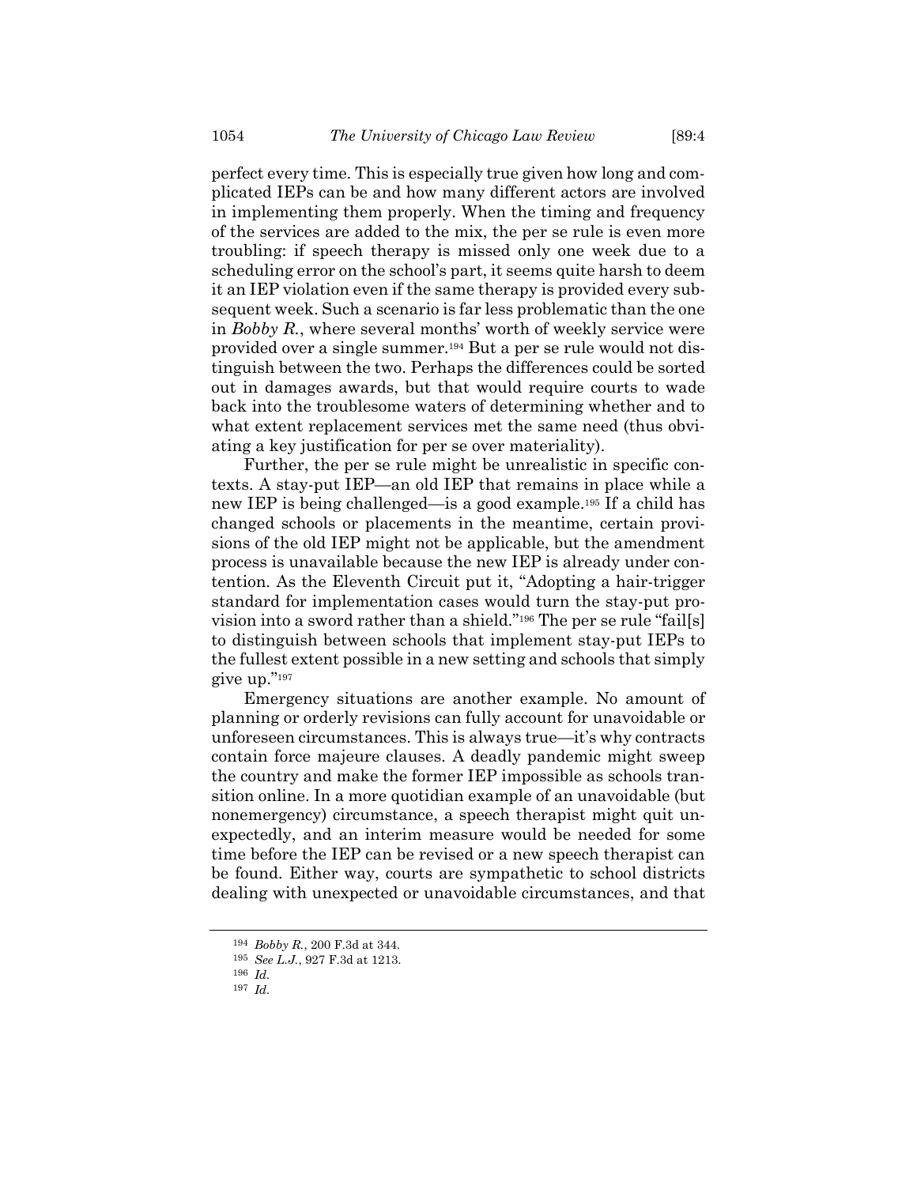perfect every time. This is especially true given how long and complicated IEPs can be and how many different actors are involved in implementing them properly. When the timing and frequency of the services are added to the mix, the per se rule is even more troubling: if speech therapy is missed only one week due to a scheduling error on the school's part, it seems quite harsh to deem it an IEP violation even if the same therapy is provided every subsequent week. Such a scenario is far less problematic than the one in *Bobby R.*, where several months' worth of weekly service were provided over a single summer.[194] But a per se rule would not distinguish between the two. Perhaps the differences could be sorted out in damages awards, but that would require courts to wade back into the troublesome waters of determining whether and to what extent replacement services met the same need (thus obviating a key justification for per se over materiality).

Further, the per se rule might be unrealistic in specific contexts. A stay-put IEP—an old IEP that remains in place while a new IEP is being challenged—is a good example.[195] If a child has changed schools or placements in the meantime, certain provisions of the old IEP might not be applicable, but the amendment process is unavailable because the new IEP is already under contention. As the Eleventh Circuit put it, "Adopting a hair-trigger standard for implementation cases would turn the stay-put provision into a sword rather than a shield."[196] The per se rule "fail[s] to distinguish between schools that implement stay-put IEPs to the fullest extent possible in a new setting and schools that simply give up."[197]

Emergency situations are another example. No amount of planning or orderly revisions can fully account for unavoidable or unforeseen circumstances. This is always true—it's why contracts contain force majeure clauses. A deadly pandemic might sweep the country and make the former IEP impossible as schools transition online. In a more quotidian example of an unavoidable (but nonemergency) circumstance, a speech therapist might quit unexpectedly, and an interim measure would be needed for some time before the IEP can be revised or a new speech therapist can be found. Either way, courts are sympathetic to school districts dealing with unexpected or unavoidable circumstances, and that

---

[194] *Bobby R.*, 200 F.3d at 344.

[195] *See L.J.*, 927 F.3d at 1213.

[196] *Id.*

[197] *Id.*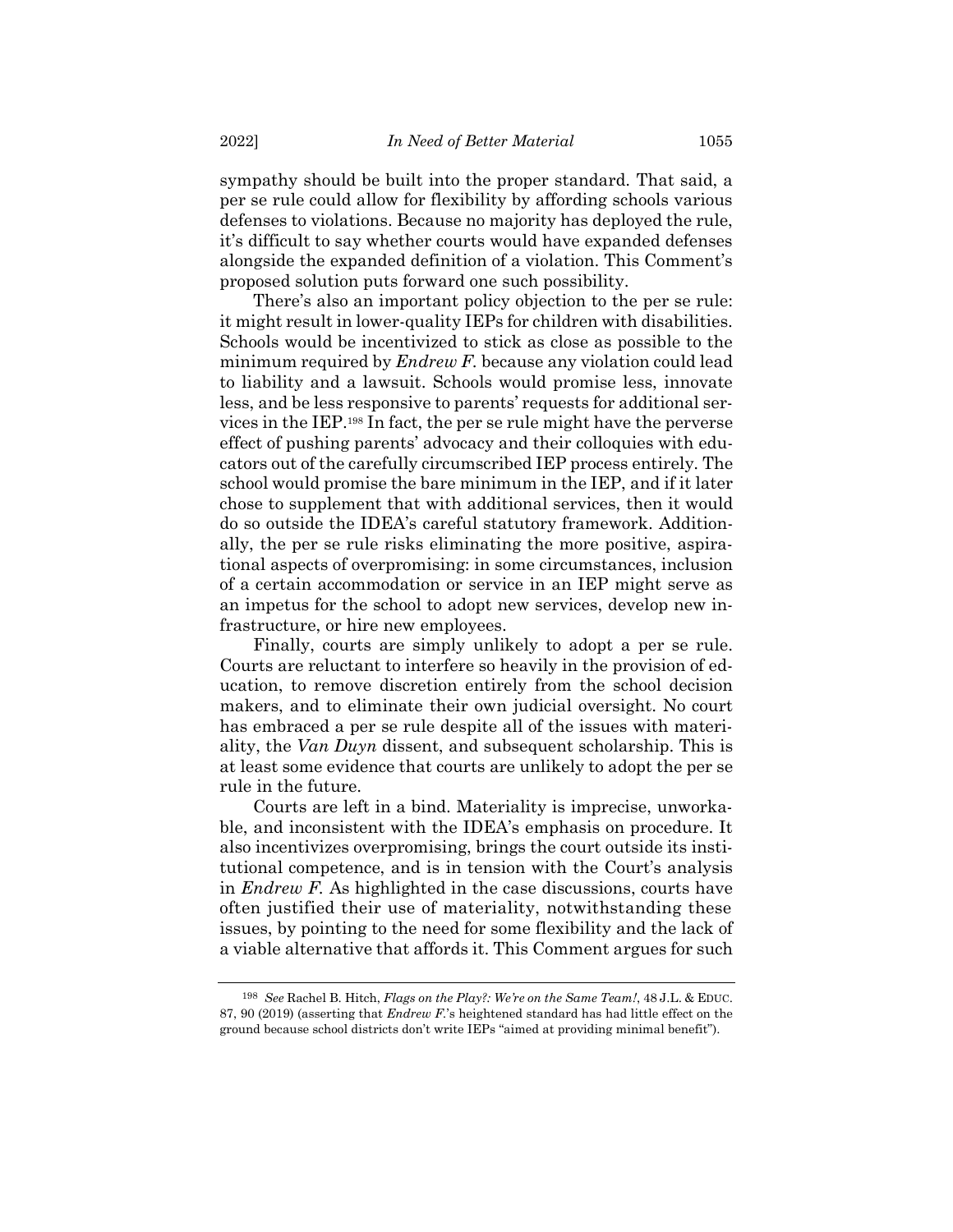sympathy should be built into the proper standard. That said, a per se rule could allow for flexibility by affording schools various defenses to violations. Because no majority has deployed the rule, it's difficult to say whether courts would have expanded defenses alongside the expanded definition of a violation. This Comment's proposed solution puts forward one such possibility.

There's also an important policy objection to the per se rule: it might result in lower-quality IEPs for children with disabilities. Schools would be incentivized to stick as close as possible to the minimum required by *Endrew F.* because any violation could lead to liability and a lawsuit. Schools would promise less, innovate less, and be less responsive to parents' requests for additional services in the IEP.[198] In fact, the per se rule might have the perverse effect of pushing parents' advocacy and their colloquies with educators out of the carefully circumscribed IEP process entirely. The school would promise the bare minimum in the IEP, and if it later chose to supplement that with additional services, then it would do so outside the IDEA's careful statutory framework. Additionally, the per se rule risks eliminating the more positive, aspirational aspects of overpromising: in some circumstances, inclusion of a certain accommodation or service in an IEP might serve as an impetus for the school to adopt new services, develop new infrastructure, or hire new employees.

Finally, courts are simply unlikely to adopt a per se rule. Courts are reluctant to interfere so heavily in the provision of education, to remove discretion entirely from the school decision makers, and to eliminate their own judicial oversight. No court has embraced a per se rule despite all of the issues with materiality, the *Van Duyn* dissent, and subsequent scholarship. This is at least some evidence that courts are unlikely to adopt the per se rule in the future.

Courts are left in a bind. Materiality is imprecise, unworkable, and inconsistent with the IDEA's emphasis on procedure. It also incentivizes overpromising, brings the court outside its institutional competence, and is in tension with the Court's analysis in *Endrew F.* As highlighted in the case discussions, courts have often justified their use of materiality, notwithstanding these issues, by pointing to the need for some flexibility and the lack of a viable alternative that affords it. This Comment argues for such

---

[198] *See* Rachel B. Hitch, *Flags on the Play?: We're on the Same Team!*, 48 J.L. & EDUC. 87, 90 (2019) (asserting that *Endrew F.*'s heightened standard has had little effect on the ground because school districts don't write IEPs "aimed at providing minimal benefit").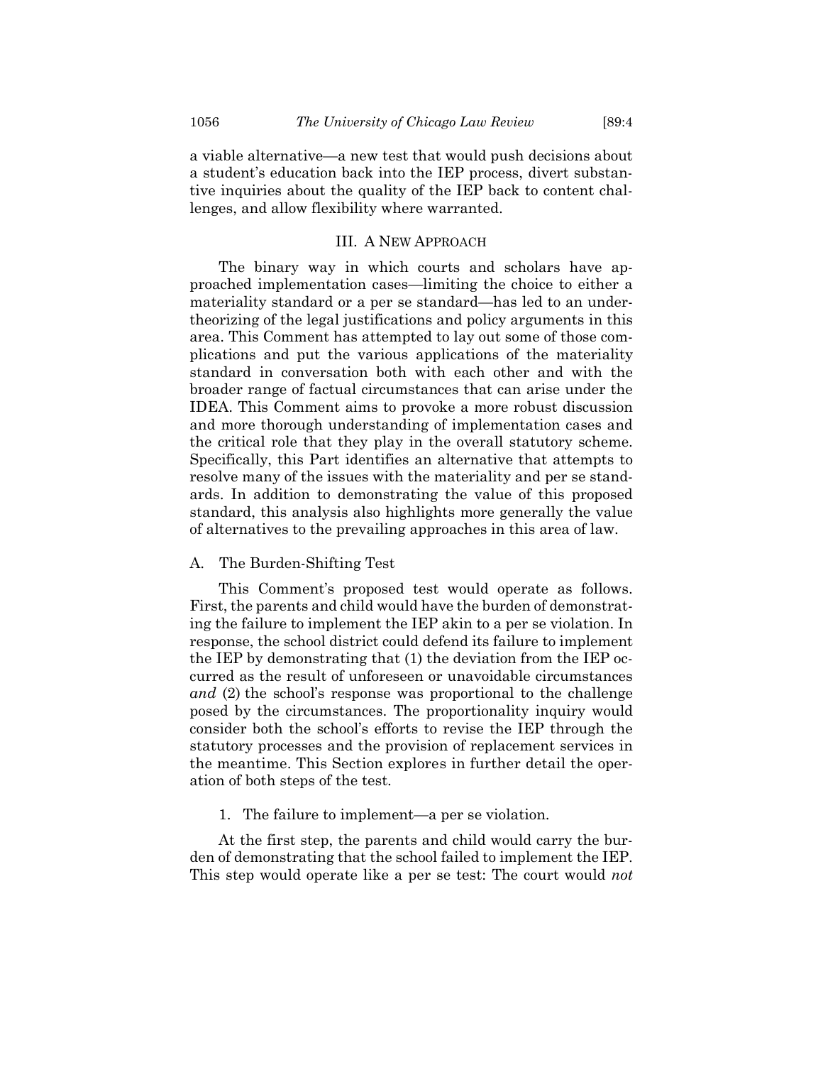a viable alternative—a new test that would push decisions about a student's education back into the IEP process, divert substantive inquiries about the quality of the IEP back to content challenges, and allow flexibility where warranted.

## III. A New Approach

The binary way in which courts and scholars have approached implementation cases—limiting the choice to either a materiality standard or a per se standard—has led to an undertheorizing of the legal justifications and policy arguments in this area. This Comment has attempted to lay out some of those complications and put the various applications of the materiality standard in conversation both with each other and with the broader range of factual circumstances that can arise under the IDEA. This Comment aims to provoke a more robust discussion and more thorough understanding of implementation cases and the critical role that they play in the overall statutory scheme. Specifically, this Part identifies an alternative that attempts to resolve many of the issues with the materiality and per se standards. In addition to demonstrating the value of this proposed standard, this analysis also highlights more generally the value of alternatives to the prevailing approaches in this area of law.

### A. The Burden-Shifting Test

This Comment's proposed test would operate as follows. First, the parents and child would have the burden of demonstrating the failure to implement the IEP akin to a per se violation. In response, the school district could defend its failure to implement the IEP by demonstrating that (1) the deviation from the IEP occurred as the result of unforeseen or unavoidable circumstances *and* (2) the school's response was proportional to the challenge posed by the circumstances. The proportionality inquiry would consider both the school's efforts to revise the IEP through the statutory processes and the provision of replacement services in the meantime. This Section explores in further detail the operation of both steps of the test.

#### 1. The failure to implement—a per se violation.

At the first step, the parents and child would carry the burden of demonstrating that the school failed to implement the IEP. This step would operate like a per se test: The court would *not*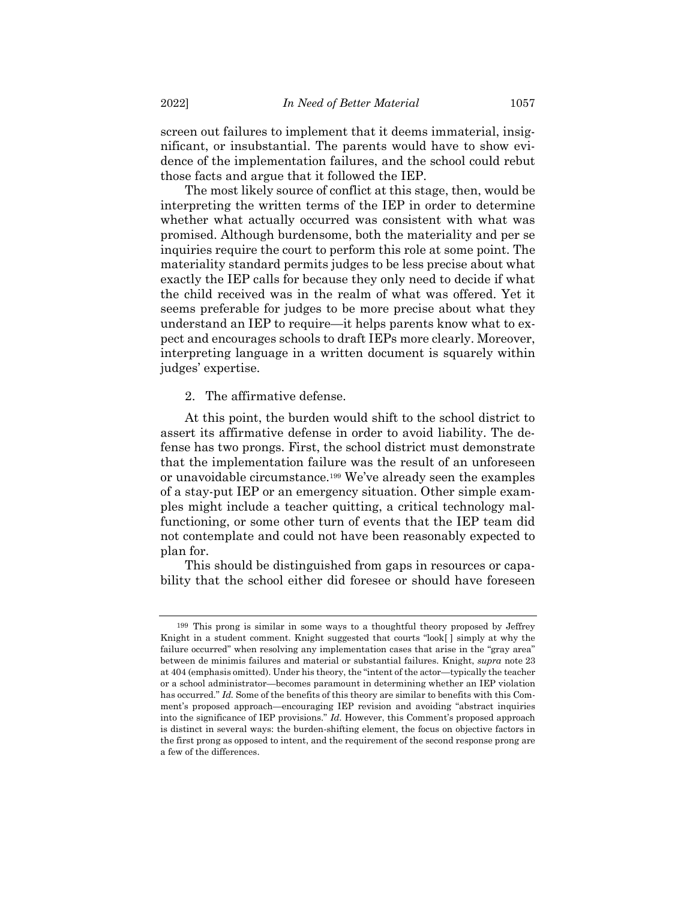screen out failures to implement that it deems immaterial, insignificant, or insubstantial. The parents would have to show evidence of the implementation failures, and the school could rebut those facts and argue that it followed the IEP.

The most likely source of conflict at this stage, then, would be interpreting the written terms of the IEP in order to determine whether what actually occurred was consistent with what was promised. Although burdensome, both the materiality and per se inquiries require the court to perform this role at some point. The materiality standard permits judges to be less precise about what exactly the IEP calls for because they only need to decide if what the child received was in the realm of what was offered. Yet it seems preferable for judges to be more precise about what they understand an IEP to require—it helps parents know what to expect and encourages schools to draft IEPs more clearly. Moreover, interpreting language in a written document is squarely within judges' expertise.

2. The affirmative defense.

At this point, the burden would shift to the school district to assert its affirmative defense in order to avoid liability. The defense has two prongs. First, the school district must demonstrate that the implementation failure was the result of an unforeseen or unavoidable circumstance.[199] We've already seen the examples of a stay-put IEP or an emergency situation. Other simple examples might include a teacher quitting, a critical technology malfunctioning, or some other turn of events that the IEP team did not contemplate and could not have been reasonably expected to plan for.

This should be distinguished from gaps in resources or capability that the school either did foresee or should have foreseen

---

[199] This prong is similar in some ways to a thoughtful theory proposed by Jeffrey Knight in a student comment. Knight suggested that courts "look[ ] simply at why the failure occurred" when resolving any implementation cases that arise in the "gray area" between de minimis failures and material or substantial failures. Knight, *supra* note 23 at 404 (emphasis omitted). Under his theory, the "intent of the actor—typically the teacher or a school administrator—becomes paramount in determining whether an IEP violation has occurred." *Id.* Some of the benefits of this theory are similar to benefits with this Comment's proposed approach—encouraging IEP revision and avoiding "abstract inquiries into the significance of IEP provisions." *Id.* However, this Comment's proposed approach is distinct in several ways: the burden-shifting element, the focus on objective factors in the first prong as opposed to intent, and the requirement of the second response prong are a few of the differences.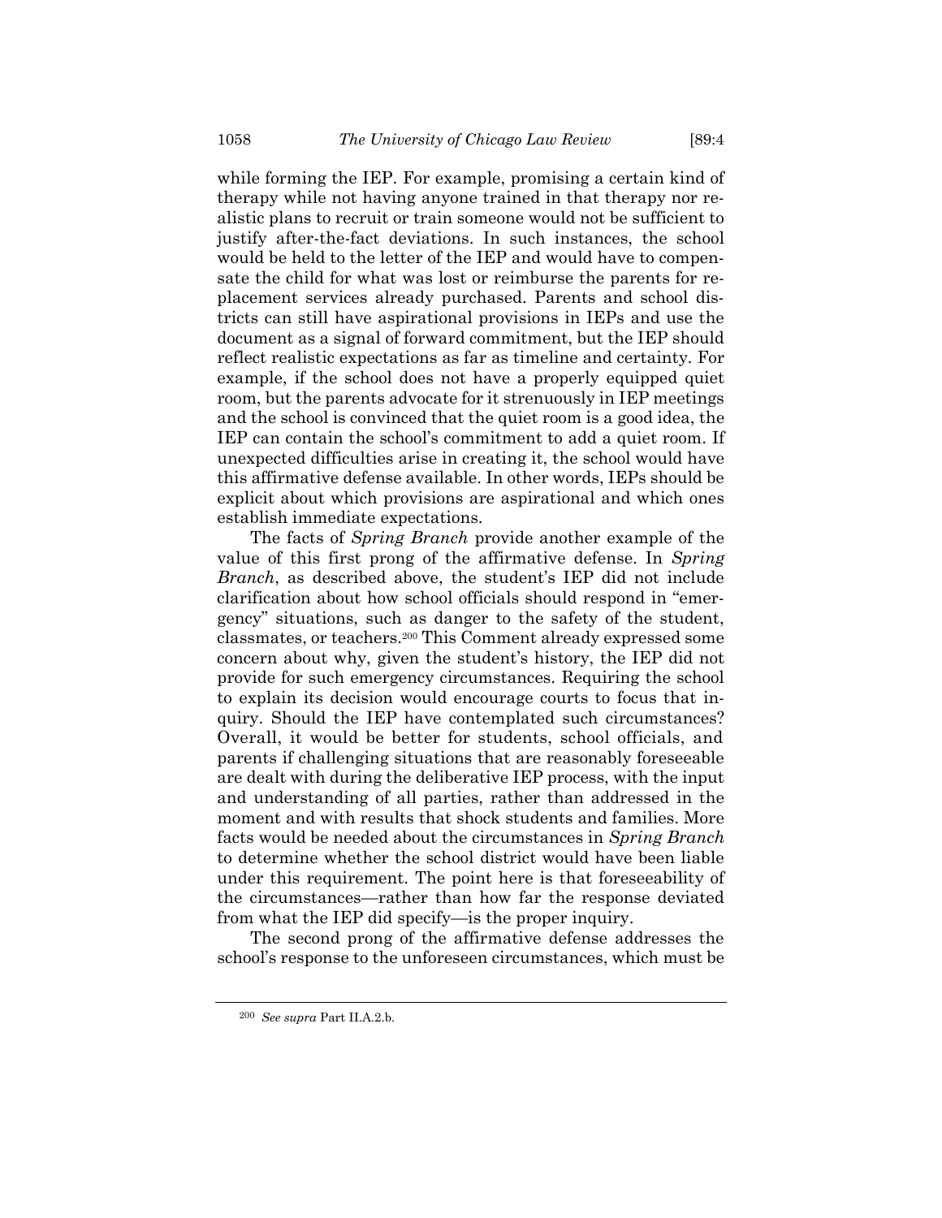while forming the IEP. For example, promising a certain kind of therapy while not having anyone trained in that therapy nor realistic plans to recruit or train someone would not be sufficient to justify after-the-fact deviations. In such instances, the school would be held to the letter of the IEP and would have to compensate the child for what was lost or reimburse the parents for replacement services already purchased. Parents and school districts can still have aspirational provisions in IEPs and use the document as a signal of forward commitment, but the IEP should reflect realistic expectations as far as timeline and certainty. For example, if the school does not have a properly equipped quiet room, but the parents advocate for it strenuously in IEP meetings and the school is convinced that the quiet room is a good idea, the IEP can contain the school's commitment to add a quiet room. If unexpected difficulties arise in creating it, the school would have this affirmative defense available. In other words, IEPs should be explicit about which provisions are aspirational and which ones establish immediate expectations.

The facts of *Spring Branch* provide another example of the value of this first prong of the affirmative defense. In *Spring Branch*, as described above, the student's IEP did not include clarification about how school officials should respond in "emergency" situations, such as danger to the safety of the student, classmates, or teachers.[200] This Comment already expressed some concern about why, given the student's history, the IEP did not provide for such emergency circumstances. Requiring the school to explain its decision would encourage courts to focus that inquiry. Should the IEP have contemplated such circumstances? Overall, it would be better for students, school officials, and parents if challenging situations that are reasonably foreseeable are dealt with during the deliberative IEP process, with the input and understanding of all parties, rather than addressed in the moment and with results that shock students and families. More facts would be needed about the circumstances in *Spring Branch* to determine whether the school district would have been liable under this requirement. The point here is that foreseeability of the circumstances—rather than how far the response deviated from what the IEP did specify—is the proper inquiry.

The second prong of the affirmative defense addresses the school's response to the unforeseen circumstances, which must be

---

[200] *See supra* Part II.A.2.b.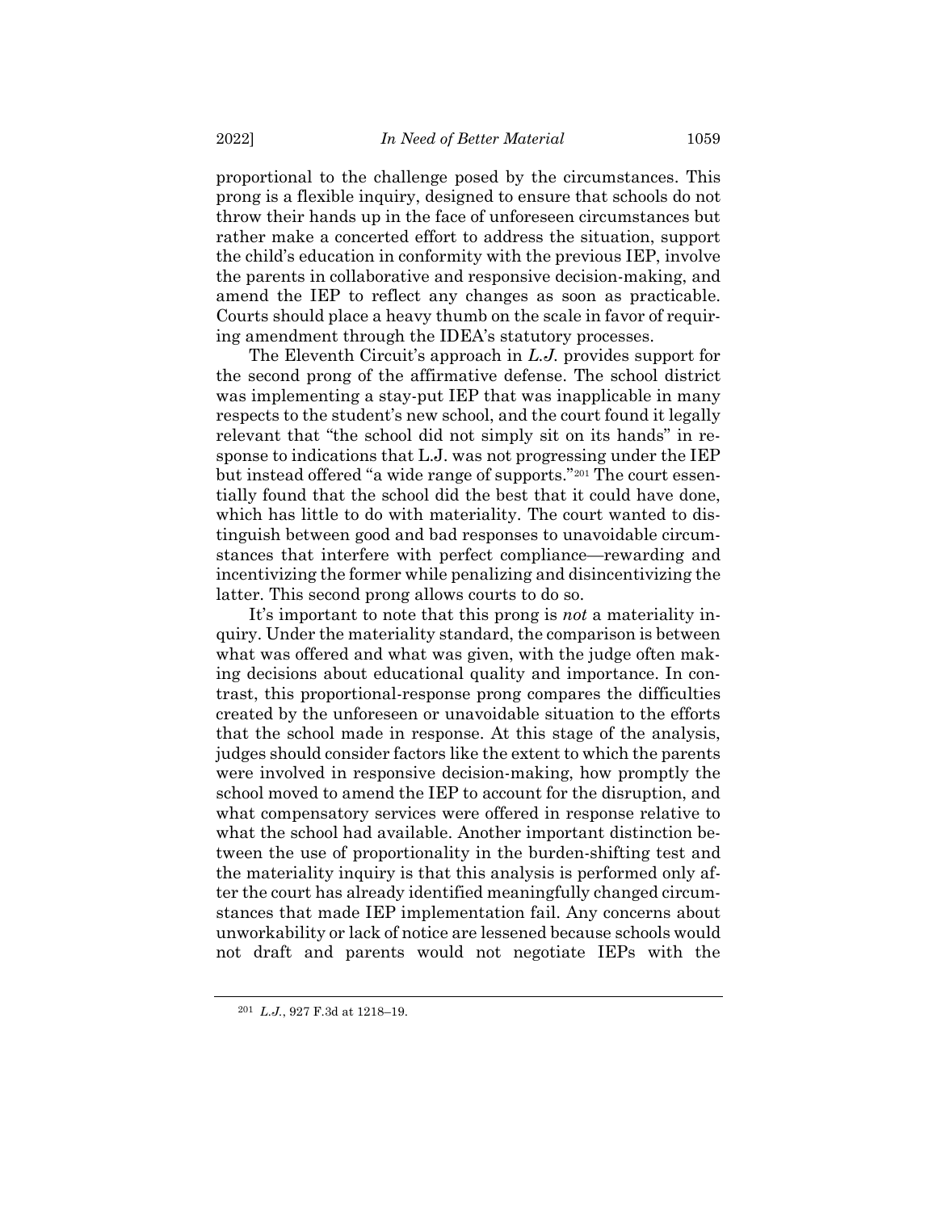proportional to the challenge posed by the circumstances. This prong is a flexible inquiry, designed to ensure that schools do not throw their hands up in the face of unforeseen circumstances but rather make a concerted effort to address the situation, support the child's education in conformity with the previous IEP, involve the parents in collaborative and responsive decision-making, and amend the IEP to reflect any changes as soon as practicable. Courts should place a heavy thumb on the scale in favor of requiring amendment through the IDEA's statutory processes.

The Eleventh Circuit's approach in *L.J.* provides support for the second prong of the affirmative defense. The school district was implementing a stay-put IEP that was inapplicable in many respects to the student's new school, and the court found it legally relevant that "the school did not simply sit on its hands" in response to indications that L.J. was not progressing under the IEP but instead offered "a wide range of supports."[201] The court essentially found that the school did the best that it could have done, which has little to do with materiality. The court wanted to distinguish between good and bad responses to unavoidable circumstances that interfere with perfect compliance—rewarding and incentivizing the former while penalizing and disincentivizing the latter. This second prong allows courts to do so.

It's important to note that this prong is *not* a materiality inquiry. Under the materiality standard, the comparison is between what was offered and what was given, with the judge often making decisions about educational quality and importance. In contrast, this proportional-response prong compares the difficulties created by the unforeseen or unavoidable situation to the efforts that the school made in response. At this stage of the analysis, judges should consider factors like the extent to which the parents were involved in responsive decision-making, how promptly the school moved to amend the IEP to account for the disruption, and what compensatory services were offered in response relative to what the school had available. Another important distinction between the use of proportionality in the burden-shifting test and the materiality inquiry is that this analysis is performed only after the court has already identified meaningfully changed circumstances that made IEP implementation fail. Any concerns about unworkability or lack of notice are lessened because schools would not draft and parents would not negotiate IEPs with the

[201] *L.J.*, 927 F.3d at 1218–19.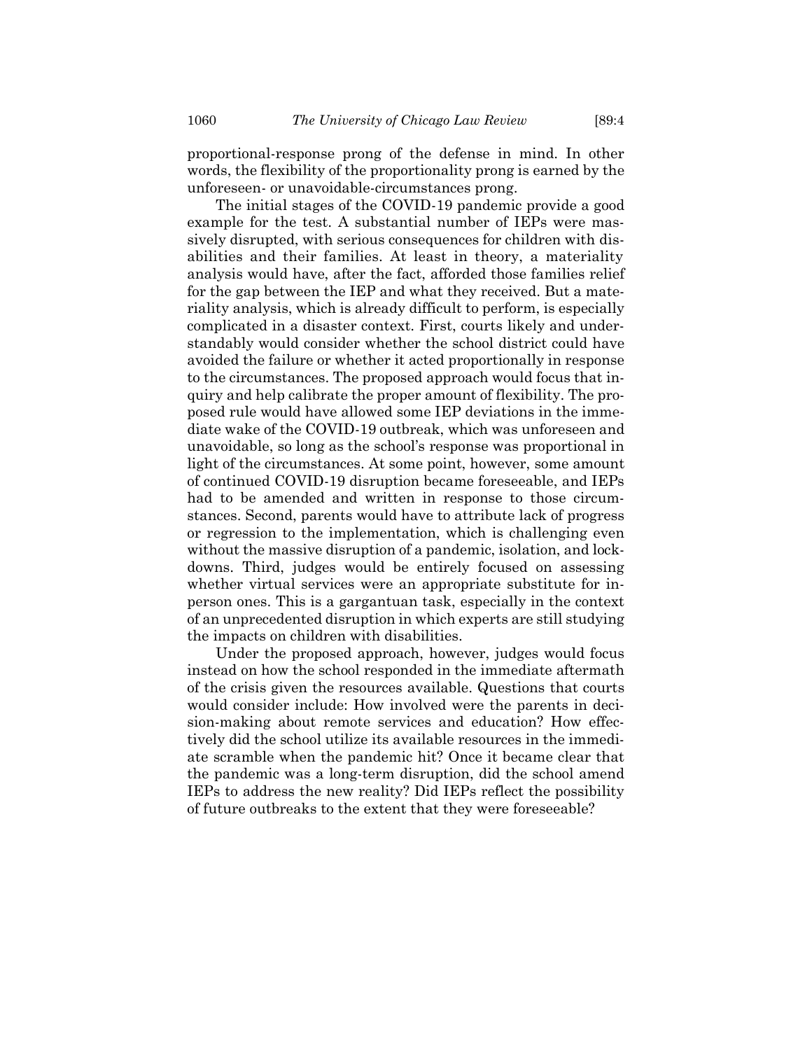proportional-response prong of the defense in mind. In other words, the flexibility of the proportionality prong is earned by the unforeseen- or unavoidable-circumstances prong.

The initial stages of the COVID-19 pandemic provide a good example for the test. A substantial number of IEPs were massively disrupted, with serious consequences for children with disabilities and their families. At least in theory, a materiality analysis would have, after the fact, afforded those families relief for the gap between the IEP and what they received. But a materiality analysis, which is already difficult to perform, is especially complicated in a disaster context. First, courts likely and understandably would consider whether the school district could have avoided the failure or whether it acted proportionally in response to the circumstances. The proposed approach would focus that inquiry and help calibrate the proper amount of flexibility. The proposed rule would have allowed some IEP deviations in the immediate wake of the COVID-19 outbreak, which was unforeseen and unavoidable, so long as the school's response was proportional in light of the circumstances. At some point, however, some amount of continued COVID-19 disruption became foreseeable, and IEPs had to be amended and written in response to those circumstances. Second, parents would have to attribute lack of progress or regression to the implementation, which is challenging even without the massive disruption of a pandemic, isolation, and lockdowns. Third, judges would be entirely focused on assessing whether virtual services were an appropriate substitute for in-person ones. This is a gargantuan task, especially in the context of an unprecedented disruption in which experts are still studying the impacts on children with disabilities.

Under the proposed approach, however, judges would focus instead on how the school responded in the immediate aftermath of the crisis given the resources available. Questions that courts would consider include: How involved were the parents in decision-making about remote services and education? How effectively did the school utilize its available resources in the immediate scramble when the pandemic hit? Once it became clear that the pandemic was a long-term disruption, did the school amend IEPs to address the new reality? Did IEPs reflect the possibility of future outbreaks to the extent that they were foreseeable?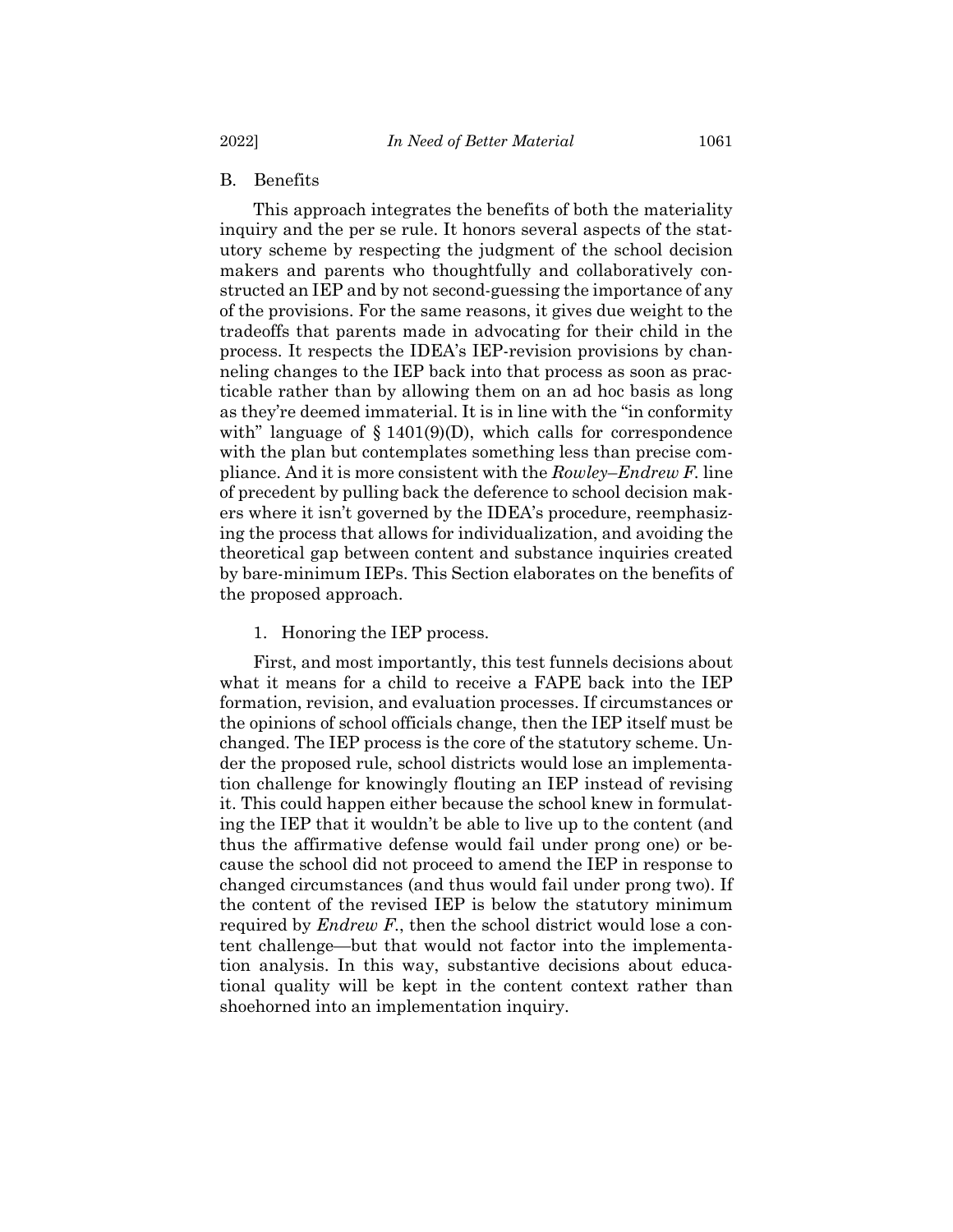### B. Benefits

This approach integrates the benefits of both the materiality inquiry and the per se rule. It honors several aspects of the statutory scheme by respecting the judgment of the school decision makers and parents who thoughtfully and collaboratively constructed an IEP and by not second-guessing the importance of any of the provisions. For the same reasons, it gives due weight to the tradeoffs that parents made in advocating for their child in the process. It respects the IDEA's IEP-revision provisions by channeling changes to the IEP back into that process as soon as practicable rather than by allowing them on an ad hoc basis as long as they're deemed immaterial. It is in line with the "in conformity with" language of § 1401(9)(D), which calls for correspondence with the plan but contemplates something less than precise compliance. And it is more consistent with the *Rowley*–*Endrew F.* line of precedent by pulling back the deference to school decision makers where it isn't governed by the IDEA's procedure, reemphasizing the process that allows for individualization, and avoiding the theoretical gap between content and substance inquiries created by bare-minimum IEPs. This Section elaborates on the benefits of the proposed approach.

#### 1. Honoring the IEP process.

First, and most importantly, this test funnels decisions about what it means for a child to receive a FAPE back into the IEP formation, revision, and evaluation processes. If circumstances or the opinions of school officials change, then the IEP itself must be changed. The IEP process is the core of the statutory scheme. Under the proposed rule, school districts would lose an implementation challenge for knowingly flouting an IEP instead of revising it. This could happen either because the school knew in formulating the IEP that it wouldn't be able to live up to the content (and thus the affirmative defense would fail under prong one) or because the school did not proceed to amend the IEP in response to changed circumstances (and thus would fail under prong two). If the content of the revised IEP is below the statutory minimum required by *Endrew F.*, then the school district would lose a content challenge—but that would not factor into the implementation analysis. In this way, substantive decisions about educational quality will be kept in the content context rather than shoehorned into an implementation inquiry.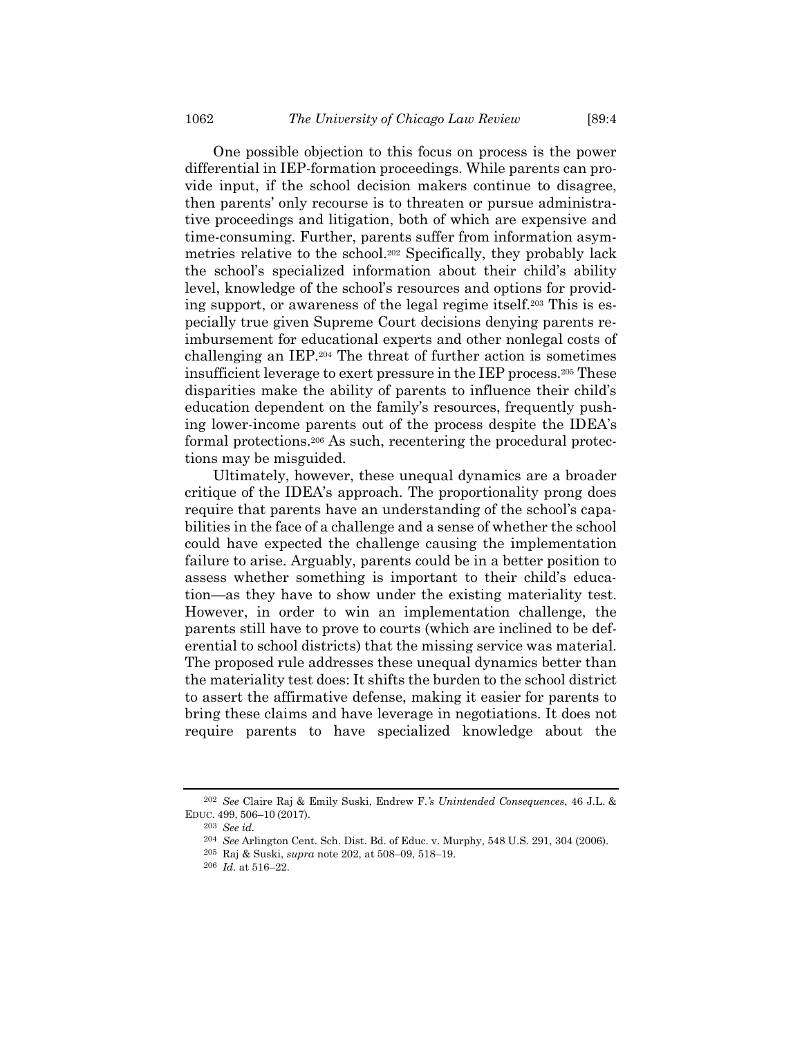One possible objection to this focus on process is the power differential in IEP-formation proceedings. While parents can provide input, if the school decision makers continue to disagree, then parents' only recourse is to threaten or pursue administrative proceedings and litigation, both of which are expensive and time-consuming. Further, parents suffer from information asymmetries relative to the school.[202] Specifically, they probably lack the school's specialized information about their child's ability level, knowledge of the school's resources and options for providing support, or awareness of the legal regime itself.[203] This is especially true given Supreme Court decisions denying parents reimbursement for educational experts and other nonlegal costs of challenging an IEP.[204] The threat of further action is sometimes insufficient leverage to exert pressure in the IEP process.[205] These disparities make the ability of parents to influence their child's education dependent on the family's resources, frequently pushing lower-income parents out of the process despite the IDEA's formal protections.[206] As such, recentering the procedural protections may be misguided.

Ultimately, however, these unequal dynamics are a broader critique of the IDEA's approach. The proportionality prong does require that parents have an understanding of the school's capabilities in the face of a challenge and a sense of whether the school could have expected the challenge causing the implementation failure to arise. Arguably, parents could be in a better position to assess whether something is important to their child's education—as they have to show under the existing materiality test. However, in order to win an implementation challenge, the parents still have to prove to courts (which are inclined to be deferential to school districts) that the missing service was material. The proposed rule addresses these unequal dynamics better than the materiality test does: It shifts the burden to the school district to assert the affirmative defense, making it easier for parents to bring these claims and have leverage in negotiations. It does not require parents to have specialized knowledge about the

---

[202] *See* Claire Raj & Emily Suski, Endrew F.*'s Unintended Consequences*, 46 J.L. & EDUC. 499, 506–10 (2017).

[203] *See id.*

[204] *See* Arlington Cent. Sch. Dist. Bd. of Educ. v. Murphy, 548 U.S. 291, 304 (2006).

[205] Raj & Suski, *supra* note 202, at 508–09, 518–19.

[206] *Id.* at 516–22.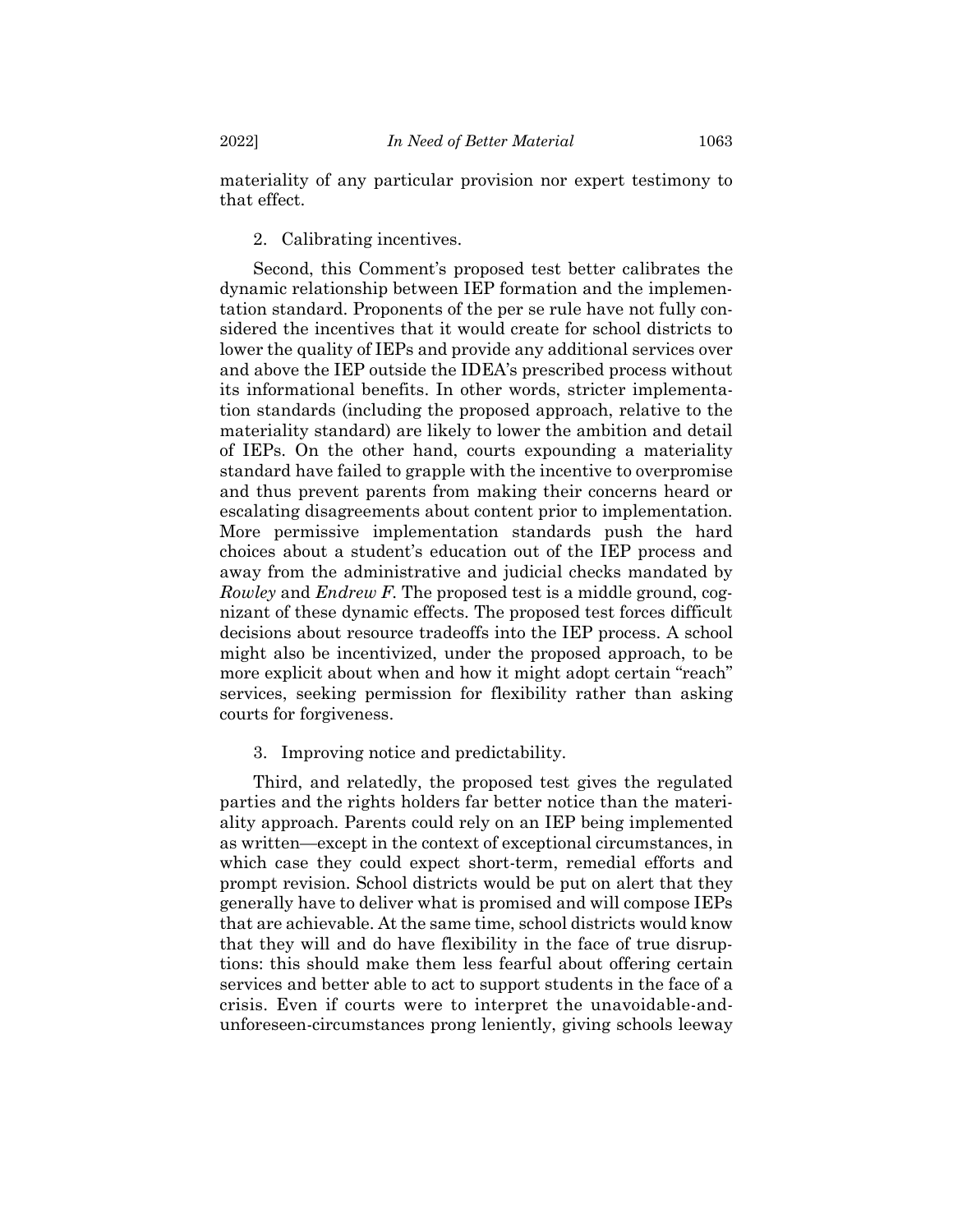materiality of any particular provision nor expert testimony to that effect.

### 2. Calibrating incentives.

Second, this Comment's proposed test better calibrates the dynamic relationship between IEP formation and the implementation standard. Proponents of the per se rule have not fully considered the incentives that it would create for school districts to lower the quality of IEPs and provide any additional services over and above the IEP outside the IDEA's prescribed process without its informational benefits. In other words, stricter implementation standards (including the proposed approach, relative to the materiality standard) are likely to lower the ambition and detail of IEPs. On the other hand, courts expounding a materiality standard have failed to grapple with the incentive to overpromise and thus prevent parents from making their concerns heard or escalating disagreements about content prior to implementation. More permissive implementation standards push the hard choices about a student's education out of the IEP process and away from the administrative and judicial checks mandated by *Rowley* and *Endrew F.* The proposed test is a middle ground, cognizant of these dynamic effects. The proposed test forces difficult decisions about resource tradeoffs into the IEP process. A school might also be incentivized, under the proposed approach, to be more explicit about when and how it might adopt certain "reach" services, seeking permission for flexibility rather than asking courts for forgiveness.

### 3. Improving notice and predictability.

Third, and relatedly, the proposed test gives the regulated parties and the rights holders far better notice than the materiality approach. Parents could rely on an IEP being implemented as written—except in the context of exceptional circumstances, in which case they could expect short-term, remedial efforts and prompt revision. School districts would be put on alert that they generally have to deliver what is promised and will compose IEPs that are achievable. At the same time, school districts would know that they will and do have flexibility in the face of true disruptions: this should make them less fearful about offering certain services and better able to act to support students in the face of a crisis. Even if courts were to interpret the unavoidable-and-unforeseen-circumstances prong leniently, giving schools leeway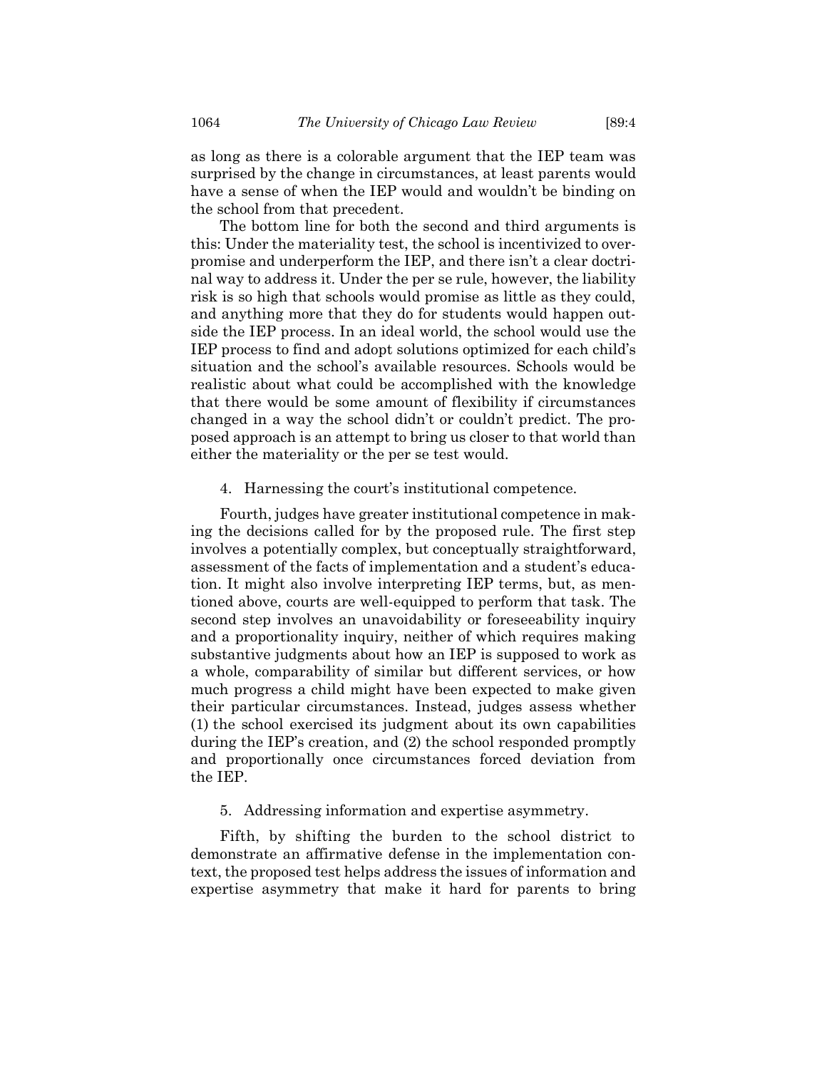as long as there is a colorable argument that the IEP team was surprised by the change in circumstances, at least parents would have a sense of when the IEP would and wouldn't be binding on the school from that precedent.

The bottom line for both the second and third arguments is this: Under the materiality test, the school is incentivized to overpromise and underperform the IEP, and there isn't a clear doctrinal way to address it. Under the per se rule, however, the liability risk is so high that schools would promise as little as they could, and anything more that they do for students would happen outside the IEP process. In an ideal world, the school would use the IEP process to find and adopt solutions optimized for each child's situation and the school's available resources. Schools would be realistic about what could be accomplished with the knowledge that there would be some amount of flexibility if circumstances changed in a way the school didn't or couldn't predict. The proposed approach is an attempt to bring us closer to that world than either the materiality or the per se test would.

#### 4. Harnessing the court's institutional competence.

Fourth, judges have greater institutional competence in making the decisions called for by the proposed rule. The first step involves a potentially complex, but conceptually straightforward, assessment of the facts of implementation and a student's education. It might also involve interpreting IEP terms, but, as mentioned above, courts are well-equipped to perform that task. The second step involves an unavoidability or foreseeability inquiry and a proportionality inquiry, neither of which requires making substantive judgments about how an IEP is supposed to work as a whole, comparability of similar but different services, or how much progress a child might have been expected to make given their particular circumstances. Instead, judges assess whether (1) the school exercised its judgment about its own capabilities during the IEP's creation, and (2) the school responded promptly and proportionally once circumstances forced deviation from the IEP.

#### 5. Addressing information and expertise asymmetry.

Fifth, by shifting the burden to the school district to demonstrate an affirmative defense in the implementation context, the proposed test helps address the issues of information and expertise asymmetry that make it hard for parents to bring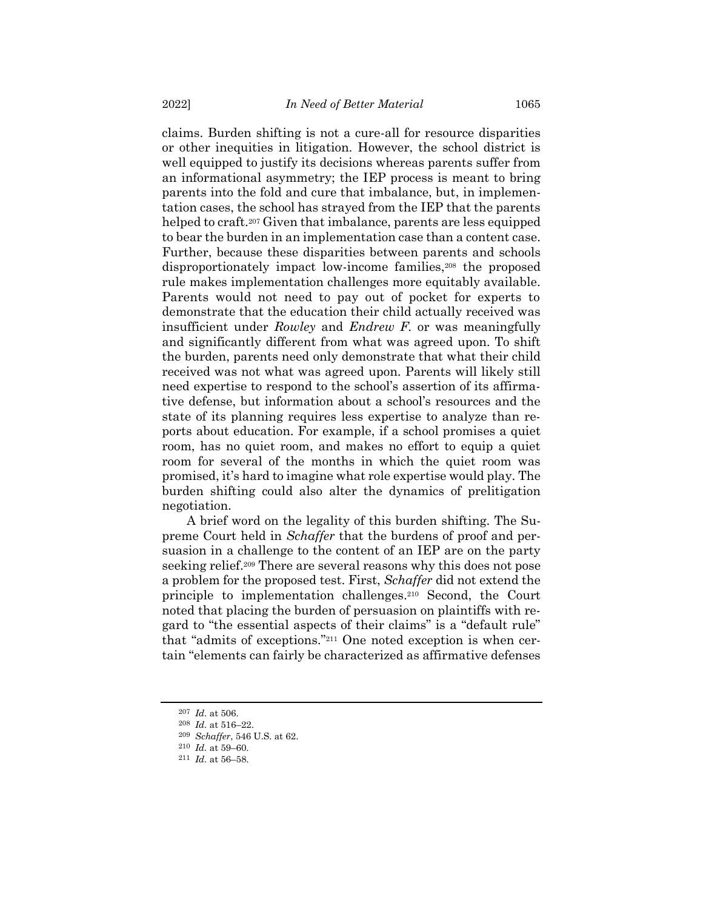claims. Burden shifting is not a cure-all for resource disparities or other inequities in litigation. However, the school district is well equipped to justify its decisions whereas parents suffer from an informational asymmetry; the IEP process is meant to bring parents into the fold and cure that imbalance, but, in implementation cases, the school has strayed from the IEP that the parents helped to craft.[207] Given that imbalance, parents are less equipped to bear the burden in an implementation case than a content case. Further, because these disparities between parents and schools disproportionately impact low-income families,[208] the proposed rule makes implementation challenges more equitably available. Parents would not need to pay out of pocket for experts to demonstrate that the education their child actually received was insufficient under *Rowley* and *Endrew F.* or was meaningfully and significantly different from what was agreed upon. To shift the burden, parents need only demonstrate that what their child received was not what was agreed upon. Parents will likely still need expertise to respond to the school's assertion of its affirmative defense, but information about a school's resources and the state of its planning requires less expertise to analyze than reports about education. For example, if a school promises a quiet room, has no quiet room, and makes no effort to equip a quiet room for several of the months in which the quiet room was promised, it's hard to imagine what role expertise would play. The burden shifting could also alter the dynamics of prelitigation negotiation.

A brief word on the legality of this burden shifting. The Supreme Court held in *Schaffer* that the burdens of proof and persuasion in a challenge to the content of an IEP are on the party seeking relief.[209] There are several reasons why this does not pose a problem for the proposed test. First, *Schaffer* did not extend the principle to implementation challenges.[210] Second, the Court noted that placing the burden of persuasion on plaintiffs with regard to "the essential aspects of their claims" is a "default rule" that "admits of exceptions."[211] One noted exception is when certain "elements can fairly be characterized as affirmative defenses

---

[207] *Id.* at 506.

[208] *Id.* at 516–22.

[209] *Schaffer*, 546 U.S. at 62.

[210] *Id.* at 59–60.

[211] *Id.* at 56–58.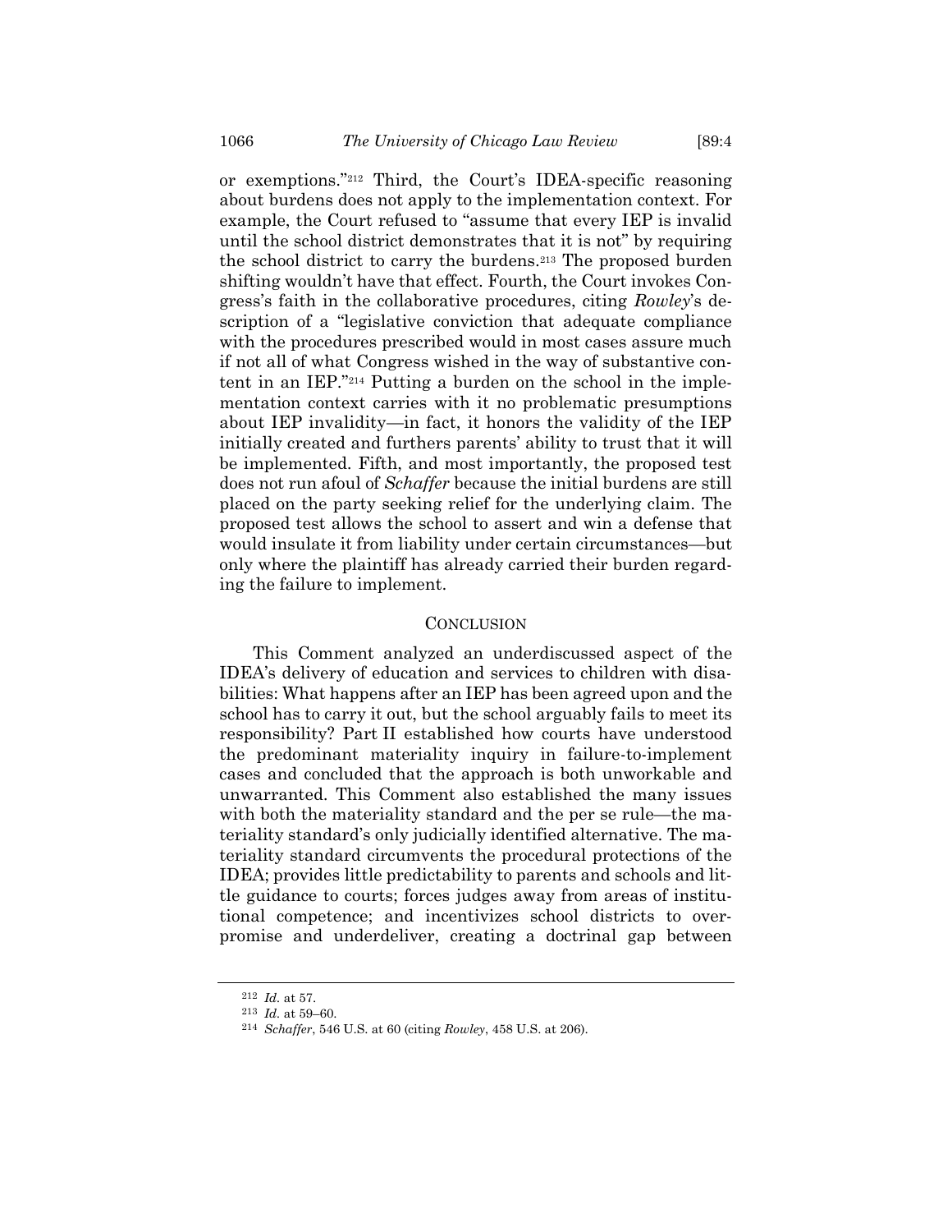or exemptions."[212] Third, the Court's IDEA-specific reasoning about burdens does not apply to the implementation context. For example, the Court refused to "assume that every IEP is invalid until the school district demonstrates that it is not" by requiring the school district to carry the burdens.[213] The proposed burden shifting wouldn't have that effect. Fourth, the Court invokes Congress's faith in the collaborative procedures, citing *Rowley*'s description of a "legislative conviction that adequate compliance with the procedures prescribed would in most cases assure much if not all of what Congress wished in the way of substantive content in an IEP."[214] Putting a burden on the school in the implementation context carries with it no problematic presumptions about IEP invalidity—in fact, it honors the validity of the IEP initially created and furthers parents' ability to trust that it will be implemented. Fifth, and most importantly, the proposed test does not run afoul of *Schaffer* because the initial burdens are still placed on the party seeking relief for the underlying claim. The proposed test allows the school to assert and win a defense that would insulate it from liability under certain circumstances—but only where the plaintiff has already carried their burden regarding the failure to implement.

## CONCLUSION

This Comment analyzed an underdiscussed aspect of the IDEA's delivery of education and services to children with disabilities: What happens after an IEP has been agreed upon and the school has to carry it out, but the school arguably fails to meet its responsibility? Part II established how courts have understood the predominant materiality inquiry in failure-to-implement cases and concluded that the approach is both unworkable and unwarranted. This Comment also established the many issues with both the materiality standard and the per se rule—the materiality standard's only judicially identified alternative. The materiality standard circumvents the procedural protections of the IDEA; provides little predictability to parents and schools and little guidance to courts; forces judges away from areas of institutional competence; and incentivizes school districts to overpromise and underdeliver, creating a doctrinal gap between

---

[212] *Id.* at 57.

[213] *Id.* at 59–60.

[214] *Schaffer*, 546 U.S. at 60 (citing *Rowley*, 458 U.S. at 206).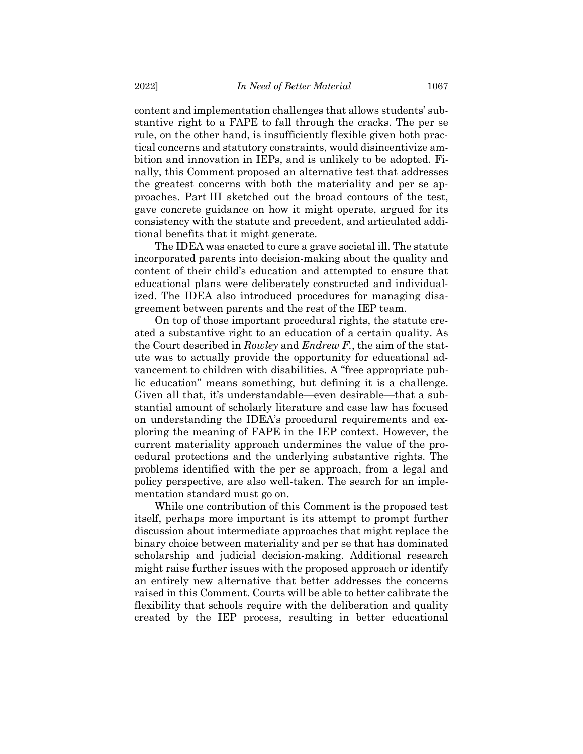content and implementation challenges that allows students' substantive right to a FAPE to fall through the cracks. The per se rule, on the other hand, is insufficiently flexible given both practical concerns and statutory constraints, would disincentivize ambition and innovation in IEPs, and is unlikely to be adopted. Finally, this Comment proposed an alternative test that addresses the greatest concerns with both the materiality and per se approaches. Part III sketched out the broad contours of the test, gave concrete guidance on how it might operate, argued for its consistency with the statute and precedent, and articulated additional benefits that it might generate.

The IDEA was enacted to cure a grave societal ill. The statute incorporated parents into decision-making about the quality and content of their child's education and attempted to ensure that educational plans were deliberately constructed and individualized. The IDEA also introduced procedures for managing disagreement between parents and the rest of the IEP team.

On top of those important procedural rights, the statute created a substantive right to an education of a certain quality. As the Court described in *Rowley* and *Endrew F.*, the aim of the statute was to actually provide the opportunity for educational advancement to children with disabilities. A "free appropriate public education" means something, but defining it is a challenge. Given all that, it's understandable—even desirable—that a substantial amount of scholarly literature and case law has focused on understanding the IDEA's procedural requirements and exploring the meaning of FAPE in the IEP context. However, the current materiality approach undermines the value of the procedural protections and the underlying substantive rights. The problems identified with the per se approach, from a legal and policy perspective, are also well-taken. The search for an implementation standard must go on.

While one contribution of this Comment is the proposed test itself, perhaps more important is its attempt to prompt further discussion about intermediate approaches that might replace the binary choice between materiality and per se that has dominated scholarship and judicial decision-making. Additional research might raise further issues with the proposed approach or identify an entirely new alternative that better addresses the concerns raised in this Comment. Courts will be able to better calibrate the flexibility that schools require with the deliberation and quality created by the IEP process, resulting in better educational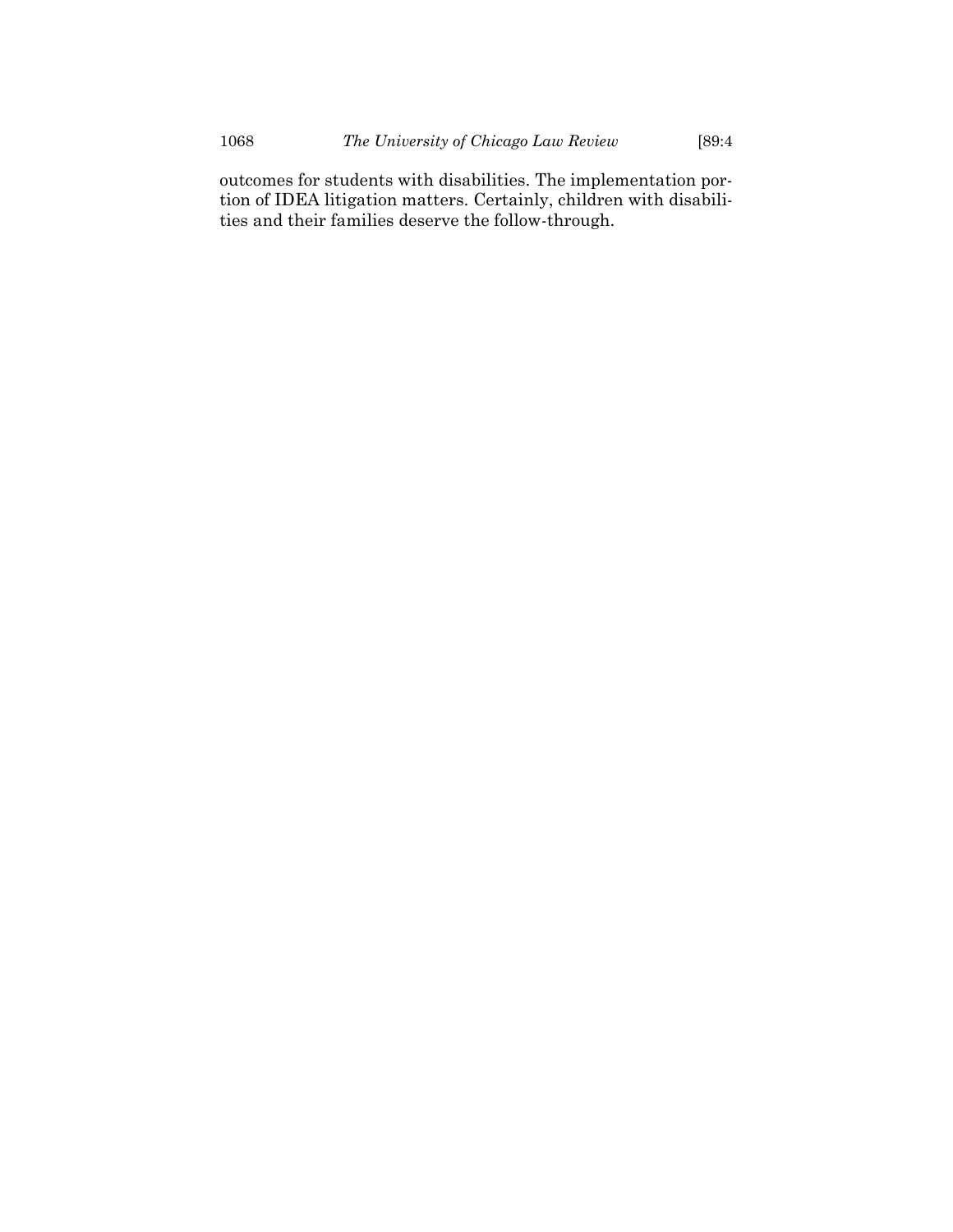outcomes for students with disabilities. The implementation portion of IDEA litigation matters. Certainly, children with disabilities and their families deserve the follow-through.